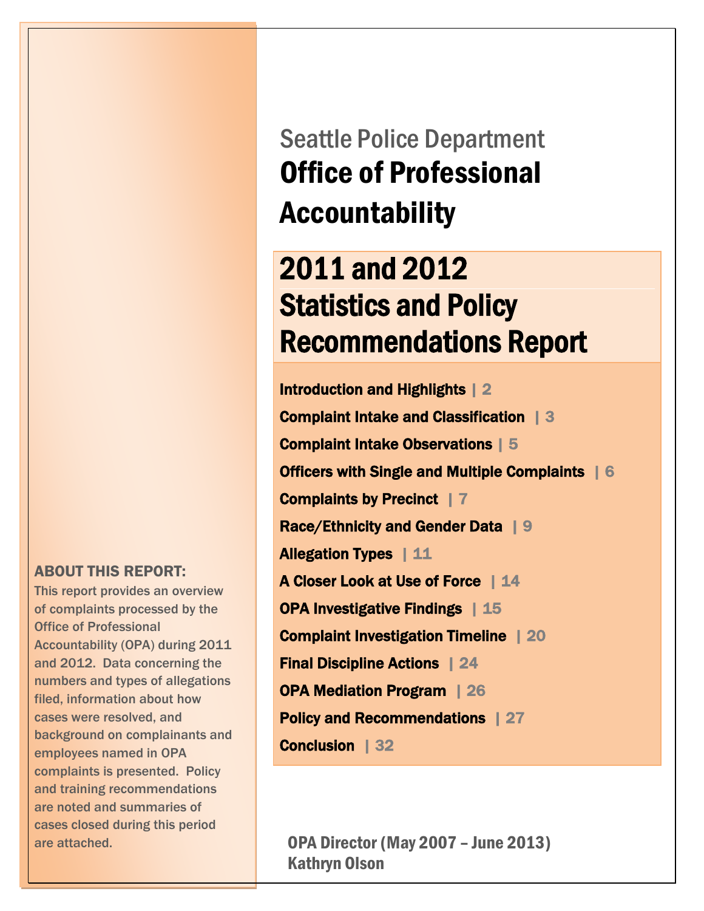Seattle Police Department

# Office of Professional Accountability

## 2011 and 2012 Statistics and Policy Recommendations Report

- **Introduction and Highlights** | 2
- **Complaint Intake and Classification** | 3
- **Complaint Intake Observations** | 5
- **Officers with Single and Multiple Complaints** | 6
- **Complaints by Precinct** | 7
- **Race/Ethnicity and Gender Data** | 9
- **Allegation Types** | 11
- **A Closer Look at Use of Force** | 14
- **OPA Investigative Findings** | 15
- **Complaint Investigation Timeline** | 20
- **Final Discipline Actions** | 24
- **OPA Mediation Program** | 26
- **Policy and Recommendations** | 27
- **Conclusion** | 32

**ABOUT THIS REPORT:**

This report provides an overview of complaints processed by the Office of Professional Accountability (OPA) during 2011 and 2012. Data concerning the numbers and types of allegations filed, information about how cases were resolved, and background on complainants and employees named in OPA complaints is presented. Policy and training recommendations are noted and summaries of cases closed during this period are attached.

OPA Director (May 2007 – June 2013)
Kathryn Olson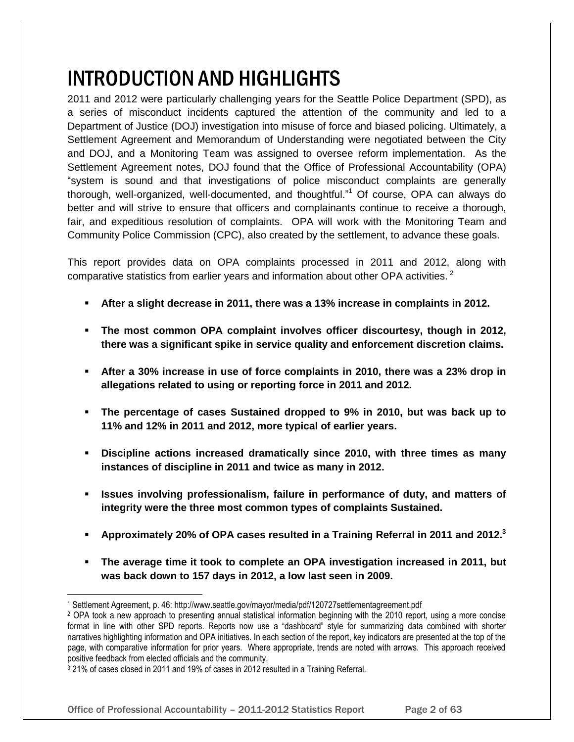# INTRODUCTION AND HIGHLIGHTS

2011 and 2012 were particularly challenging years for the Seattle Police Department (SPD), as a series of misconduct incidents captured the attention of the community and led to a Department of Justice (DOJ) investigation into misuse of force and biased policing. Ultimately, a Settlement Agreement and Memorandum of Understanding were negotiated between the City and DOJ, and a Monitoring Team was assigned to oversee reform implementation. As the Settlement Agreement notes, DOJ found that the Office of Professional Accountability (OPA) "system is sound and that investigations of police misconduct complaints are generally thorough, well-organized, well-documented, and thoughtful."[1] Of course, OPA can always do better and will strive to ensure that officers and complainants continue to receive a thorough, fair, and expeditious resolution of complaints. OPA will work with the Monitoring Team and Community Police Commission (CPC), also created by the settlement, to advance these goals.

This report provides data on OPA complaints processed in 2011 and 2012, along with comparative statistics from earlier years and information about other OPA activities. [2]

- **After a slight decrease in 2011, there was a 13% increase in complaints in 2012.**
- **The most common OPA complaint involves officer discourtesy, though in 2012, there was a significant spike in service quality and enforcement discretion claims.**
- **After a 30% increase in use of force complaints in 2010, there was a 23% drop in allegations related to using or reporting force in 2011 and 2012.**
- **The percentage of cases Sustained dropped to 9% in 2010, but was back up to 11% and 12% in 2011 and 2012, more typical of earlier years.**
- **Discipline actions increased dramatically since 2010, with three times as many instances of discipline in 2011 and twice as many in 2012.**
- **Issues involving professionalism, failure in performance of duty, and matters of integrity were the three most common types of complaints Sustained.**
- **Approximately 20% of OPA cases resulted in a Training Referral in 2011 and 2012.[3]**
- **The average time it took to complete an OPA investigation increased in 2011, but was back down to 157 days in 2012, a low last seen in 2009.**

---

[1] Settlement Agreement, p. 46: http://www.seattle.gov/mayor/media/pdf/120727settlementagreement.pdf

[2] OPA took a new approach to presenting annual statistical information beginning with the 2010 report, using a more concise format in line with other SPD reports. Reports now use a "dashboard" style for summarizing data combined with shorter narratives highlighting information and OPA initiatives. In each section of the report, key indicators are presented at the top of the page, with comparative information for prior years. Where appropriate, trends are noted with arrows. This approach received positive feedback from elected officials and the community.

[3] 21% of cases closed in 2011 and 19% of cases in 2012 resulted in a Training Referral.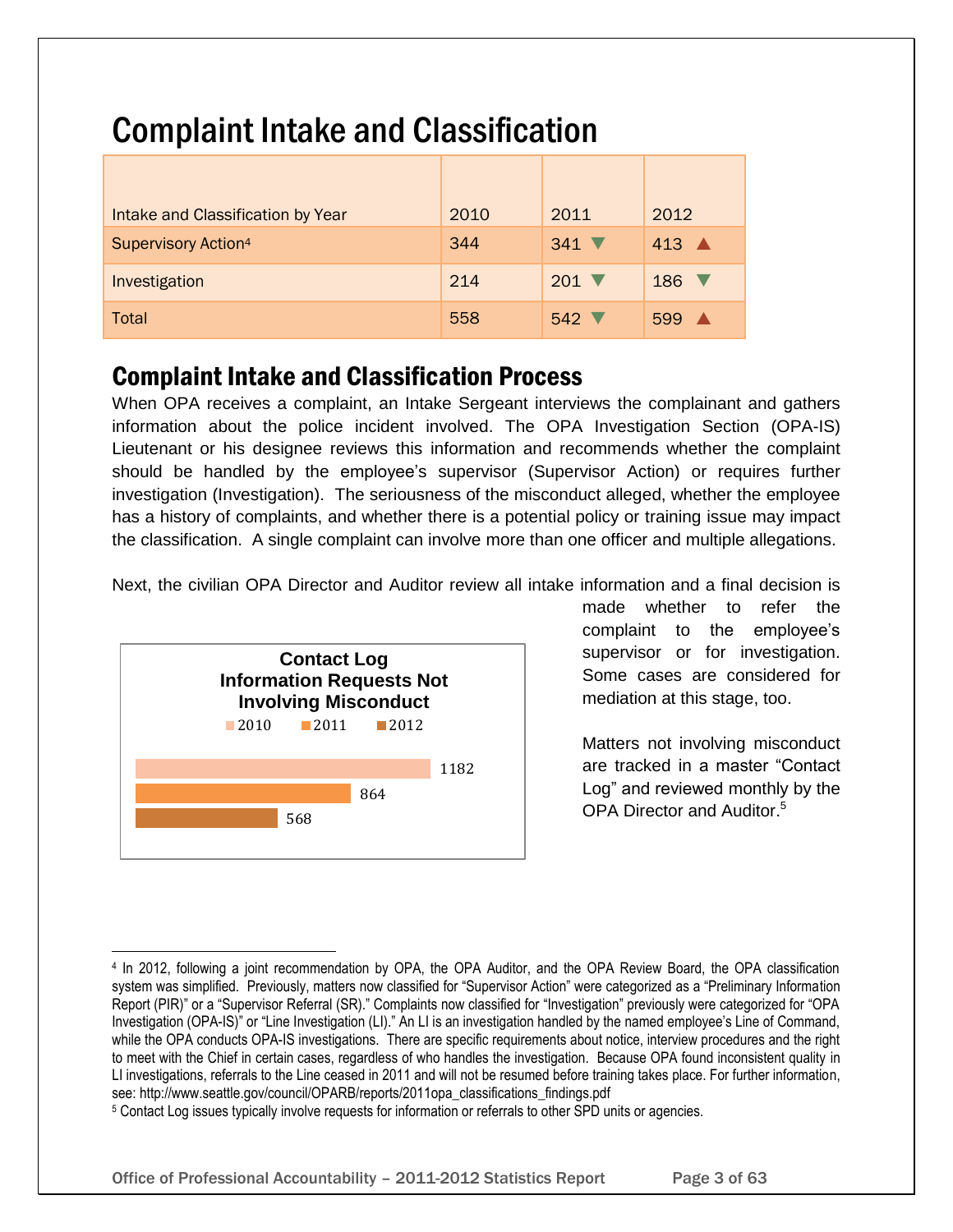# Complaint Intake and Classification

| Intake and Classification by Year | 2010 | 2011 | 2012 |
|---|---|---|---|
| Supervisory Action[4] | 344 | 341 ▼ | 413 ▲ |
| Investigation | 214 | 201 ▼ | 186 ▼ |
| Total | 558 | 542 ▼ | 599 ▲ |

## Complaint Intake and Classification Process

When OPA receives a complaint, an Intake Sergeant interviews the complainant and gathers information about the police incident involved. The OPA Investigation Section (OPA-IS) Lieutenant or his designee reviews this information and recommends whether the complaint should be handled by the employee's supervisor (Supervisor Action) or requires further investigation (Investigation). The seriousness of the misconduct alleged, whether the employee has a history of complaints, and whether there is a potential policy or training issue may impact the classification. A single complaint can involve more than one officer and multiple allegations.

Next, the civilian OPA Director and Auditor review all intake information and a final decision is made whether to refer the complaint to the employee's supervisor or for investigation. Some cases are considered for mediation at this stage, too.

**Contact Log Information Requests Not Involving Misconduct**

| Year | Count |
|---|---|
| 2010 | 1182 |
| 2011 | 864 |
| 2012 | 568 |

Matters not involving misconduct are tracked in a master "Contact Log" and reviewed monthly by the OPA Director and Auditor.[5]

---

[4] In 2012, following a joint recommendation by OPA, the OPA Auditor, and the OPA Review Board, the OPA classification system was simplified. Previously, matters now classified for "Supervisor Action" were categorized as a "Preliminary Information Report (PIR)" or a "Supervisor Referral (SR)." Complaints now classified for "Investigation" previously were categorized for "OPA Investigation (OPA-IS)" or "Line Investigation (LI)." An LI is an investigation handled by the named employee's Line of Command, while the OPA conducts OPA-IS investigations. There are specific requirements about notice, interview procedures and the right to meet with the Chief in certain cases, regardless of who handles the investigation. Because OPA found inconsistent quality in LI investigations, referrals to the Line ceased in 2011 and will not be resumed before training takes place. For further information, see: http://www.seattle.gov/council/OPARB/reports/2011opa_classifications_findings.pdf

[5] Contact Log issues typically involve requests for information or referrals to other SPD units or agencies.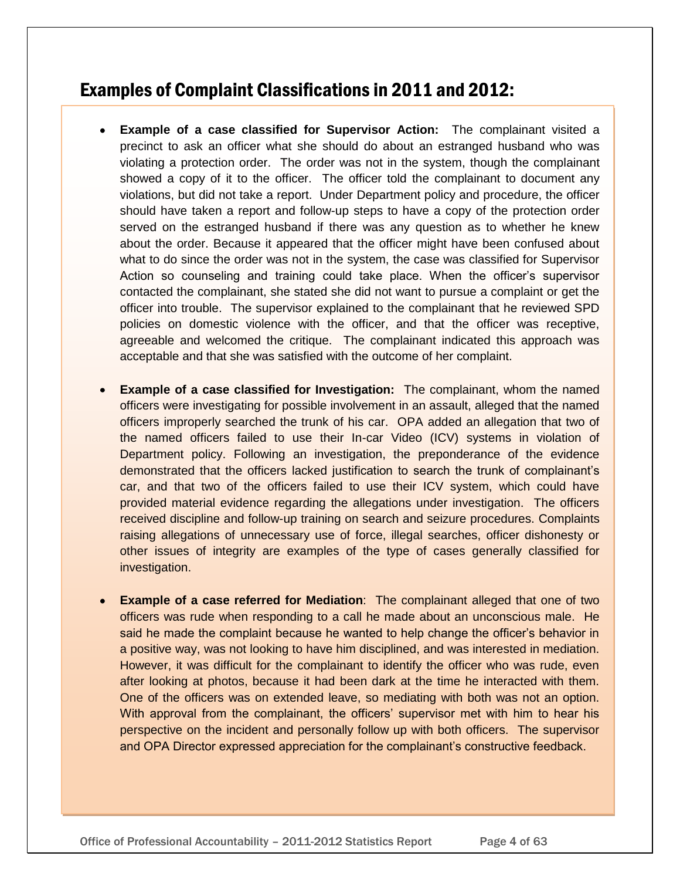## Examples of Complaint Classifications in 2011 and 2012:

- **Example of a case classified for Supervisor Action:** The complainant visited a precinct to ask an officer what she should do about an estranged husband who was violating a protection order. The order was not in the system, though the complainant showed a copy of it to the officer. The officer told the complainant to document any violations, but did not take a report. Under Department policy and procedure, the officer should have taken a report and follow-up steps to have a copy of the protection order served on the estranged husband if there was any question as to whether he knew about the order. Because it appeared that the officer might have been confused about what to do since the order was not in the system, the case was classified for Supervisor Action so counseling and training could take place. When the officer's supervisor contacted the complainant, she stated she did not want to pursue a complaint or get the officer into trouble. The supervisor explained to the complainant that he reviewed SPD policies on domestic violence with the officer, and that the officer was receptive, agreeable and welcomed the critique. The complainant indicated this approach was acceptable and that she was satisfied with the outcome of her complaint.

- **Example of a case classified for Investigation:** The complainant, whom the named officers were investigating for possible involvement in an assault, alleged that the named officers improperly searched the trunk of his car. OPA added an allegation that two of the named officers failed to use their In-car Video (ICV) systems in violation of Department policy. Following an investigation, the preponderance of the evidence demonstrated that the officers lacked justification to search the trunk of complainant's car, and that two of the officers failed to use their ICV system, which could have provided material evidence regarding the allegations under investigation. The officers received discipline and follow-up training on search and seizure procedures. Complaints raising allegations of unnecessary use of force, illegal searches, officer dishonesty or other issues of integrity are examples of the type of cases generally classified for investigation.

- **Example of a case referred for Mediation**: The complainant alleged that one of two officers was rude when responding to a call he made about an unconscious male. He said he made the complaint because he wanted to help change the officer's behavior in a positive way, was not looking to have him disciplined, and was interested in mediation. However, it was difficult for the complainant to identify the officer who was rude, even after looking at photos, because it had been dark at the time he interacted with them. One of the officers was on extended leave, so mediating with both was not an option. With approval from the complainant, the officers' supervisor met with him to hear his perspective on the incident and personally follow up with both officers. The supervisor and OPA Director expressed appreciation for the complainant's constructive feedback.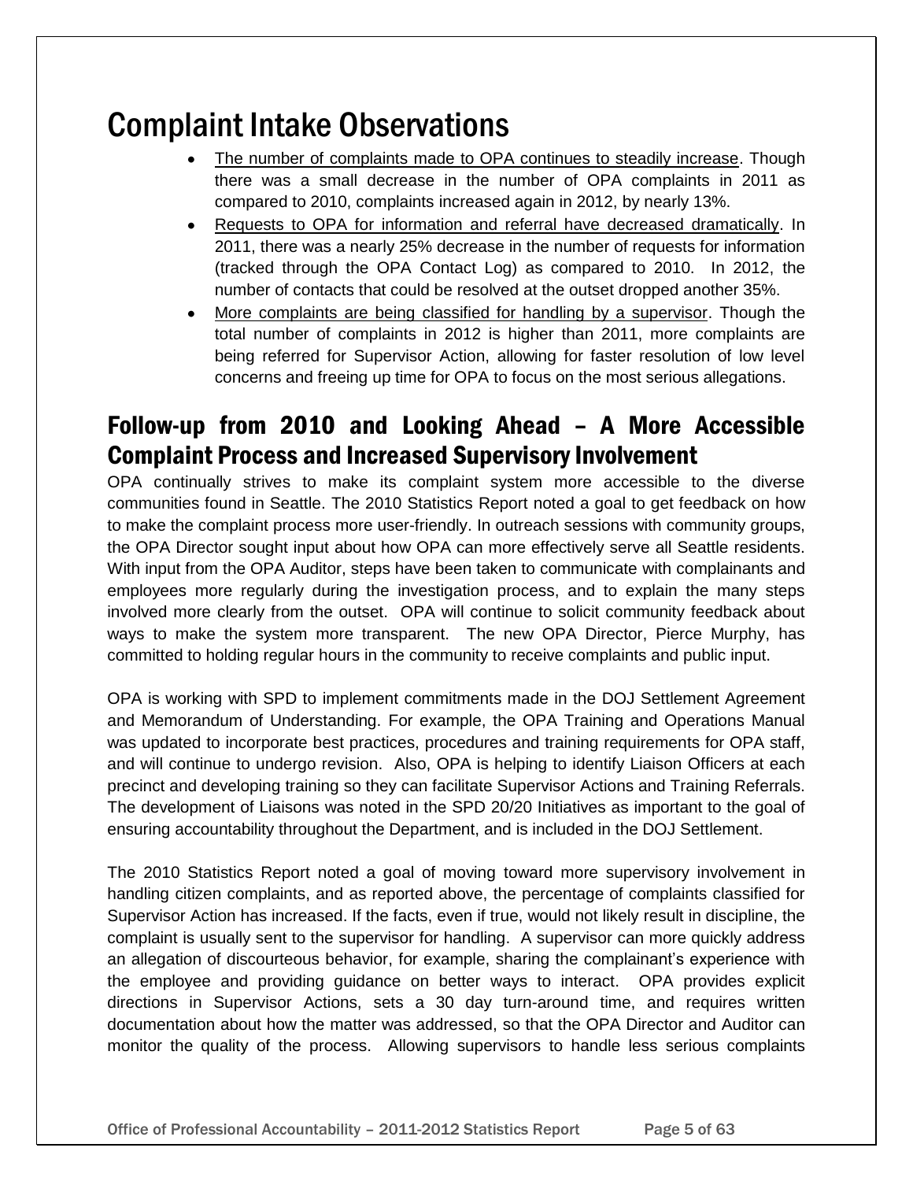# Complaint Intake Observations

- The number of complaints made to OPA continues to steadily increase. Though there was a small decrease in the number of OPA complaints in 2011 as compared to 2010, complaints increased again in 2012, by nearly 13%.
- Requests to OPA for information and referral have decreased dramatically. In 2011, there was a nearly 25% decrease in the number of requests for information (tracked through the OPA Contact Log) as compared to 2010. In 2012, the number of contacts that could be resolved at the outset dropped another 35%.
- More complaints are being classified for handling by a supervisor. Though the total number of complaints in 2012 is higher than 2011, more complaints are being referred for Supervisor Action, allowing for faster resolution of low level concerns and freeing up time for OPA to focus on the most serious allegations.

## Follow-up from 2010 and Looking Ahead – A More Accessible Complaint Process and Increased Supervisory Involvement

OPA continually strives to make its complaint system more accessible to the diverse communities found in Seattle. The 2010 Statistics Report noted a goal to get feedback on how to make the complaint process more user-friendly. In outreach sessions with community groups, the OPA Director sought input about how OPA can more effectively serve all Seattle residents. With input from the OPA Auditor, steps have been taken to communicate with complainants and employees more regularly during the investigation process, and to explain the many steps involved more clearly from the outset. OPA will continue to solicit community feedback about ways to make the system more transparent. The new OPA Director, Pierce Murphy, has committed to holding regular hours in the community to receive complaints and public input.

OPA is working with SPD to implement commitments made in the DOJ Settlement Agreement and Memorandum of Understanding. For example, the OPA Training and Operations Manual was updated to incorporate best practices, procedures and training requirements for OPA staff, and will continue to undergo revision. Also, OPA is helping to identify Liaison Officers at each precinct and developing training so they can facilitate Supervisor Actions and Training Referrals. The development of Liaisons was noted in the SPD 20/20 Initiatives as important to the goal of ensuring accountability throughout the Department, and is included in the DOJ Settlement.

The 2010 Statistics Report noted a goal of moving toward more supervisory involvement in handling citizen complaints, and as reported above, the percentage of complaints classified for Supervisor Action has increased. If the facts, even if true, would not likely result in discipline, the complaint is usually sent to the supervisor for handling. A supervisor can more quickly address an allegation of discourteous behavior, for example, sharing the complainant's experience with the employee and providing guidance on better ways to interact. OPA provides explicit directions in Supervisor Actions, sets a 30 day turn-around time, and requires written documentation about how the matter was addressed, so that the OPA Director and Auditor can monitor the quality of the process. Allowing supervisors to handle less serious complaints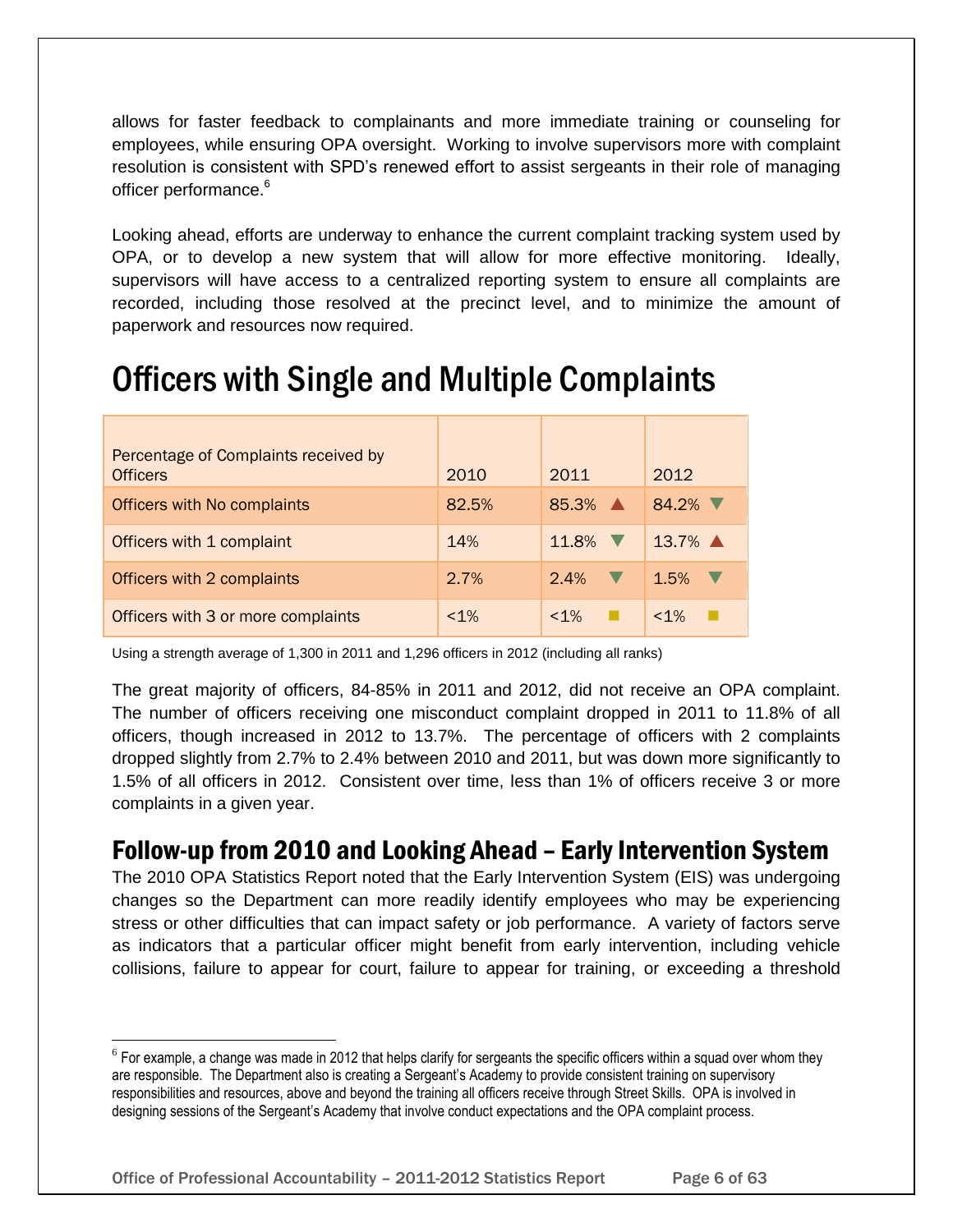allows for faster feedback to complainants and more immediate training or counseling for employees, while ensuring OPA oversight. Working to involve supervisors more with complaint resolution is consistent with SPD's renewed effort to assist sergeants in their role of managing officer performance.[6]

Looking ahead, efforts are underway to enhance the current complaint tracking system used by OPA, or to develop a new system that will allow for more effective monitoring. Ideally, supervisors will have access to a centralized reporting system to ensure all complaints are recorded, including those resolved at the precinct level, and to minimize the amount of paperwork and resources now required.

# Officers with Single and Multiple Complaints

| Percentage of Complaints received by Officers | 2010 | 2011 | 2012 |
|---|---|---|---|
| Officers with No complaints | 82.5% | 85.3% ▲ | 84.2% ▼ |
| Officers with 1 complaint | 14% | 11.8% ▼ | 13.7% ▲ |
| Officers with 2 complaints | 2.7% | 2.4% ▼ | 1.5% ▼ |
| Officers with 3 or more complaints | <1% | <1% ■ | <1% ■ |

Using a strength average of 1,300 in 2011 and 1,296 officers in 2012 (including all ranks)

The great majority of officers, 84-85% in 2011 and 2012, did not receive an OPA complaint. The number of officers receiving one misconduct complaint dropped in 2011 to 11.8% of all officers, though increased in 2012 to 13.7%. The percentage of officers with 2 complaints dropped slightly from 2.7% to 2.4% between 2010 and 2011, but was down more significantly to 1.5% of all officers in 2012. Consistent over time, less than 1% of officers receive 3 or more complaints in a given year.

## Follow-up from 2010 and Looking Ahead – Early Intervention System

The 2010 OPA Statistics Report noted that the Early Intervention System (EIS) was undergoing changes so the Department can more readily identify employees who may be experiencing stress or other difficulties that can impact safety or job performance. A variety of factors serve as indicators that a particular officer might benefit from early intervention, including vehicle collisions, failure to appear for court, failure to appear for training, or exceeding a threshold

---

[6] For example, a change was made in 2012 that helps clarify for sergeants the specific officers within a squad over whom they are responsible. The Department also is creating a Sergeant's Academy to provide consistent training on supervisory responsibilities and resources, above and beyond the training all officers receive through Street Skills. OPA is involved in designing sessions of the Sergeant's Academy that involve conduct expectations and the OPA complaint process.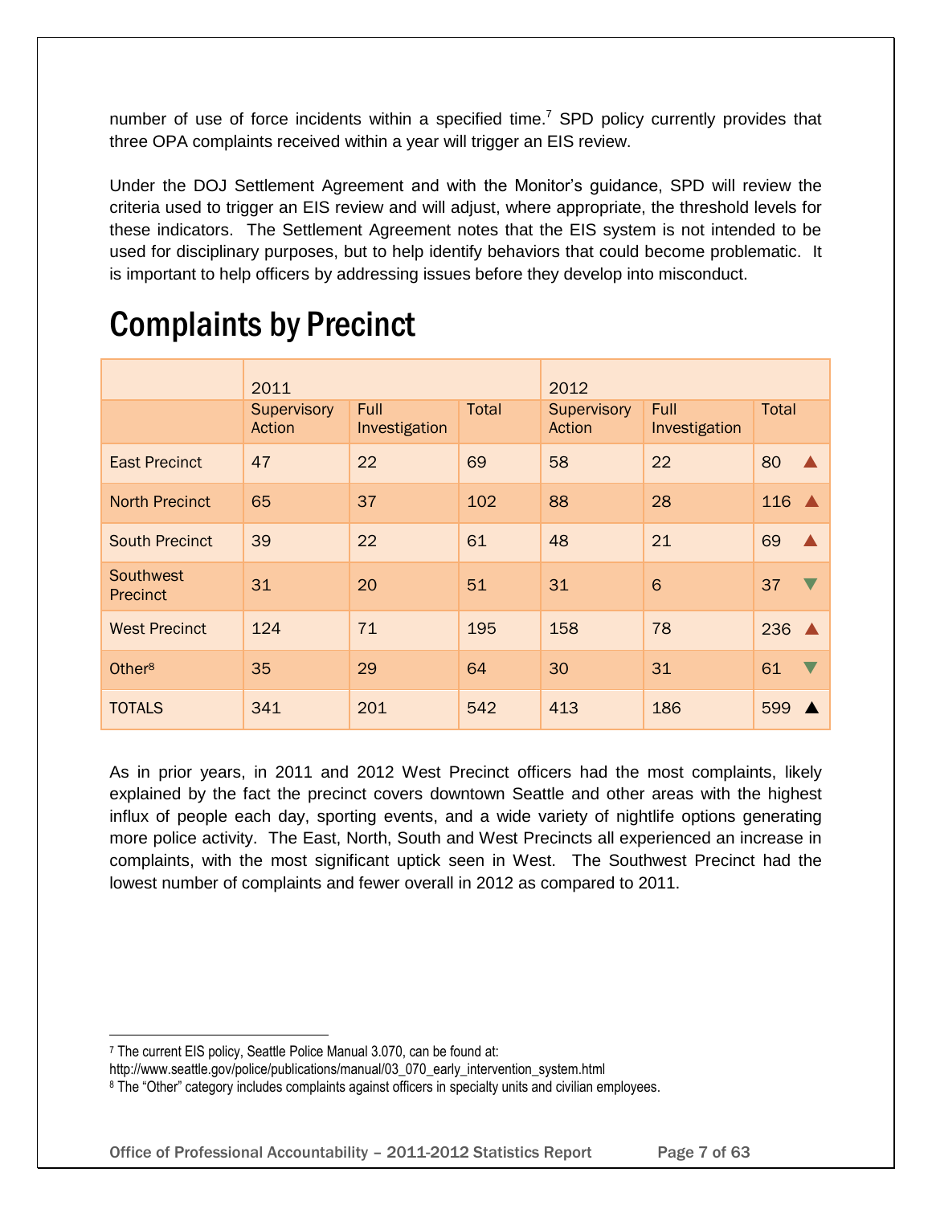number of use of force incidents within a specified time.[7] SPD policy currently provides that three OPA complaints received within a year will trigger an EIS review.

Under the DOJ Settlement Agreement and with the Monitor's guidance, SPD will review the criteria used to trigger an EIS review and will adjust, where appropriate, the threshold levels for these indicators. The Settlement Agreement notes that the EIS system is not intended to be used for disciplinary purposes, but to help identify behaviors that could become problematic. It is important to help officers by addressing issues before they develop into misconduct.

# Complaints by Precinct

| | 2011 | | | 2012 | | |
|---|---|---|---|---|---|---|
| | Supervisory Action | Full Investigation | Total | Supervisory Action | Full Investigation | Total |
| East Precinct | 47 | 22 | 69 | 58 | 22 | 80 ▲ |
| North Precinct | 65 | 37 | 102 | 88 | 28 | 116 ▲ |
| South Precinct | 39 | 22 | 61 | 48 | 21 | 69 ▲ |
| Southwest Precinct | 31 | 20 | 51 | 31 | 6 | 37 ▼ |
| West Precinct | 124 | 71 | 195 | 158 | 78 | 236 ▲ |
| Other[8] | 35 | 29 | 64 | 30 | 31 | 61 ▼ |
| TOTALS | 341 | 201 | 542 | 413 | 186 | 599 ▲ |

As in prior years, in 2011 and 2012 West Precinct officers had the most complaints, likely explained by the fact the precinct covers downtown Seattle and other areas with the highest influx of people each day, sporting events, and a wide variety of nightlife options generating more police activity. The East, North, South and West Precincts all experienced an increase in complaints, with the most significant uptick seen in West. The Southwest Precinct had the lowest number of complaints and fewer overall in 2012 as compared to 2011.

---

[7] The current EIS policy, Seattle Police Manual 3.070, can be found at: http://www.seattle.gov/police/publications/manual/03_070_early_intervention_system.html

[8] The "Other" category includes complaints against officers in specialty units and civilian employees.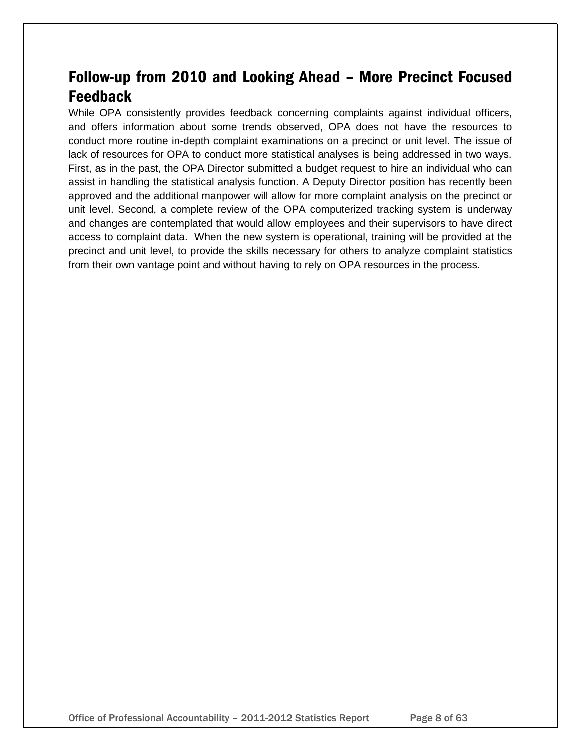## Follow-up from 2010 and Looking Ahead – More Precinct Focused Feedback

While OPA consistently provides feedback concerning complaints against individual officers, and offers information about some trends observed, OPA does not have the resources to conduct more routine in-depth complaint examinations on a precinct or unit level. The issue of lack of resources for OPA to conduct more statistical analyses is being addressed in two ways. First, as in the past, the OPA Director submitted a budget request to hire an individual who can assist in handling the statistical analysis function. A Deputy Director position has recently been approved and the additional manpower will allow for more complaint analysis on the precinct or unit level. Second, a complete review of the OPA computerized tracking system is underway and changes are contemplated that would allow employees and their supervisors to have direct access to complaint data. When the new system is operational, training will be provided at the precinct and unit level, to provide the skills necessary for others to analyze complaint statistics from their own vantage point and without having to rely on OPA resources in the process.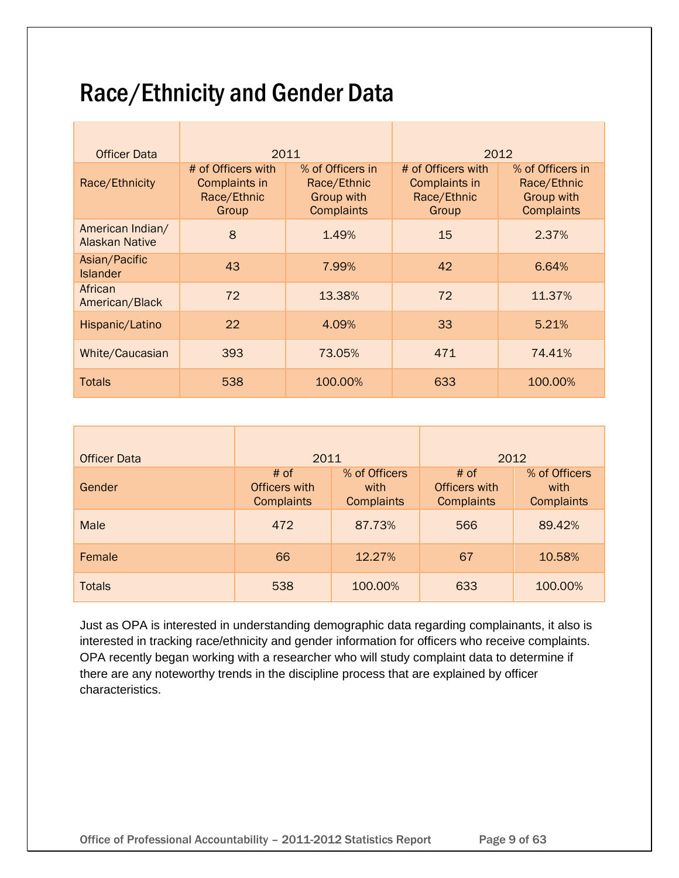# Race/Ethnicity and Gender Data

| Officer Data | 2011 | | 2012 | |
|---|---|---|---|---|
| Race/Ethnicity | # of Officers with Complaints in Race/Ethnic Group | % of Officers in Race/Ethnic Group with Complaints | # of Officers with Complaints in Race/Ethnic Group | % of Officers in Race/Ethnic Group with Complaints |
| American Indian/ Alaskan Native | 8 | 1.49% | 15 | 2.37% |
| Asian/Pacific Islander | 43 | 7.99% | 42 | 6.64% |
| African American/Black | 72 | 13.38% | 72 | 11.37% |
| Hispanic/Latino | 22 | 4.09% | 33 | 5.21% |
| White/Caucasian | 393 | 73.05% | 471 | 74.41% |
| Totals | 538 | 100.00% | 633 | 100.00% |

| Officer Data | 2011 | | 2012 | |
|---|---|---|---|---|
| Gender | # of Officers with Complaints | % of Officers with Complaints | # of Officers with Complaints | % of Officers with Complaints |
| Male | 472 | 87.73% | 566 | 89.42% |
| Female | 66 | 12.27% | 67 | 10.58% |
| Totals | 538 | 100.00% | 633 | 100.00% |

Just as OPA is interested in understanding demographic data regarding complainants, it also is interested in tracking race/ethnicity and gender information for officers who receive complaints. OPA recently began working with a researcher who will study complaint data to determine if there are any noteworthy trends in the discipline process that are explained by officer characteristics.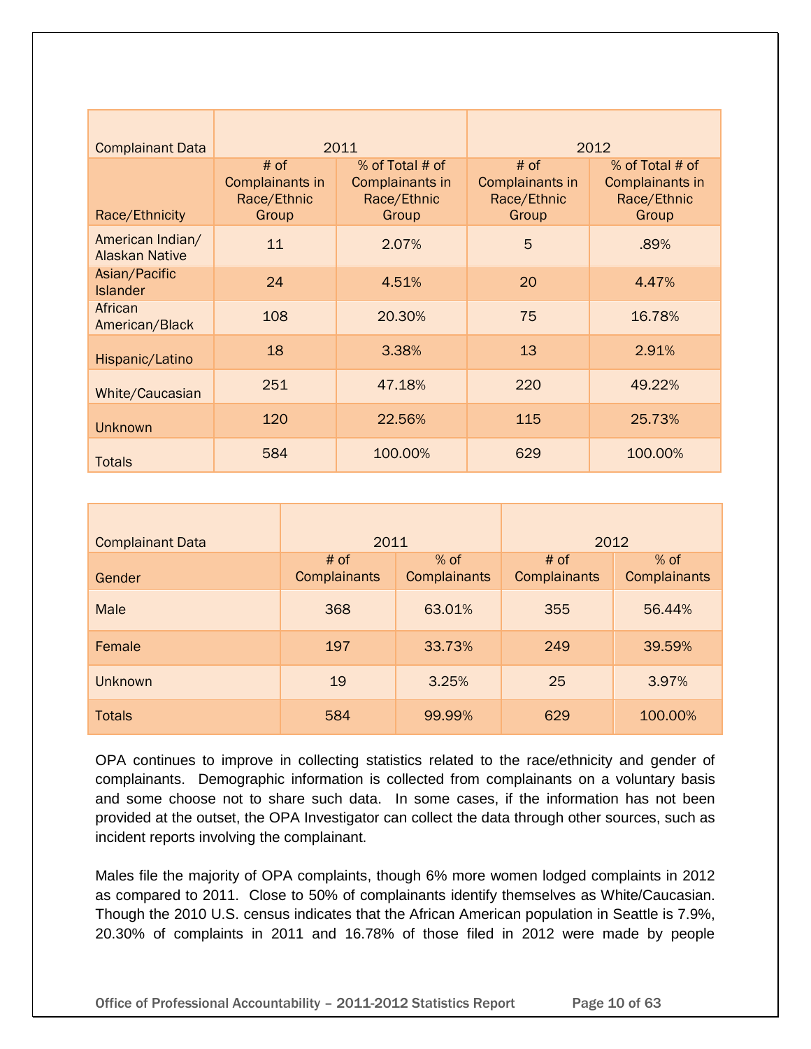| Complainant Data | 2011 | | 2012 | |
|---|---|---|---|---|
| Race/Ethnicity | # of Complainants in Race/Ethnic Group | % of Total # of Complainants in Race/Ethnic Group | # of Complainants in Race/Ethnic Group | % of Total # of Complainants in Race/Ethnic Group |
| American Indian/ Alaskan Native | 11 | 2.07% | 5 | .89% |
| Asian/Pacific Islander | 24 | 4.51% | 20 | 4.47% |
| African American/Black | 108 | 20.30% | 75 | 16.78% |
| Hispanic/Latino | 18 | 3.38% | 13 | 2.91% |
| White/Caucasian | 251 | 47.18% | 220 | 49.22% |
| Unknown | 120 | 22.56% | 115 | 25.73% |
| Totals | 584 | 100.00% | 629 | 100.00% |

| Complainant Data | 2011 | | 2012 | |
|---|---|---|---|---|
| Gender | # of Complainants | % of Complainants | # of Complainants | % of Complainants |
| Male | 368 | 63.01% | 355 | 56.44% |
| Female | 197 | 33.73% | 249 | 39.59% |
| Unknown | 19 | 3.25% | 25 | 3.97% |
| Totals | 584 | 99.99% | 629 | 100.00% |

OPA continues to improve in collecting statistics related to the race/ethnicity and gender of complainants. Demographic information is collected from complainants on a voluntary basis and some choose not to share such data. In some cases, if the information has not been provided at the outset, the OPA Investigator can collect the data through other sources, such as incident reports involving the complainant.

Males file the majority of OPA complaints, though 6% more women lodged complaints in 2012 as compared to 2011. Close to 50% of complainants identify themselves as White/Caucasian. Though the 2010 U.S. census indicates that the African American population in Seattle is 7.9%, 20.30% of complaints in 2011 and 16.78% of those filed in 2012 were made by people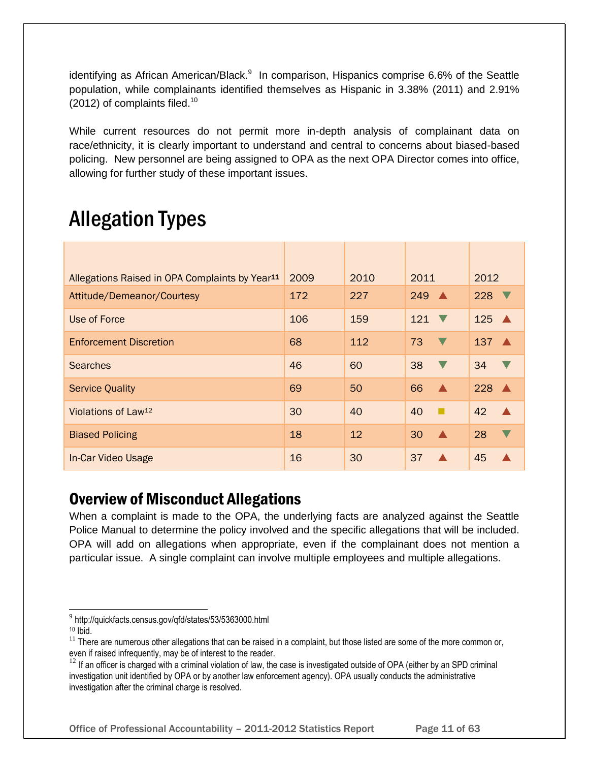identifying as African American/Black.[9] In comparison, Hispanics comprise 6.6% of the Seattle population, while complainants identified themselves as Hispanic in 3.38% (2011) and 2.91% (2012) of complaints filed.[10]

While current resources do not permit more in-depth analysis of complainant data on race/ethnicity, it is clearly important to understand and central to concerns about biased-based policing. New personnel are being assigned to OPA as the next OPA Director comes into office, allowing for further study of these important issues.

# Allegation Types

| Allegations Raised in OPA Complaints by Year[11] | 2009 | 2010 | 2011 | 2012 |
|---|---|---|---|---|
| Attitude/Demeanor/Courtesy | 172 | 227 | 249 ▲ | 228 ▼ |
| Use of Force | 106 | 159 | 121 ▼ | 125 ▲ |
| Enforcement Discretion | 68 | 112 | 73 ▼ | 137 ▲ |
| Searches | 46 | 60 | 38 ▼ | 34 ▼ |
| Service Quality | 69 | 50 | 66 ▲ | 228 ▲ |
| Violations of Law[12] | 30 | 40 | 40 ■ | 42 ▲ |
| Biased Policing | 18 | 12 | 30 ▲ | 28 ▼ |
| In-Car Video Usage | 16 | 30 | 37 ▲ | 45 ▲ |

## Overview of Misconduct Allegations

When a complaint is made to the OPA, the underlying facts are analyzed against the Seattle Police Manual to determine the policy involved and the specific allegations that will be included. OPA will add on allegations when appropriate, even if the complainant does not mention a particular issue. A single complaint can involve multiple employees and multiple allegations.

---

[9] http://quickfacts.census.gov/qfd/states/53/5363000.html

[10] Ibid.

[11] There are numerous other allegations that can be raised in a complaint, but those listed are some of the more common or, even if raised infrequently, may be of interest to the reader.

[12] If an officer is charged with a criminal violation of law, the case is investigated outside of OPA (either by an SPD criminal investigation unit identified by OPA or by another law enforcement agency). OPA usually conducts the administrative investigation after the criminal charge is resolved.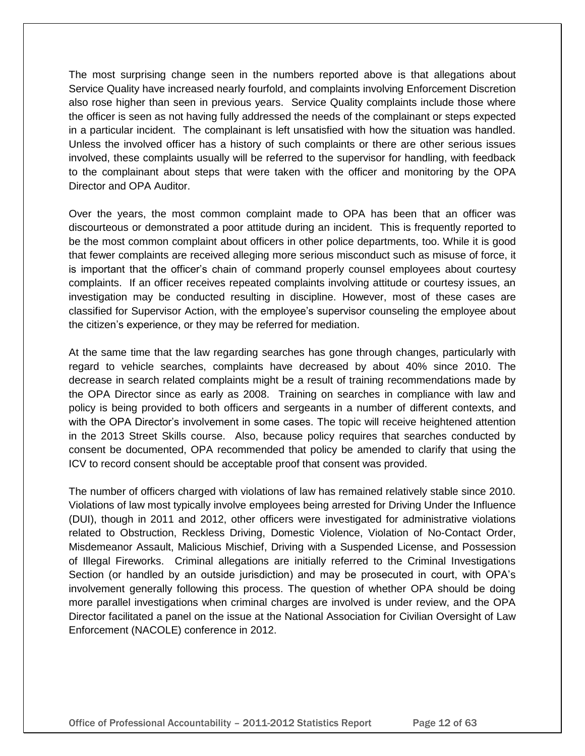The most surprising change seen in the numbers reported above is that allegations about Service Quality have increased nearly fourfold, and complaints involving Enforcement Discretion also rose higher than seen in previous years. Service Quality complaints include those where the officer is seen as not having fully addressed the needs of the complainant or steps expected in a particular incident. The complainant is left unsatisfied with how the situation was handled. Unless the involved officer has a history of such complaints or there are other serious issues involved, these complaints usually will be referred to the supervisor for handling, with feedback to the complainant about steps that were taken with the officer and monitoring by the OPA Director and OPA Auditor.

Over the years, the most common complaint made to OPA has been that an officer was discourteous or demonstrated a poor attitude during an incident. This is frequently reported to be the most common complaint about officers in other police departments, too. While it is good that fewer complaints are received alleging more serious misconduct such as misuse of force, it is important that the officer's chain of command properly counsel employees about courtesy complaints. If an officer receives repeated complaints involving attitude or courtesy issues, an investigation may be conducted resulting in discipline. However, most of these cases are classified for Supervisor Action, with the employee's supervisor counseling the employee about the citizen's experience, or they may be referred for mediation.

At the same time that the law regarding searches has gone through changes, particularly with regard to vehicle searches, complaints have decreased by about 40% since 2010. The decrease in search related complaints might be a result of training recommendations made by the OPA Director since as early as 2008. Training on searches in compliance with law and policy is being provided to both officers and sergeants in a number of different contexts, and with the OPA Director's involvement in some cases. The topic will receive heightened attention in the 2013 Street Skills course. Also, because policy requires that searches conducted by consent be documented, OPA recommended that policy be amended to clarify that using the ICV to record consent should be acceptable proof that consent was provided.

The number of officers charged with violations of law has remained relatively stable since 2010. Violations of law most typically involve employees being arrested for Driving Under the Influence (DUI), though in 2011 and 2012, other officers were investigated for administrative violations related to Obstruction, Reckless Driving, Domestic Violence, Violation of No-Contact Order, Misdemeanor Assault, Malicious Mischief, Driving with a Suspended License, and Possession of Illegal Fireworks. Criminal allegations are initially referred to the Criminal Investigations Section (or handled by an outside jurisdiction) and may be prosecuted in court, with OPA's involvement generally following this process. The question of whether OPA should be doing more parallel investigations when criminal charges are involved is under review, and the OPA Director facilitated a panel on the issue at the National Association for Civilian Oversight of Law Enforcement (NACOLE) conference in 2012.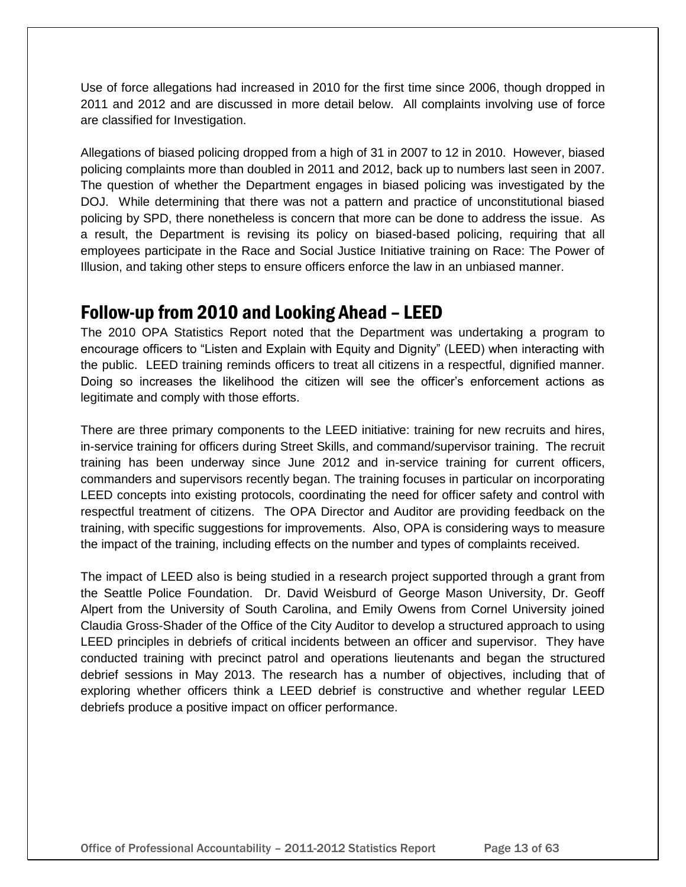Use of force allegations had increased in 2010 for the first time since 2006, though dropped in 2011 and 2012 and are discussed in more detail below. All complaints involving use of force are classified for Investigation.

Allegations of biased policing dropped from a high of 31 in 2007 to 12 in 2010. However, biased policing complaints more than doubled in 2011 and 2012, back up to numbers last seen in 2007. The question of whether the Department engages in biased policing was investigated by the DOJ. While determining that there was not a pattern and practice of unconstitutional biased policing by SPD, there nonetheless is concern that more can be done to address the issue. As a result, the Department is revising its policy on biased-based policing, requiring that all employees participate in the Race and Social Justice Initiative training on Race: The Power of Illusion, and taking other steps to ensure officers enforce the law in an unbiased manner.

## Follow-up from 2010 and Looking Ahead – LEED

The 2010 OPA Statistics Report noted that the Department was undertaking a program to encourage officers to "Listen and Explain with Equity and Dignity" (LEED) when interacting with the public. LEED training reminds officers to treat all citizens in a respectful, dignified manner. Doing so increases the likelihood the citizen will see the officer's enforcement actions as legitimate and comply with those efforts.

There are three primary components to the LEED initiative: training for new recruits and hires, in-service training for officers during Street Skills, and command/supervisor training. The recruit training has been underway since June 2012 and in-service training for current officers, commanders and supervisors recently began. The training focuses in particular on incorporating LEED concepts into existing protocols, coordinating the need for officer safety and control with respectful treatment of citizens. The OPA Director and Auditor are providing feedback on the training, with specific suggestions for improvements. Also, OPA is considering ways to measure the impact of the training, including effects on the number and types of complaints received.

The impact of LEED also is being studied in a research project supported through a grant from the Seattle Police Foundation. Dr. David Weisburd of George Mason University, Dr. Geoff Alpert from the University of South Carolina, and Emily Owens from Cornel University joined Claudia Gross-Shader of the Office of the City Auditor to develop a structured approach to using LEED principles in debriefs of critical incidents between an officer and supervisor. They have conducted training with precinct patrol and operations lieutenants and began the structured debrief sessions in May 2013. The research has a number of objectives, including that of exploring whether officers think a LEED debrief is constructive and whether regular LEED debriefs produce a positive impact on officer performance.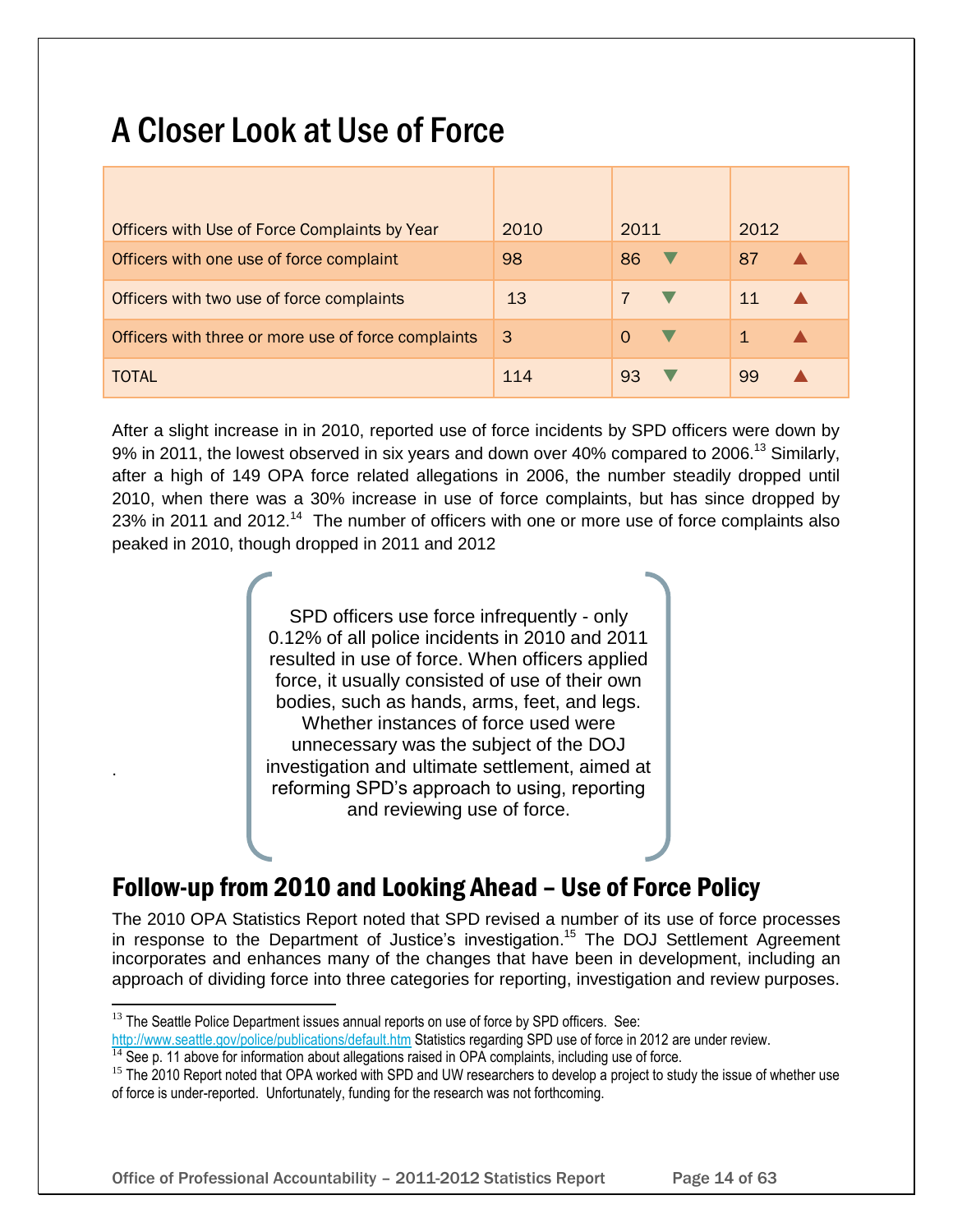# A Closer Look at Use of Force

| Officers with Use of Force Complaints by Year | 2010 | 2011 | 2012 |
|---|---|---|---|
| Officers with one use of force complaint | 98 | 86 ▼ | 87 ▲ |
| Officers with two use of force complaints | 13 | 7 ▼ | 11 ▲ |
| Officers with three or more use of force complaints | 3 | 0 ▼ | 1 ▲ |
| TOTAL | 114 | 93 ▼ | 99 ▲ |

After a slight increase in in 2010, reported use of force incidents by SPD officers were down by 9% in 2011, the lowest observed in six years and down over 40% compared to 2006.[13] Similarly, after a high of 149 OPA force related allegations in 2006, the number steadily dropped until 2010, when there was a 30% increase in use of force complaints, but has since dropped by 23% in 2011 and 2012.[14] The number of officers with one or more use of force complaints also peaked in 2010, though dropped in 2011 and 2012

> SPD officers use force infrequently - only 0.12% of all police incidents in 2010 and 2011 resulted in use of force. When officers applied force, it usually consisted of use of their own bodies, such as hands, arms, feet, and legs. Whether instances of force used were unnecessary was the subject of the DOJ investigation and ultimate settlement, aimed at reforming SPD's approach to using, reporting and reviewing use of force.

## Follow-up from 2010 and Looking Ahead – Use of Force Policy

The 2010 OPA Statistics Report noted that SPD revised a number of its use of force processes in response to the Department of Justice's investigation.[15] The DOJ Settlement Agreement incorporates and enhances many of the changes that have been in development, including an approach of dividing force into three categories for reporting, investigation and review purposes.

---

[13] The Seattle Police Department issues annual reports on use of force by SPD officers. See: http://www.seattle.gov/police/publications/default.htm Statistics regarding SPD use of force in 2012 are under review.

[14] See p. 11 above for information about allegations raised in OPA complaints, including use of force.

[15] The 2010 Report noted that OPA worked with SPD and UW researchers to develop a project to study the issue of whether use of force is under-reported. Unfortunately, funding for the research was not forthcoming.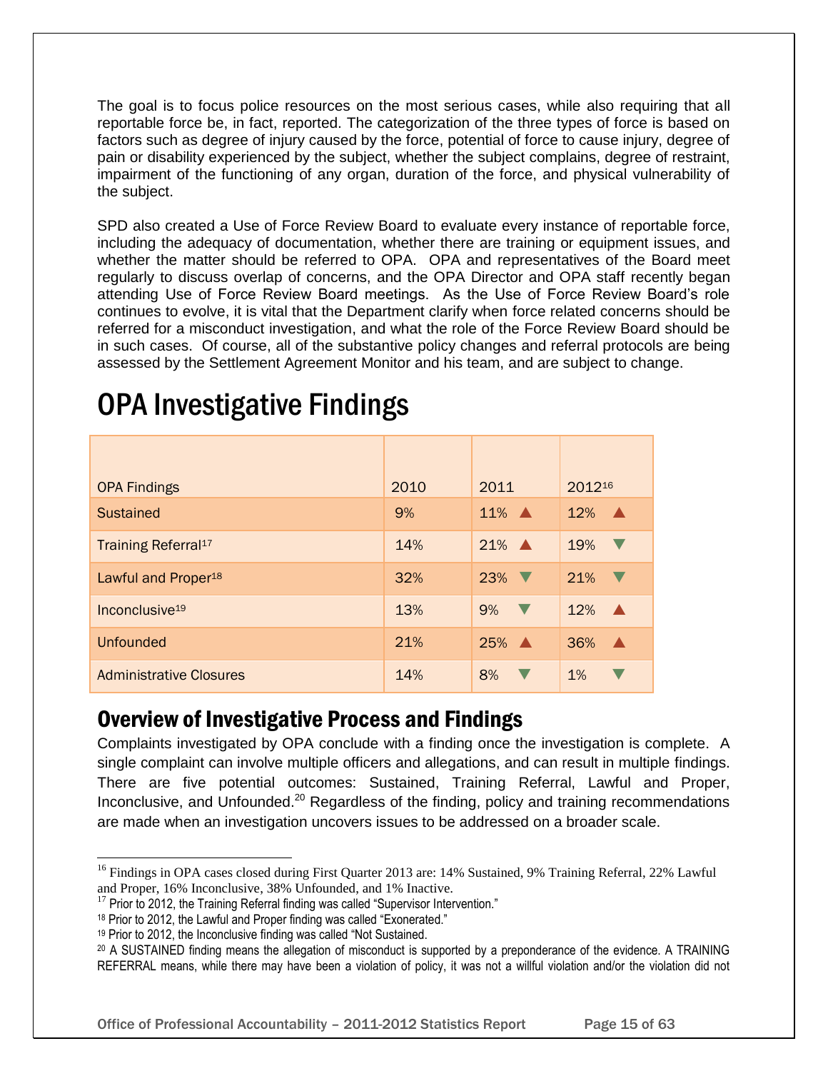The goal is to focus police resources on the most serious cases, while also requiring that all reportable force be, in fact, reported. The categorization of the three types of force is based on factors such as degree of injury caused by the force, potential of force to cause injury, degree of pain or disability experienced by the subject, whether the subject complains, degree of restraint, impairment of the functioning of any organ, duration of the force, and physical vulnerability of the subject.

SPD also created a Use of Force Review Board to evaluate every instance of reportable force, including the adequacy of documentation, whether there are training or equipment issues, and whether the matter should be referred to OPA. OPA and representatives of the Board meet regularly to discuss overlap of concerns, and the OPA Director and OPA staff recently began attending Use of Force Review Board meetings. As the Use of Force Review Board's role continues to evolve, it is vital that the Department clarify when force related concerns should be referred for a misconduct investigation, and what the role of the Force Review Board should be in such cases. Of course, all of the substantive policy changes and referral protocols are being assessed by the Settlement Agreement Monitor and his team, and are subject to change.

# OPA Investigative Findings

| OPA Findings | 2010 | 2011 | 2012[16] |
|---|---|---|---|
| Sustained | 9% | 11% ▲ | 12% ▲ |
| Training Referral[17] | 14% | 21% ▲ | 19% ▼ |
| Lawful and Proper[18] | 32% | 23% ▼ | 21% ▼ |
| Inconclusive[19] | 13% | 9% ▼ | 12% ▲ |
| Unfounded | 21% | 25% ▲ | 36% ▲ |
| Administrative Closures | 14% | 8% ▼ | 1% ▼ |

## Overview of Investigative Process and Findings

Complaints investigated by OPA conclude with a finding once the investigation is complete. A single complaint can involve multiple officers and allegations, and can result in multiple findings. There are five potential outcomes: Sustained, Training Referral, Lawful and Proper, Inconclusive, and Unfounded.[20] Regardless of the finding, policy and training recommendations are made when an investigation uncovers issues to be addressed on a broader scale.

---

[16] Findings in OPA cases closed during First Quarter 2013 are: 14% Sustained, 9% Training Referral, 22% Lawful and Proper, 16% Inconclusive, 38% Unfounded, and 1% Inactive.

[17] Prior to 2012, the Training Referral finding was called "Supervisor Intervention."

[18] Prior to 2012, the Lawful and Proper finding was called "Exonerated."

[19] Prior to 2012, the Inconclusive finding was called "Not Sustained.

[20] A SUSTAINED finding means the allegation of misconduct is supported by a preponderance of the evidence. A TRAINING REFERRAL means, while there may have been a violation of policy, it was not a willful violation and/or the violation did not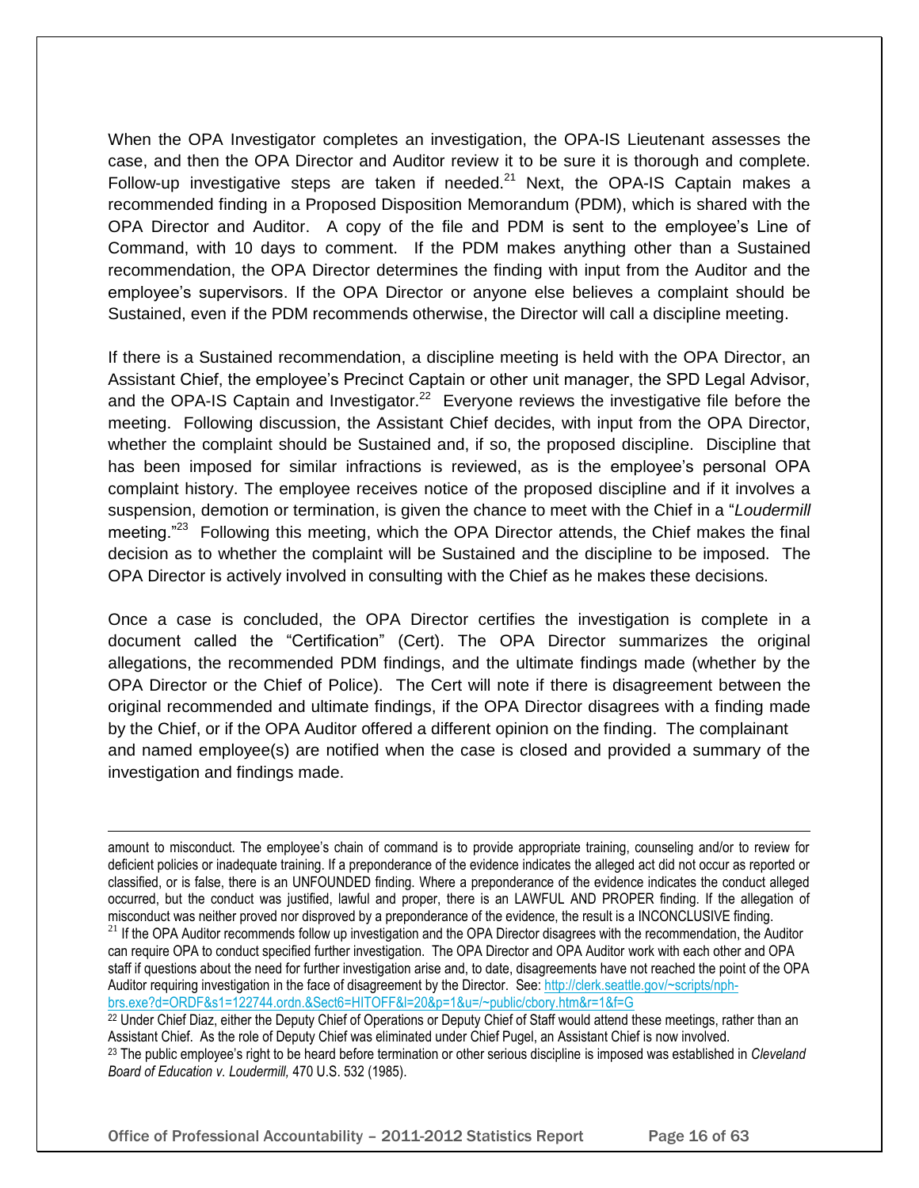When the OPA Investigator completes an investigation, the OPA-IS Lieutenant assesses the case, and then the OPA Director and Auditor review it to be sure it is thorough and complete. Follow-up investigative steps are taken if needed.[21] Next, the OPA-IS Captain makes a recommended finding in a Proposed Disposition Memorandum (PDM), which is shared with the OPA Director and Auditor. A copy of the file and PDM is sent to the employee's Line of Command, with 10 days to comment. If the PDM makes anything other than a Sustained recommendation, the OPA Director determines the finding with input from the Auditor and the employee's supervisors. If the OPA Director or anyone else believes a complaint should be Sustained, even if the PDM recommends otherwise, the Director will call a discipline meeting.

If there is a Sustained recommendation, a discipline meeting is held with the OPA Director, an Assistant Chief, the employee's Precinct Captain or other unit manager, the SPD Legal Advisor, and the OPA-IS Captain and Investigator.[22] Everyone reviews the investigative file before the meeting. Following discussion, the Assistant Chief decides, with input from the OPA Director, whether the complaint should be Sustained and, if so, the proposed discipline. Discipline that has been imposed for similar infractions is reviewed, as is the employee's personal OPA complaint history. The employee receives notice of the proposed discipline and if it involves a suspension, demotion or termination, is given the chance to meet with the Chief in a "*Loudermill* meeting."[23] Following this meeting, which the OPA Director attends, the Chief makes the final decision as to whether the complaint will be Sustained and the discipline to be imposed. The OPA Director is actively involved in consulting with the Chief as he makes these decisions.

Once a case is concluded, the OPA Director certifies the investigation is complete in a document called the "Certification" (Cert). The OPA Director summarizes the original allegations, the recommended PDM findings, and the ultimate findings made (whether by the OPA Director or the Chief of Police). The Cert will note if there is disagreement between the original recommended and ultimate findings, if the OPA Director disagrees with a finding made by the Chief, or if the OPA Auditor offered a different opinion on the finding. The complainant and named employee(s) are notified when the case is closed and provided a summary of the investigation and findings made.

---

amount to misconduct. The employee's chain of command is to provide appropriate training, counseling and/or to review for deficient policies or inadequate training. If a preponderance of the evidence indicates the alleged act did not occur as reported or classified, or is false, there is an UNFOUNDED finding. Where a preponderance of the evidence indicates the conduct alleged occurred, but the conduct was justified, lawful and proper, there is an LAWFUL AND PROPER finding. If the allegation of misconduct was neither proved nor disproved by a preponderance of the evidence, the result is a INCONCLUSIVE finding.

[21] If the OPA Auditor recommends follow up investigation and the OPA Director disagrees with the recommendation, the Auditor can require OPA to conduct specified further investigation. The OPA Director and OPA Auditor work with each other and OPA staff if questions about the need for further investigation arise and, to date, disagreements have not reached the point of the OPA Auditor requiring investigation in the face of disagreement by the Director. See: http://clerk.seattle.gov/~scripts/nph-brs.exe?d=ORDF&s1=122744.ordn.&Sect6=HITOFF&l=20&p=1&u=/~public/cbory.htm&r=1&f=G

[22] Under Chief Diaz, either the Deputy Chief of Operations or Deputy Chief of Staff would attend these meetings, rather than an Assistant Chief. As the role of Deputy Chief was eliminated under Chief Pugel, an Assistant Chief is now involved.

[23] The public employee's right to be heard before termination or other serious discipline is imposed was established in *Cleveland Board of Education v. Loudermill,* 470 U.S. 532 (1985).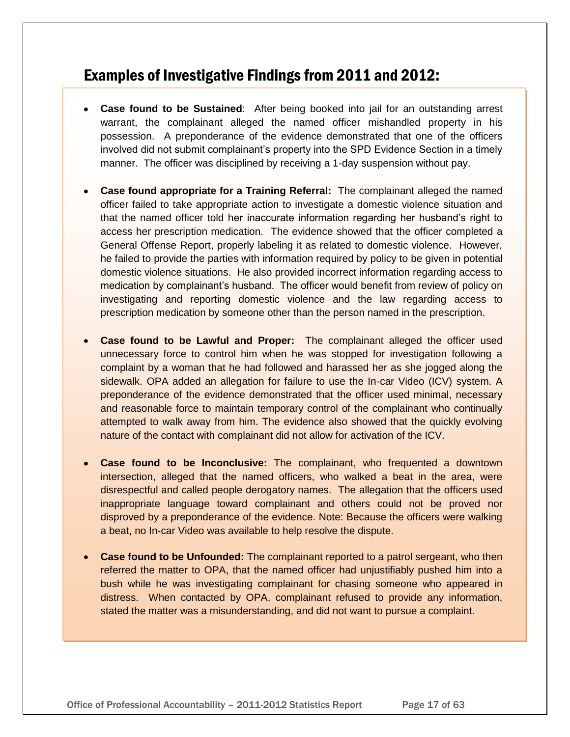## Examples of Investigative Findings from 2011 and 2012:

- **Case found to be Sustained**: After being booked into jail for an outstanding arrest warrant, the complainant alleged the named officer mishandled property in his possession. A preponderance of the evidence demonstrated that one of the officers involved did not submit complainant's property into the SPD Evidence Section in a timely manner. The officer was disciplined by receiving a 1-day suspension without pay.

- **Case found appropriate for a Training Referral:** The complainant alleged the named officer failed to take appropriate action to investigate a domestic violence situation and that the named officer told her inaccurate information regarding her husband's right to access her prescription medication. The evidence showed that the officer completed a General Offense Report, properly labeling it as related to domestic violence. However, he failed to provide the parties with information required by policy to be given in potential domestic violence situations. He also provided incorrect information regarding access to medication by complainant's husband. The officer would benefit from review of policy on investigating and reporting domestic violence and the law regarding access to prescription medication by someone other than the person named in the prescription.

- **Case found to be Lawful and Proper:** The complainant alleged the officer used unnecessary force to control him when he was stopped for investigation following a complaint by a woman that he had followed and harassed her as she jogged along the sidewalk. OPA added an allegation for failure to use the In-car Video (ICV) system. A preponderance of the evidence demonstrated that the officer used minimal, necessary and reasonable force to maintain temporary control of the complainant who continually attempted to walk away from him. The evidence also showed that the quickly evolving nature of the contact with complainant did not allow for activation of the ICV.

- **Case found to be Inconclusive:** The complainant, who frequented a downtown intersection, alleged that the named officers, who walked a beat in the area, were disrespectful and called people derogatory names. The allegation that the officers used inappropriate language toward complainant and others could not be proved nor disproved by a preponderance of the evidence. Note: Because the officers were walking a beat, no In-car Video was available to help resolve the dispute.

- **Case found to be Unfounded:** The complainant reported to a patrol sergeant, who then referred the matter to OPA, that the named officer had unjustifiably pushed him into a bush while he was investigating complainant for chasing someone who appeared in distress. When contacted by OPA, complainant refused to provide any information, stated the matter was a misunderstanding, and did not want to pursue a complaint.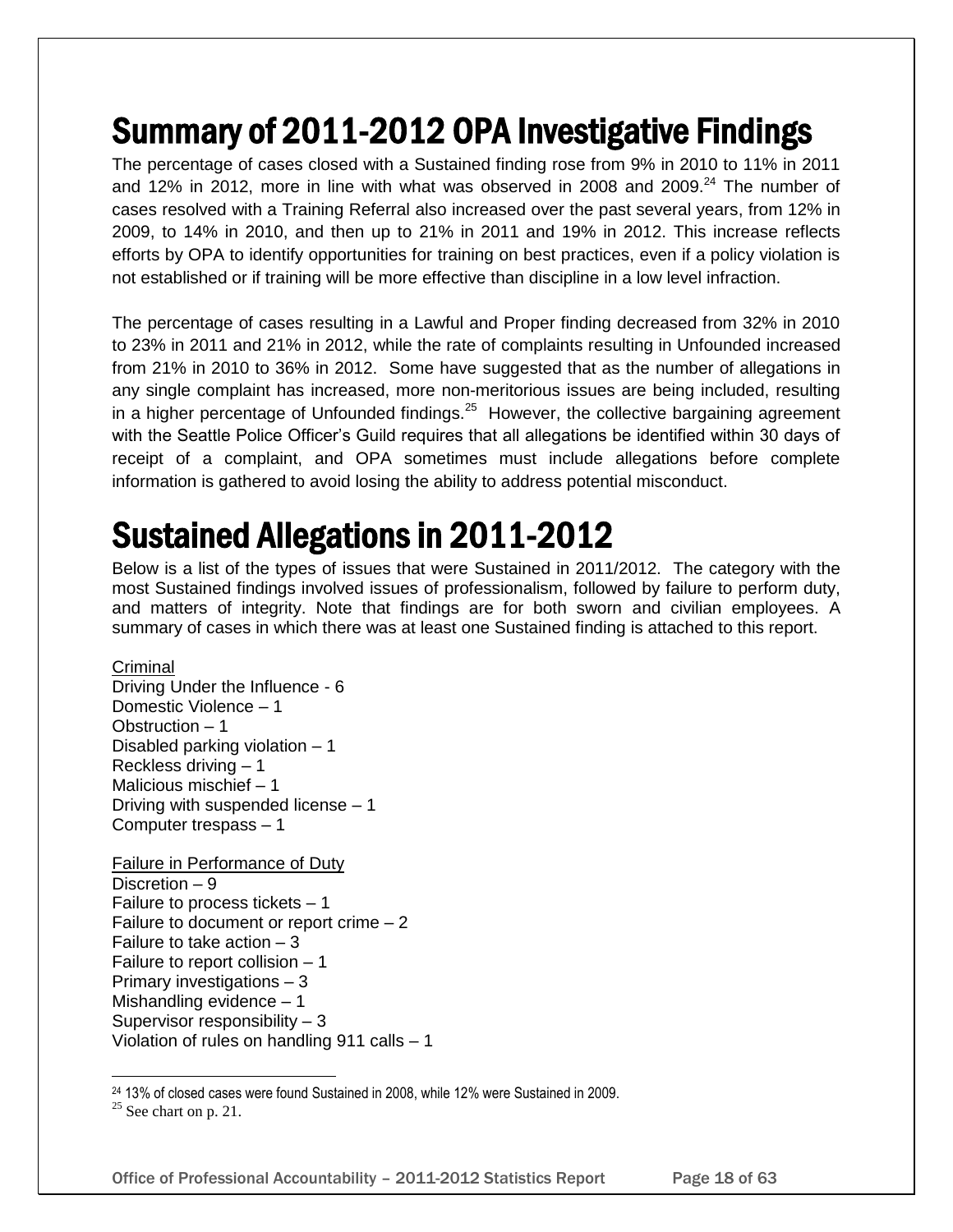# Summary of 2011-2012 OPA Investigative Findings

The percentage of cases closed with a Sustained finding rose from 9% in 2010 to 11% in 2011 and 12% in 2012, more in line with what was observed in 2008 and 2009.[24] The number of cases resolved with a Training Referral also increased over the past several years, from 12% in 2009, to 14% in 2010, and then up to 21% in 2011 and 19% in 2012. This increase reflects efforts by OPA to identify opportunities for training on best practices, even if a policy violation is not established or if training will be more effective than discipline in a low level infraction.

The percentage of cases resulting in a Lawful and Proper finding decreased from 32% in 2010 to 23% in 2011 and 21% in 2012, while the rate of complaints resulting in Unfounded increased from 21% in 2010 to 36% in 2012. Some have suggested that as the number of allegations in any single complaint has increased, more non-meritorious issues are being included, resulting in a higher percentage of Unfounded findings.[25] However, the collective bargaining agreement with the Seattle Police Officer's Guild requires that all allegations be identified within 30 days of receipt of a complaint, and OPA sometimes must include allegations before complete information is gathered to avoid losing the ability to address potential misconduct.

# Sustained Allegations in 2011-2012

Below is a list of the types of issues that were Sustained in 2011/2012. The category with the most Sustained findings involved issues of professionalism, followed by failure to perform duty, and matters of integrity. Note that findings are for both sworn and civilian employees. A summary of cases in which there was at least one Sustained finding is attached to this report.

<u>Criminal</u>
Driving Under the Influence - 6
Domestic Violence – 1
Obstruction – 1
Disabled parking violation – 1
Reckless driving – 1
Malicious mischief – 1
Driving with suspended license – 1
Computer trespass – 1

<u>Failure in Performance of Duty</u>
Discretion – 9
Failure to process tickets – 1
Failure to document or report crime – 2
Failure to take action – 3
Failure to report collision – 1
Primary investigations – 3
Mishandling evidence – 1
Supervisor responsibility – 3
Violation of rules on handling 911 calls – 1

---

[24] 13% of closed cases were found Sustained in 2008, while 12% were Sustained in 2009.

[25] See chart on p. 21.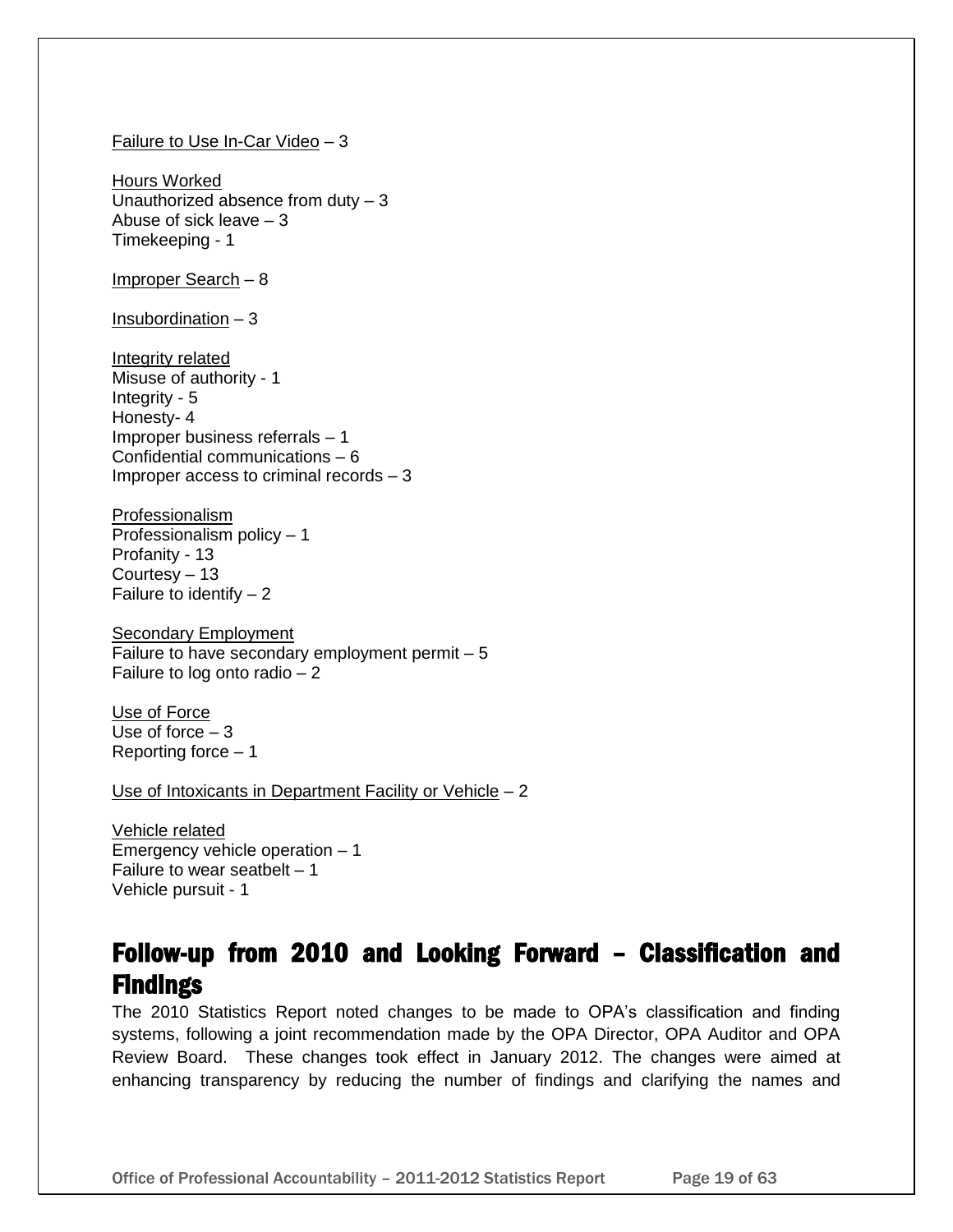<u>Failure to Use In-Car Video</u> – 3

<u>Hours Worked</u>
Unauthorized absence from duty – 3
Abuse of sick leave – 3
Timekeeping - 1

<u>Improper Search</u> – 8

<u>Insubordination</u> – 3

<u>Integrity related</u>
Misuse of authority - 1
Integrity - 5
Honesty- 4
Improper business referrals – 1
Confidential communications – 6
Improper access to criminal records – 3

<u>Professionalism</u>
Professionalism policy – 1
Profanity - 13
Courtesy – 13
Failure to identify – 2

<u>Secondary Employment</u>
Failure to have secondary employment permit – 5
Failure to log onto radio – 2

<u>Use of Force</u>
Use of force – 3
Reporting force – 1

<u>Use of Intoxicants in Department Facility or Vehicle</u> – 2

<u>Vehicle related</u>
Emergency vehicle operation – 1
Failure to wear seatbelt – 1
Vehicle pursuit - 1

## Follow-up from 2010 and Looking Forward – Classification and Findings

The 2010 Statistics Report noted changes to be made to OPA's classification and finding systems, following a joint recommendation made by the OPA Director, OPA Auditor and OPA Review Board. These changes took effect in January 2012. The changes were aimed at enhancing transparency by reducing the number of findings and clarifying the names and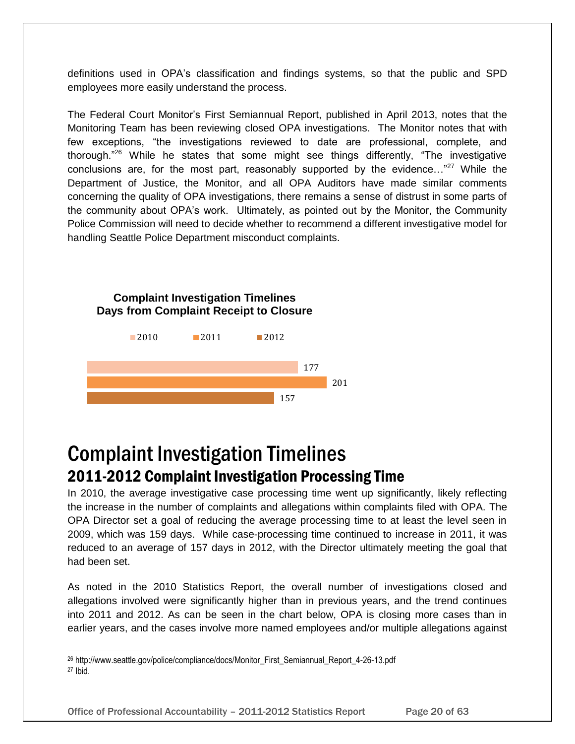definitions used in OPA's classification and findings systems, so that the public and SPD employees more easily understand the process.

The Federal Court Monitor's First Semiannual Report, published in April 2013, notes that the Monitoring Team has been reviewing closed OPA investigations. The Monitor notes that with few exceptions, "the investigations reviewed to date are professional, complete, and thorough."[26] While he states that some might see things differently, "The investigative conclusions are, for the most part, reasonably supported by the evidence…"[27] While the Department of Justice, the Monitor, and all OPA Auditors have made similar comments concerning the quality of OPA investigations, there remains a sense of distrust in some parts of the community about OPA's work. Ultimately, as pointed out by the Monitor, the Community Police Commission will need to decide whether to recommend a different investigative model for handling Seattle Police Department misconduct complaints.

**Complaint Investigation Timelines**
**Days from Complaint Receipt to Closure**

| Year | Days |
|---|---|
| 2010 | 177 |
| 2011 | 201 |
| 2012 | 157 |

# Complaint Investigation Timelines

## 2011-2012 Complaint Investigation Processing Time

In 2010, the average investigative case processing time went up significantly, likely reflecting the increase in the number of complaints and allegations within complaints filed with OPA. The OPA Director set a goal of reducing the average processing time to at least the level seen in 2009, which was 159 days. While case-processing time continued to increase in 2011, it was reduced to an average of 157 days in 2012, with the Director ultimately meeting the goal that had been set.

As noted in the 2010 Statistics Report, the overall number of investigations closed and allegations involved were significantly higher than in previous years, and the trend continues into 2011 and 2012. As can be seen in the chart below, OPA is closing more cases than in earlier years, and the cases involve more named employees and/or multiple allegations against

[26] http://www.seattle.gov/police/compliance/docs/Monitor_First_Semiannual_Report_4-26-13.pdf
[27] Ibid.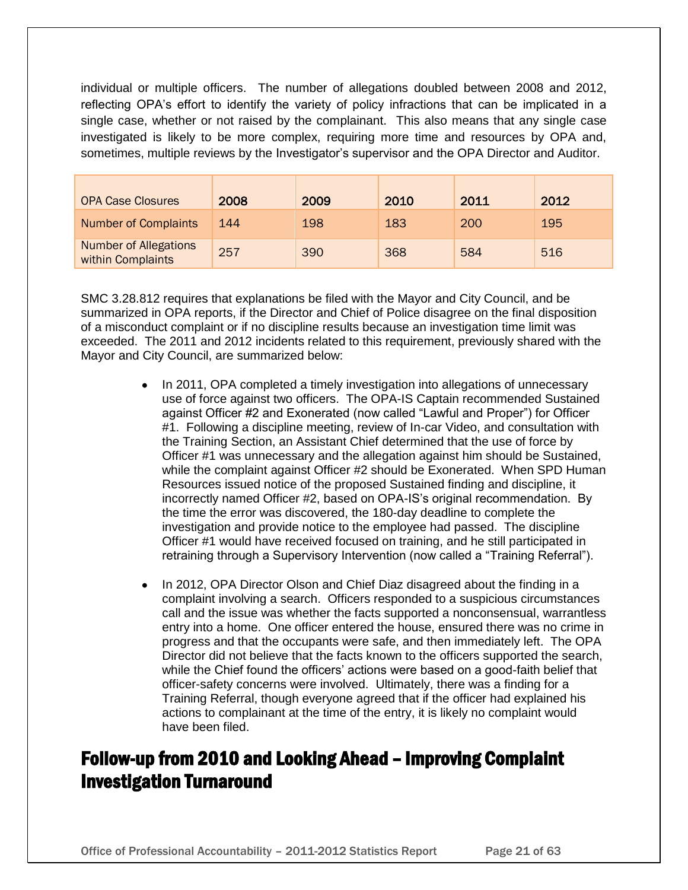individual or multiple officers. The number of allegations doubled between 2008 and 2012, reflecting OPA's effort to identify the variety of policy infractions that can be implicated in a single case, whether or not raised by the complainant. This also means that any single case investigated is likely to be more complex, requiring more time and resources by OPA and, sometimes, multiple reviews by the Investigator's supervisor and the OPA Director and Auditor.

| OPA Case Closures | 2008 | 2009 | 2010 | 2011 | 2012 |
|---|---|---|---|---|---|
| Number of Complaints | 144 | 198 | 183 | 200 | 195 |
| Number of Allegations within Complaints | 257 | 390 | 368 | 584 | 516 |

SMC 3.28.812 requires that explanations be filed with the Mayor and City Council, and be summarized in OPA reports, if the Director and Chief of Police disagree on the final disposition of a misconduct complaint or if no discipline results because an investigation time limit was exceeded. The 2011 and 2012 incidents related to this requirement, previously shared with the Mayor and City Council, are summarized below:

- In 2011, OPA completed a timely investigation into allegations of unnecessary use of force against two officers. The OPA-IS Captain recommended Sustained against Officer #2 and Exonerated (now called "Lawful and Proper") for Officer #1. Following a discipline meeting, review of In-car Video, and consultation with the Training Section, an Assistant Chief determined that the use of force by Officer #1 was unnecessary and the allegation against him should be Sustained, while the complaint against Officer #2 should be Exonerated. When SPD Human Resources issued notice of the proposed Sustained finding and discipline, it incorrectly named Officer #2, based on OPA-IS's original recommendation. By the time the error was discovered, the 180-day deadline to complete the investigation and provide notice to the employee had passed. The discipline Officer #1 would have received focused on training, and he still participated in retraining through a Supervisory Intervention (now called a "Training Referral").

- In 2012, OPA Director Olson and Chief Diaz disagreed about the finding in a complaint involving a search. Officers responded to a suspicious circumstances call and the issue was whether the facts supported a nonconsensual, warrantless entry into a home. One officer entered the house, ensured there was no crime in progress and that the occupants were safe, and then immediately left. The OPA Director did not believe that the facts known to the officers supported the search, while the Chief found the officers' actions were based on a good-faith belief that officer-safety concerns were involved. Ultimately, there was a finding for a Training Referral, though everyone agreed that if the officer had explained his actions to complainant at the time of the entry, it is likely no complaint would have been filed.

# Follow-up from 2010 and Looking Ahead – Improving Complaint Investigation Turnaround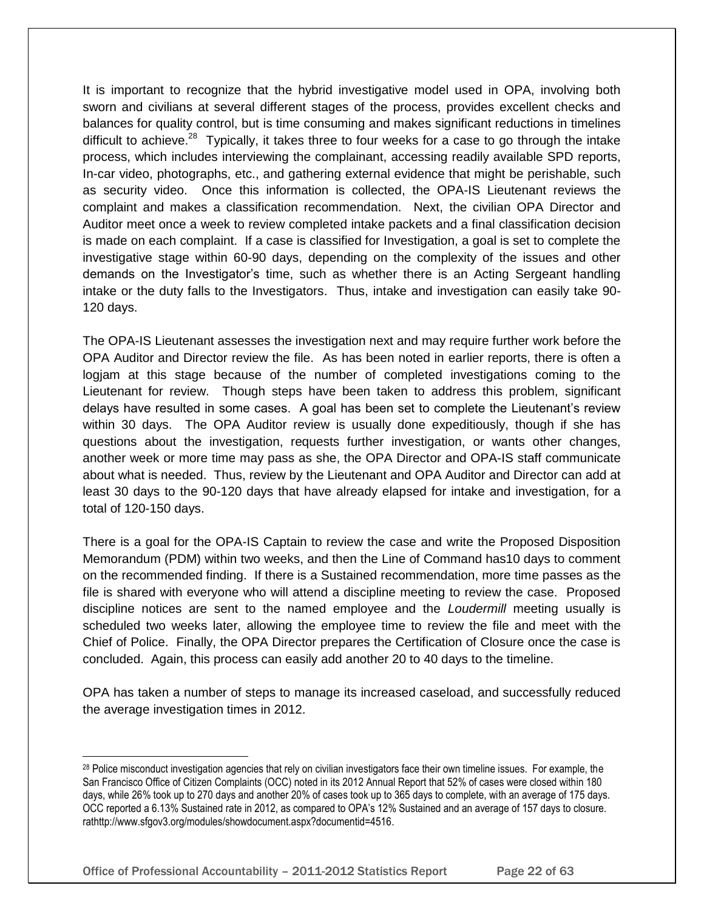It is important to recognize that the hybrid investigative model used in OPA, involving both sworn and civilians at several different stages of the process, provides excellent checks and balances for quality control, but is time consuming and makes significant reductions in timelines difficult to achieve.[28] Typically, it takes three to four weeks for a case to go through the intake process, which includes interviewing the complainant, accessing readily available SPD reports, In-car video, photographs, etc., and gathering external evidence that might be perishable, such as security video. Once this information is collected, the OPA-IS Lieutenant reviews the complaint and makes a classification recommendation. Next, the civilian OPA Director and Auditor meet once a week to review completed intake packets and a final classification decision is made on each complaint. If a case is classified for Investigation, a goal is set to complete the investigative stage within 60-90 days, depending on the complexity of the issues and other demands on the Investigator's time, such as whether there is an Acting Sergeant handling intake or the duty falls to the Investigators. Thus, intake and investigation can easily take 90-120 days.

The OPA-IS Lieutenant assesses the investigation next and may require further work before the OPA Auditor and Director review the file. As has been noted in earlier reports, there is often a logjam at this stage because of the number of completed investigations coming to the Lieutenant for review. Though steps have been taken to address this problem, significant delays have resulted in some cases. A goal has been set to complete the Lieutenant's review within 30 days. The OPA Auditor review is usually done expeditiously, though if she has questions about the investigation, requests further investigation, or wants other changes, another week or more time may pass as she, the OPA Director and OPA-IS staff communicate about what is needed. Thus, review by the Lieutenant and OPA Auditor and Director can add at least 30 days to the 90-120 days that have already elapsed for intake and investigation, for a total of 120-150 days.

There is a goal for the OPA-IS Captain to review the case and write the Proposed Disposition Memorandum (PDM) within two weeks, and then the Line of Command has10 days to comment on the recommended finding. If there is a Sustained recommendation, more time passes as the file is shared with everyone who will attend a discipline meeting to review the case. Proposed discipline notices are sent to the named employee and the *Loudermill* meeting usually is scheduled two weeks later, allowing the employee time to review the file and meet with the Chief of Police. Finally, the OPA Director prepares the Certification of Closure once the case is concluded. Again, this process can easily add another 20 to 40 days to the timeline.

OPA has taken a number of steps to manage its increased caseload, and successfully reduced the average investigation times in 2012.

---

[28] Police misconduct investigation agencies that rely on civilian investigators face their own timeline issues. For example, the San Francisco Office of Citizen Complaints (OCC) noted in its 2012 Annual Report that 52% of cases were closed within 180 days, while 26% took up to 270 days and another 20% of cases took up to 365 days to complete, with an average of 175 days. OCC reported a 6.13% Sustained rate in 2012, as compared to OPA's 12% Sustained and an average of 157 days to closure. rathttp://www.sfgov3.org/modules/showdocument.aspx?documentid=4516.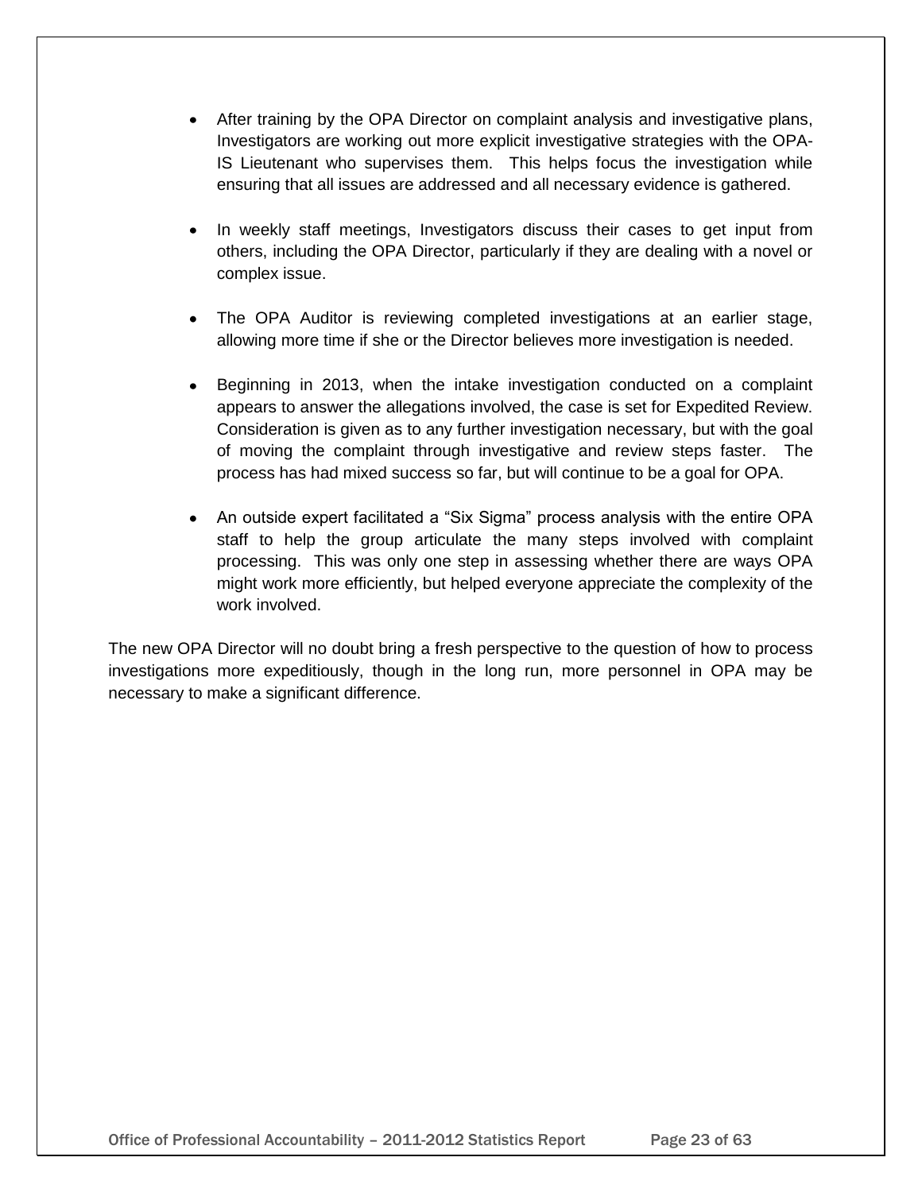- After training by the OPA Director on complaint analysis and investigative plans, Investigators are working out more explicit investigative strategies with the OPA-IS Lieutenant who supervises them. This helps focus the investigation while ensuring that all issues are addressed and all necessary evidence is gathered.

- In weekly staff meetings, Investigators discuss their cases to get input from others, including the OPA Director, particularly if they are dealing with a novel or complex issue.

- The OPA Auditor is reviewing completed investigations at an earlier stage, allowing more time if she or the Director believes more investigation is needed.

- Beginning in 2013, when the intake investigation conducted on a complaint appears to answer the allegations involved, the case is set for Expedited Review. Consideration is given as to any further investigation necessary, but with the goal of moving the complaint through investigative and review steps faster. The process has had mixed success so far, but will continue to be a goal for OPA.

- An outside expert facilitated a "Six Sigma" process analysis with the entire OPA staff to help the group articulate the many steps involved with complaint processing. This was only one step in assessing whether there are ways OPA might work more efficiently, but helped everyone appreciate the complexity of the work involved.

The new OPA Director will no doubt bring a fresh perspective to the question of how to process investigations more expeditiously, though in the long run, more personnel in OPA may be necessary to make a significant difference.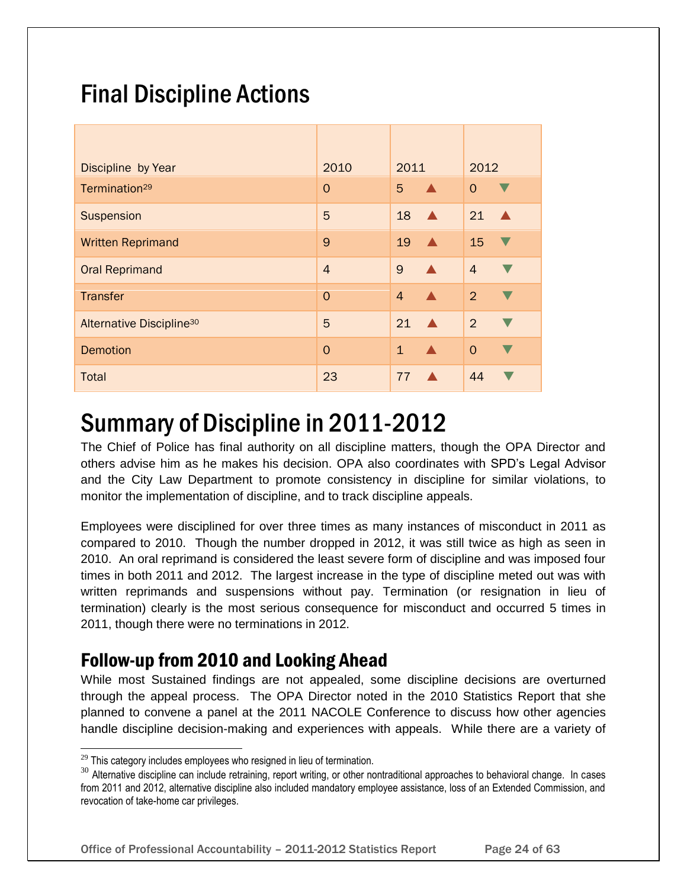# Final Discipline Actions

| Discipline by Year | 2010 | 2011 | 2012 |
|---|---|---|---|
| Termination[29] | 0 | 5 ▲ | 0 ▼ |
| Suspension | 5 | 18 ▲ | 21 ▲ |
| Written Reprimand | 9 | 19 ▲ | 15 ▼ |
| Oral Reprimand | 4 | 9 ▲ | 4 ▼ |
| Transfer | 0 | 4 ▲ | 2 ▼ |
| Alternative Discipline[30] | 5 | 21 ▲ | 2 ▼ |
| Demotion | 0 | 1 ▲ | 0 ▼ |
| Total | 23 | 77 ▲ | 44 ▼ |

# Summary of Discipline in 2011-2012

The Chief of Police has final authority on all discipline matters, though the OPA Director and others advise him as he makes his decision. OPA also coordinates with SPD's Legal Advisor and the City Law Department to promote consistency in discipline for similar violations, to monitor the implementation of discipline, and to track discipline appeals.

Employees were disciplined for over three times as many instances of misconduct in 2011 as compared to 2010. Though the number dropped in 2012, it was still twice as high as seen in 2010. An oral reprimand is considered the least severe form of discipline and was imposed four times in both 2011 and 2012. The largest increase in the type of discipline meted out was with written reprimands and suspensions without pay. Termination (or resignation in lieu of termination) clearly is the most serious consequence for misconduct and occurred 5 times in 2011, though there were no terminations in 2012.

## Follow-up from 2010 and Looking Ahead

While most Sustained findings are not appealed, some discipline decisions are overturned through the appeal process. The OPA Director noted in the 2010 Statistics Report that she planned to convene a panel at the 2011 NACOLE Conference to discuss how other agencies handle discipline decision-making and experiences with appeals. While there are a variety of

[29] This category includes employees who resigned in lieu of termination.

[30] Alternative discipline can include retraining, report writing, or other nontraditional approaches to behavioral change. In cases from 2011 and 2012, alternative discipline also included mandatory employee assistance, loss of an Extended Commission, and revocation of take-home car privileges.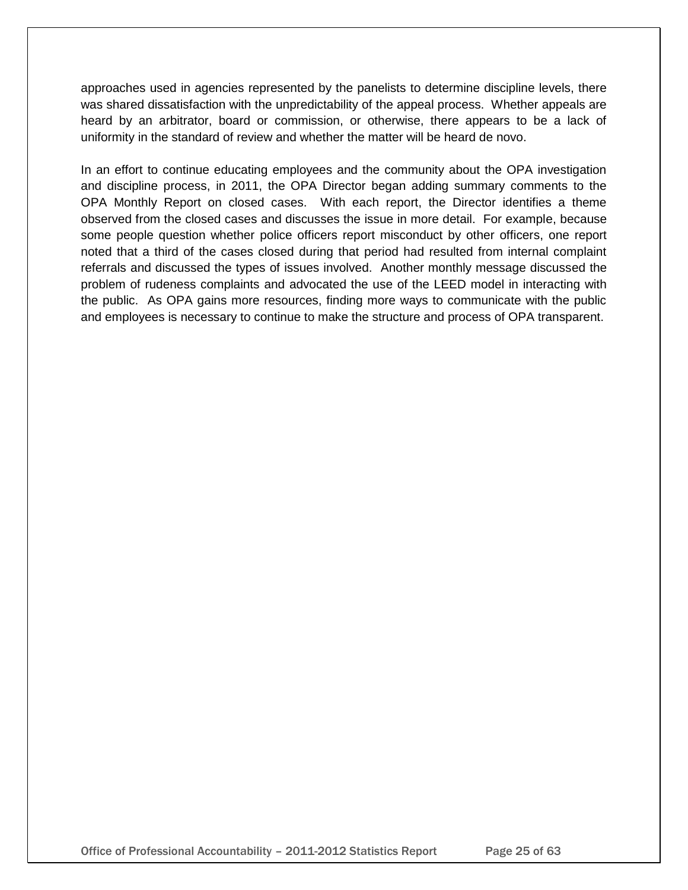approaches used in agencies represented by the panelists to determine discipline levels, there was shared dissatisfaction with the unpredictability of the appeal process. Whether appeals are heard by an arbitrator, board or commission, or otherwise, there appears to be a lack of uniformity in the standard of review and whether the matter will be heard de novo.

In an effort to continue educating employees and the community about the OPA investigation and discipline process, in 2011, the OPA Director began adding summary comments to the OPA Monthly Report on closed cases. With each report, the Director identifies a theme observed from the closed cases and discusses the issue in more detail. For example, because some people question whether police officers report misconduct by other officers, one report noted that a third of the cases closed during that period had resulted from internal complaint referrals and discussed the types of issues involved. Another monthly message discussed the problem of rudeness complaints and advocated the use of the LEED model in interacting with the public. As OPA gains more resources, finding more ways to communicate with the public and employees is necessary to continue to make the structure and process of OPA transparent.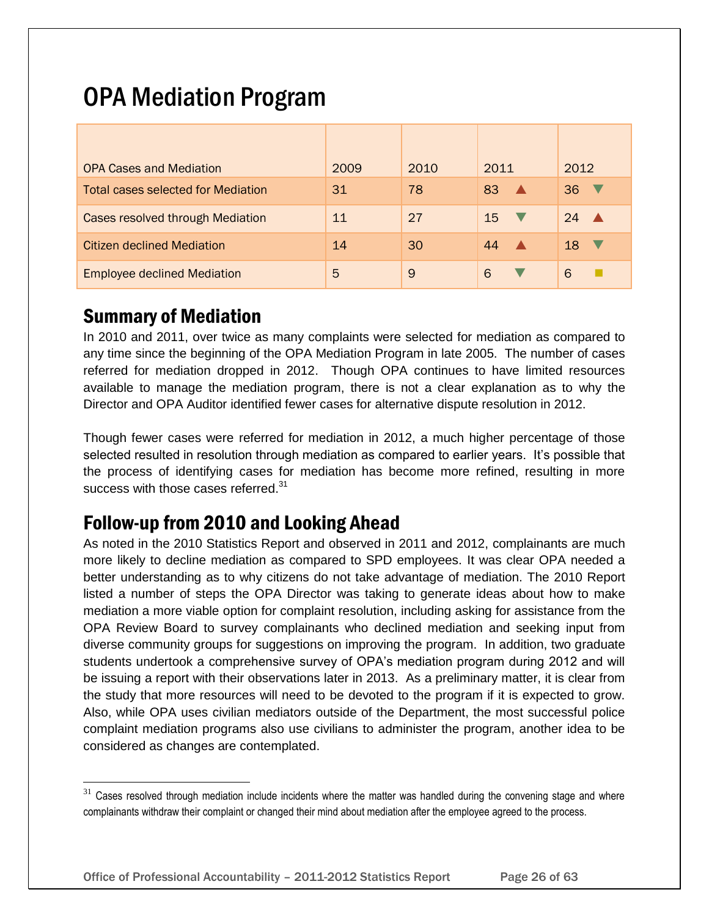# OPA Mediation Program

| OPA Cases and Mediation | 2009 | 2010 | 2011 | 2012 |
|---|---|---|---|---|
| Total cases selected for Mediation | 31 | 78 | 83 ▲ | 36 ▼ |
| Cases resolved through Mediation | 11 | 27 | 15 ▼ | 24 ▲ |
| Citizen declined Mediation | 14 | 30 | 44 ▲ | 18 ▼ |
| Employee declined Mediation | 5 | 9 | 6 ▼ | 6 ■ |

## Summary of Mediation

In 2010 and 2011, over twice as many complaints were selected for mediation as compared to any time since the beginning of the OPA Mediation Program in late 2005. The number of cases referred for mediation dropped in 2012. Though OPA continues to have limited resources available to manage the mediation program, there is not a clear explanation as to why the Director and OPA Auditor identified fewer cases for alternative dispute resolution in 2012.

Though fewer cases were referred for mediation in 2012, a much higher percentage of those selected resulted in resolution through mediation as compared to earlier years. It's possible that the process of identifying cases for mediation has become more refined, resulting in more success with those cases referred.[31]

## Follow-up from 2010 and Looking Ahead

As noted in the 2010 Statistics Report and observed in 2011 and 2012, complainants are much more likely to decline mediation as compared to SPD employees. It was clear OPA needed a better understanding as to why citizens do not take advantage of mediation. The 2010 Report listed a number of steps the OPA Director was taking to generate ideas about how to make mediation a more viable option for complaint resolution, including asking for assistance from the OPA Review Board to survey complainants who declined mediation and seeking input from diverse community groups for suggestions on improving the program. In addition, two graduate students undertook a comprehensive survey of OPA's mediation program during 2012 and will be issuing a report with their observations later in 2013. As a preliminary matter, it is clear from the study that more resources will need to be devoted to the program if it is expected to grow. Also, while OPA uses civilian mediators outside of the Department, the most successful police complaint mediation programs also use civilians to administer the program, another idea to be considered as changes are contemplated.

---

[31] Cases resolved through mediation include incidents where the matter was handled during the convening stage and where complainants withdraw their complaint or changed their mind about mediation after the employee agreed to the process.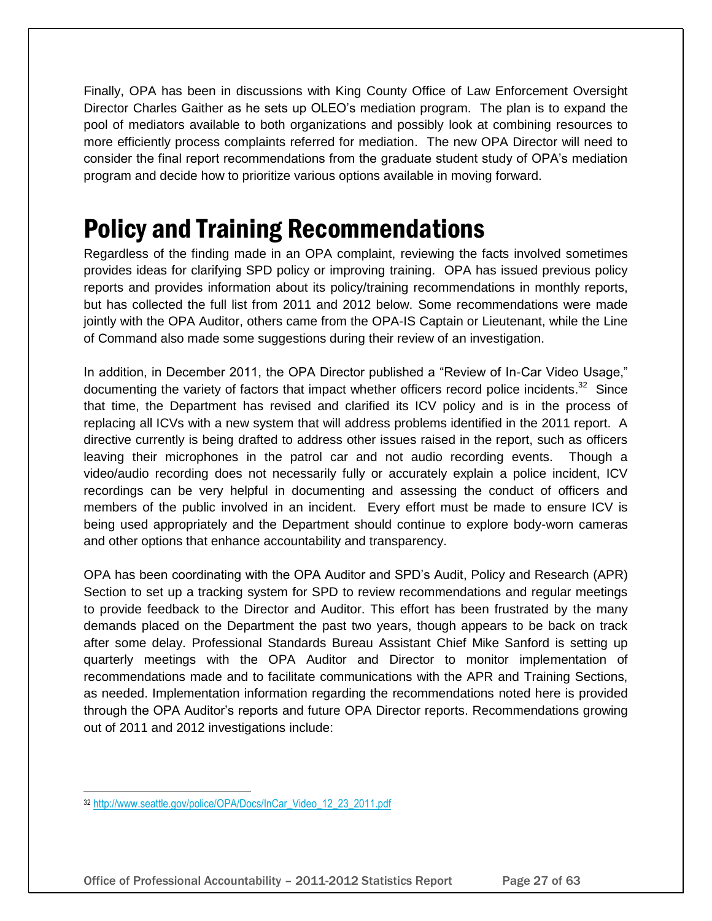Finally, OPA has been in discussions with King County Office of Law Enforcement Oversight Director Charles Gaither as he sets up OLEO's mediation program. The plan is to expand the pool of mediators available to both organizations and possibly look at combining resources to more efficiently process complaints referred for mediation. The new OPA Director will need to consider the final report recommendations from the graduate student study of OPA's mediation program and decide how to prioritize various options available in moving forward.

# Policy and Training Recommendations

Regardless of the finding made in an OPA complaint, reviewing the facts involved sometimes provides ideas for clarifying SPD policy or improving training. OPA has issued previous policy reports and provides information about its policy/training recommendations in monthly reports, but has collected the full list from 2011 and 2012 below. Some recommendations were made jointly with the OPA Auditor, others came from the OPA-IS Captain or Lieutenant, while the Line of Command also made some suggestions during their review of an investigation.

In addition, in December 2011, the OPA Director published a "Review of In-Car Video Usage," documenting the variety of factors that impact whether officers record police incidents.[32] Since that time, the Department has revised and clarified its ICV policy and is in the process of replacing all ICVs with a new system that will address problems identified in the 2011 report. A directive currently is being drafted to address other issues raised in the report, such as officers leaving their microphones in the patrol car and not audio recording events. Though a video/audio recording does not necessarily fully or accurately explain a police incident, ICV recordings can be very helpful in documenting and assessing the conduct of officers and members of the public involved in an incident. Every effort must be made to ensure ICV is being used appropriately and the Department should continue to explore body-worn cameras and other options that enhance accountability and transparency.

OPA has been coordinating with the OPA Auditor and SPD's Audit, Policy and Research (APR) Section to set up a tracking system for SPD to review recommendations and regular meetings to provide feedback to the Director and Auditor. This effort has been frustrated by the many demands placed on the Department the past two years, though appears to be back on track after some delay. Professional Standards Bureau Assistant Chief Mike Sanford is setting up quarterly meetings with the OPA Auditor and Director to monitor implementation of recommendations made and to facilitate communications with the APR and Training Sections, as needed. Implementation information regarding the recommendations noted here is provided through the OPA Auditor's reports and future OPA Director reports. Recommendations growing out of 2011 and 2012 investigations include:

---

[32] http://www.seattle.gov/police/OPA/Docs/InCar_Video_12_23_2011.pdf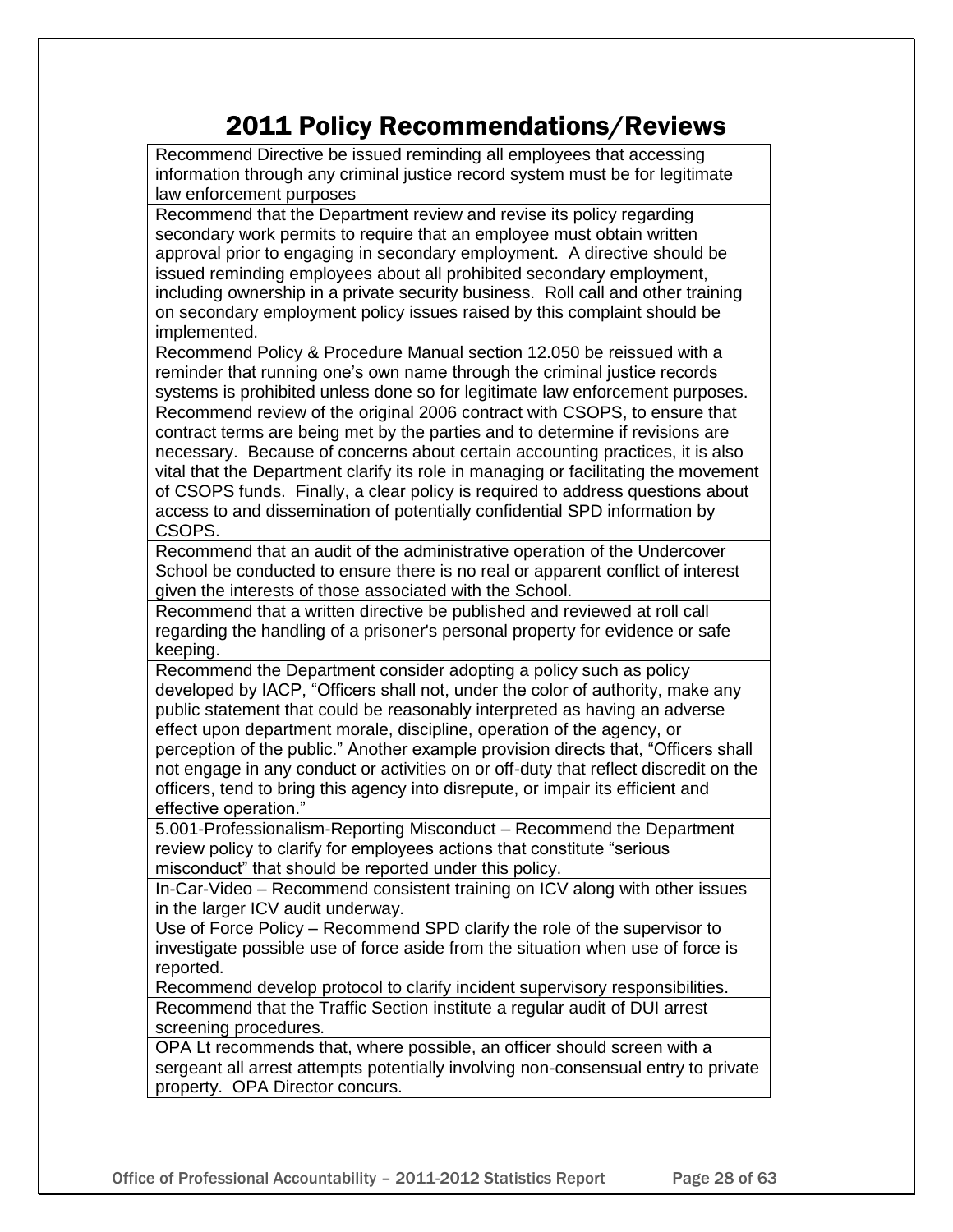# 2011 Policy Recommendations/Reviews

| Recommendation |
|---|
| Recommend Directive be issued reminding all employees that accessing information through any criminal justice record system must be for legitimate law enforcement purposes |
| Recommend that the Department review and revise its policy regarding secondary work permits to require that an employee must obtain written approval prior to engaging in secondary employment. A directive should be issued reminding employees about all prohibited secondary employment, including ownership in a private security business. Roll call and other training on secondary employment policy issues raised by this complaint should be implemented. |
| Recommend Policy & Procedure Manual section 12.050 be reissued with a reminder that running one's own name through the criminal justice records systems is prohibited unless done so for legitimate law enforcement purposes. |
| Recommend review of the original 2006 contract with CSOPS, to ensure that contract terms are being met by the parties and to determine if revisions are necessary. Because of concerns about certain accounting practices, it is also vital that the Department clarify its role in managing or facilitating the movement of CSOPS funds. Finally, a clear policy is required to address questions about access to and dissemination of potentially confidential SPD information by CSOPS. |
| Recommend that an audit of the administrative operation of the Undercover School be conducted to ensure there is no real or apparent conflict of interest given the interests of those associated with the School. |
| Recommend that a written directive be published and reviewed at roll call regarding the handling of a prisoner's personal property for evidence or safe keeping. |
| Recommend the Department consider adopting a policy such as policy developed by IACP, "Officers shall not, under the color of authority, make any public statement that could be reasonably interpreted as having an adverse effect upon department morale, discipline, operation of the agency, or perception of the public." Another example provision directs that, "Officers shall not engage in any conduct or activities on or off-duty that reflect discredit on the officers, tend to bring this agency into disrepute, or impair its efficient and effective operation." |
| 5.001-Professionalism-Reporting Misconduct – Recommend the Department review policy to clarify for employees actions that constitute "serious misconduct" that should be reported under this policy. |
| In-Car-Video – Recommend consistent training on ICV along with other issues in the larger ICV audit underway.<br>Use of Force Policy – Recommend SPD clarify the role of the supervisor to investigate possible use of force aside from the situation when use of force is reported.<br>Recommend develop protocol to clarify incident supervisory responsibilities. |
| Recommend that the Traffic Section institute a regular audit of DUI arrest screening procedures. |
| OPA Lt recommends that, where possible, an officer should screen with a sergeant all arrest attempts potentially involving non-consensual entry to private property. OPA Director concurs. |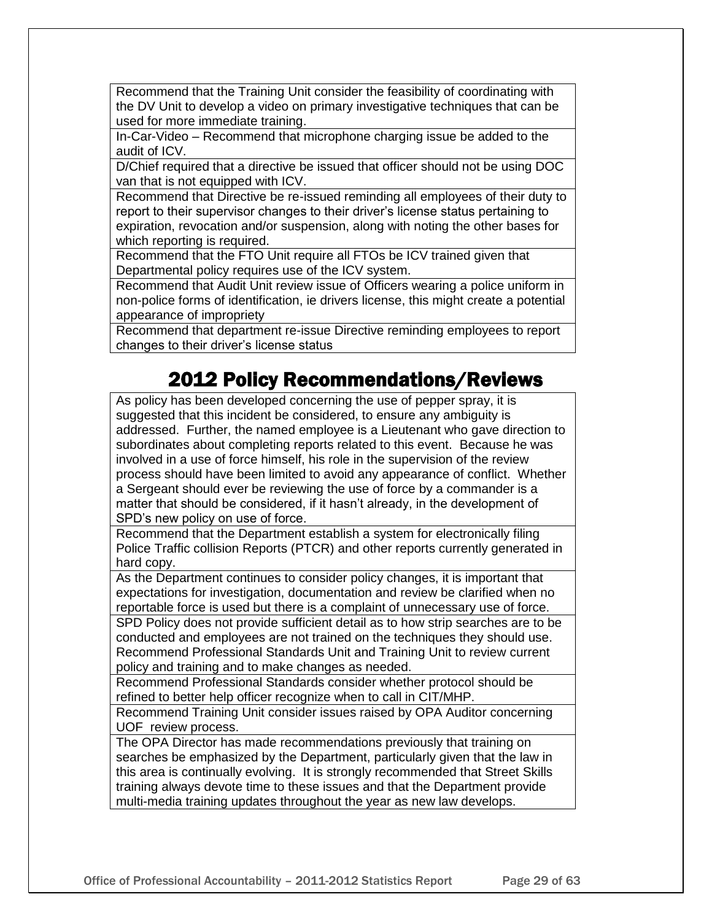| Recommend that the Training Unit consider the feasibility of coordinating with the DV Unit to develop a video on primary investigative techniques that can be used for more immediate training. |
| --- |
| In-Car-Video – Recommend that microphone charging issue be added to the audit of ICV. |
| D/Chief required that a directive be issued that officer should not be using DOC van that is not equipped with ICV. |
| Recommend that Directive be re-issued reminding all employees of their duty to report to their supervisor changes to their driver's license status pertaining to expiration, revocation and/or suspension, along with noting the other bases for which reporting is required. |
| Recommend that the FTO Unit require all FTOs be ICV trained given that Departmental policy requires use of the ICV system. |
| Recommend that Audit Unit review issue of Officers wearing a police uniform in non-police forms of identification, ie drivers license, this might create a potential appearance of impropriety |
| Recommend that department re-issue Directive reminding employees to report changes to their driver's license status |

## 2012 Policy Recommendations/Reviews

| As policy has been developed concerning the use of pepper spray, it is suggested that this incident be considered, to ensure any ambiguity is addressed. Further, the named employee is a Lieutenant who gave direction to subordinates about completing reports related to this event. Because he was involved in a use of force himself, his role in the supervision of the review process should have been limited to avoid any appearance of conflict. Whether a Sergeant should ever be reviewing the use of force by a commander is a matter that should be considered, if it hasn't already, in the development of SPD's new policy on use of force. |
| --- |
| Recommend that the Department establish a system for electronically filing Police Traffic collision Reports (PTCR) and other reports currently generated in hard copy. |
| As the Department continues to consider policy changes, it is important that expectations for investigation, documentation and review be clarified when no reportable force is used but there is a complaint of unnecessary use of force. |
| SPD Policy does not provide sufficient detail as to how strip searches are to be conducted and employees are not trained on the techniques they should use. Recommend Professional Standards Unit and Training Unit to review current policy and training and to make changes as needed. |
| Recommend Professional Standards consider whether protocol should be refined to better help officer recognize when to call in CIT/MHP. |
| Recommend Training Unit consider issues raised by OPA Auditor concerning UOF review process. |
| The OPA Director has made recommendations previously that training on searches be emphasized by the Department, particularly given that the law in this area is continually evolving. It is strongly recommended that Street Skills training always devote time to these issues and that the Department provide multi-media training updates throughout the year as new law develops. |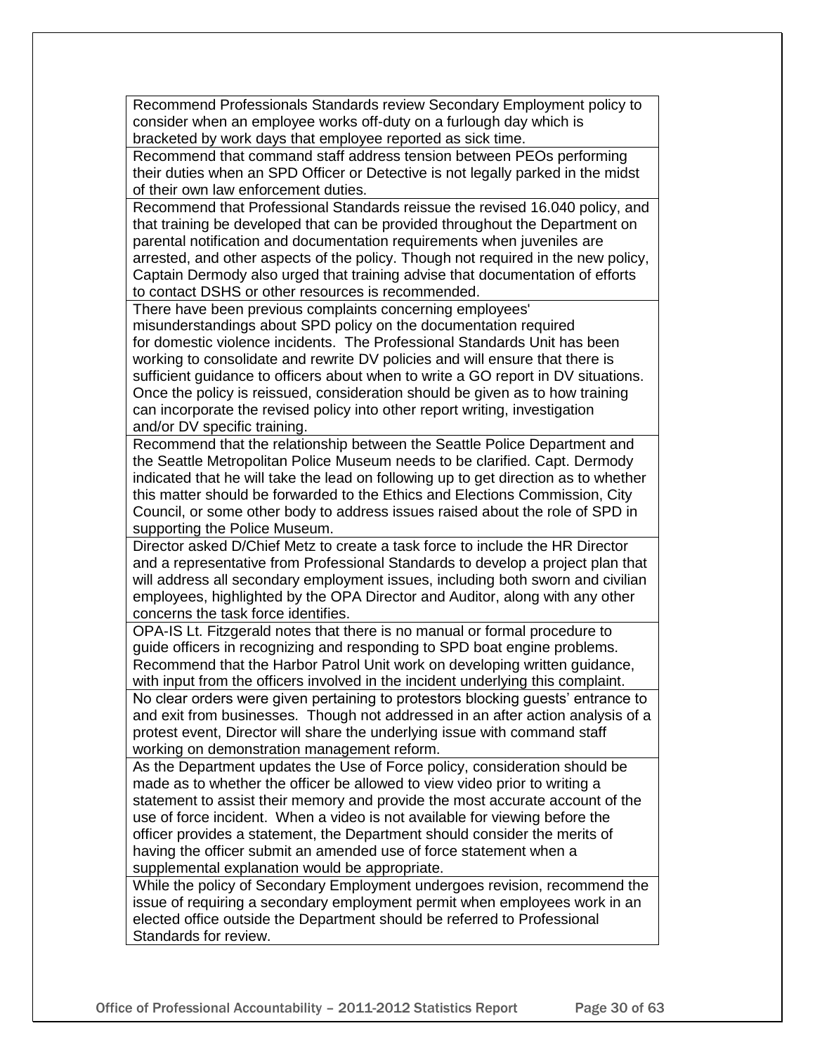| |
|---|
| Recommend Professionals Standards review Secondary Employment policy to consider when an employee works off-duty on a furlough day which is bracketed by work days that employee reported as sick time. |
| Recommend that command staff address tension between PEOs performing their duties when an SPD Officer or Detective is not legally parked in the midst of their own law enforcement duties. |
| Recommend that Professional Standards reissue the revised 16.040 policy, and that training be developed that can be provided throughout the Department on parental notification and documentation requirements when juveniles are arrested, and other aspects of the policy. Though not required in the new policy, Captain Dermody also urged that training advise that documentation of efforts to contact DSHS or other resources is recommended. |
| There have been previous complaints concerning employees' misunderstandings about SPD policy on the documentation required for domestic violence incidents. The Professional Standards Unit has been working to consolidate and rewrite DV policies and will ensure that there is sufficient guidance to officers about when to write a GO report in DV situations. Once the policy is reissued, consideration should be given as to how training can incorporate the revised policy into other report writing, investigation and/or DV specific training. |
| Recommend that the relationship between the Seattle Police Department and the Seattle Metropolitan Police Museum needs to be clarified. Capt. Dermody indicated that he will take the lead on following up to get direction as to whether this matter should be forwarded to the Ethics and Elections Commission, City Council, or some other body to address issues raised about the role of SPD in supporting the Police Museum. |
| Director asked D/Chief Metz to create a task force to include the HR Director and a representative from Professional Standards to develop a project plan that will address all secondary employment issues, including both sworn and civilian employees, highlighted by the OPA Director and Auditor, along with any other concerns the task force identifies. |
| OPA-IS Lt. Fitzgerald notes that there is no manual or formal procedure to guide officers in recognizing and responding to SPD boat engine problems. Recommend that the Harbor Patrol Unit work on developing written guidance, with input from the officers involved in the incident underlying this complaint. |
| No clear orders were given pertaining to protestors blocking guests' entrance to and exit from businesses. Though not addressed in an after action analysis of a protest event, Director will share the underlying issue with command staff working on demonstration management reform. |
| As the Department updates the Use of Force policy, consideration should be made as to whether the officer be allowed to view video prior to writing a statement to assist their memory and provide the most accurate account of the use of force incident. When a video is not available for viewing before the officer provides a statement, the Department should consider the merits of having the officer submit an amended use of force statement when a supplemental explanation would be appropriate. |
| While the policy of Secondary Employment undergoes revision, recommend the issue of requiring a secondary employment permit when employees work in an elected office outside the Department should be referred to Professional Standards for review. |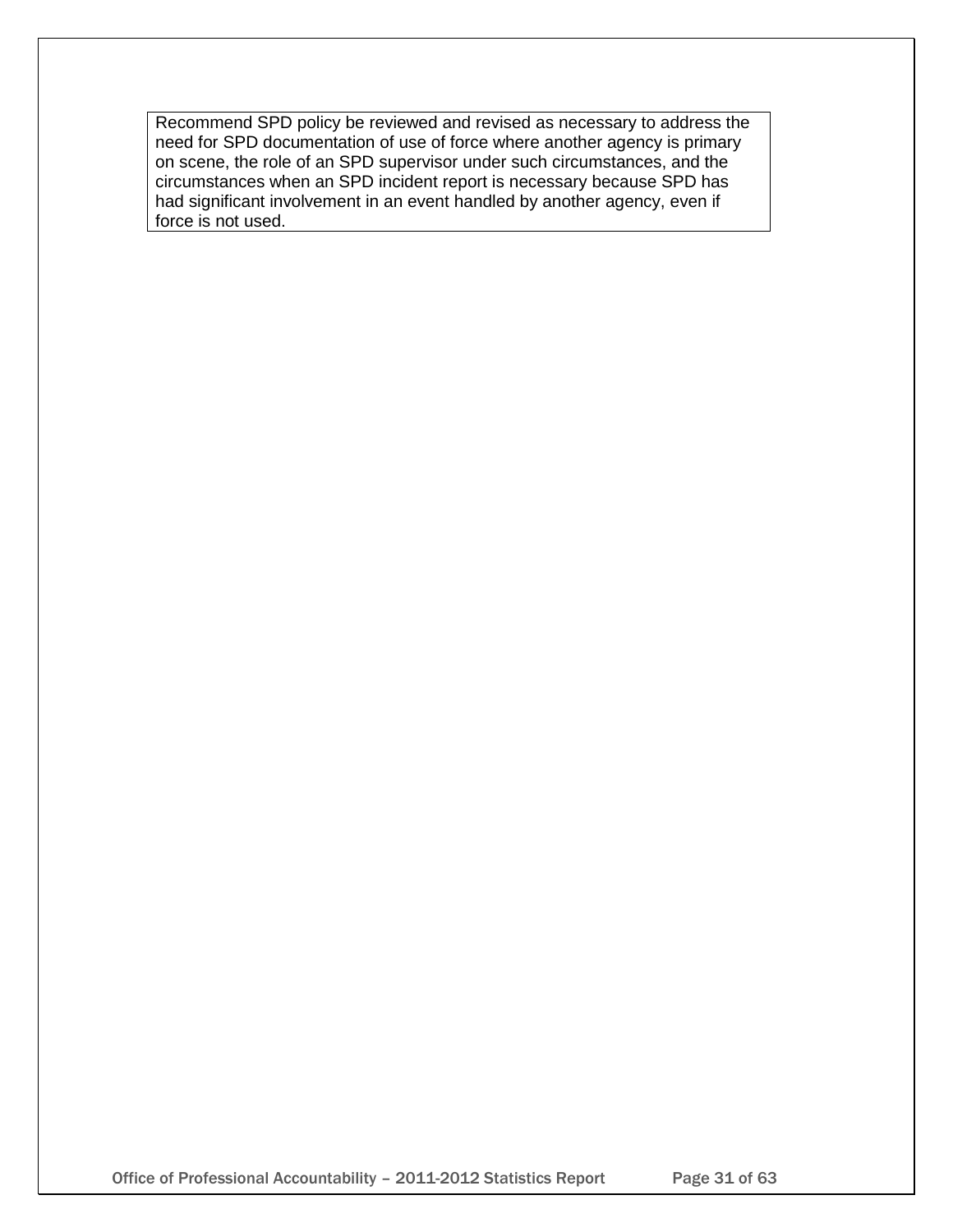| Recommend SPD policy be reviewed and revised as necessary to address the need for SPD documentation of use of force where another agency is primary on scene, the role of an SPD supervisor under such circumstances, and the circumstances when an SPD incident report is necessary because SPD has had significant involvement in an event handled by another agency, even if force is not used. |
| --- |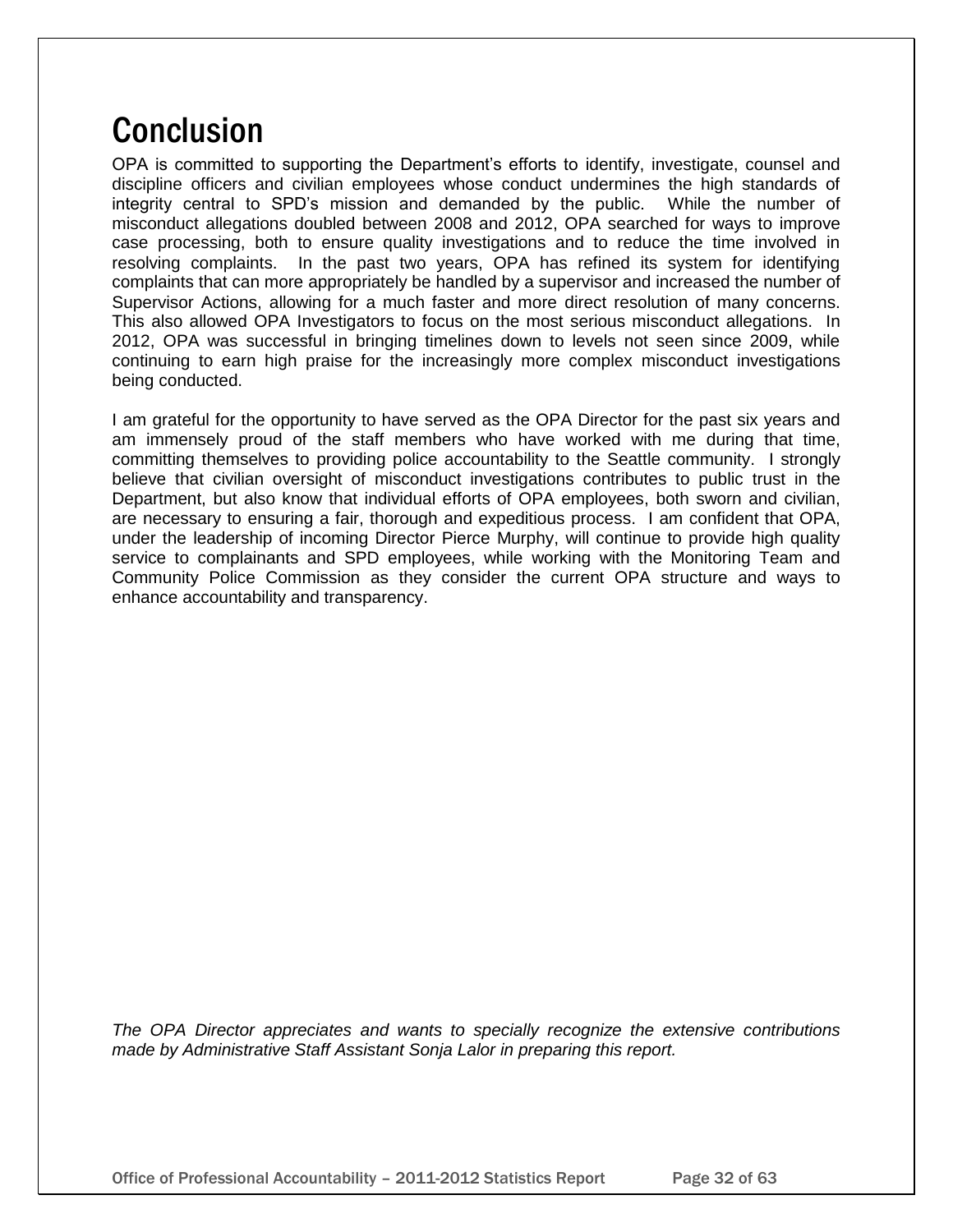# Conclusion

OPA is committed to supporting the Department's efforts to identify, investigate, counsel and discipline officers and civilian employees whose conduct undermines the high standards of integrity central to SPD's mission and demanded by the public. While the number of misconduct allegations doubled between 2008 and 2012, OPA searched for ways to improve case processing, both to ensure quality investigations and to reduce the time involved in resolving complaints. In the past two years, OPA has refined its system for identifying complaints that can more appropriately be handled by a supervisor and increased the number of Supervisor Actions, allowing for a much faster and more direct resolution of many concerns. This also allowed OPA Investigators to focus on the most serious misconduct allegations. In 2012, OPA was successful in bringing timelines down to levels not seen since 2009, while continuing to earn high praise for the increasingly more complex misconduct investigations being conducted.

I am grateful for the opportunity to have served as the OPA Director for the past six years and am immensely proud of the staff members who have worked with me during that time, committing themselves to providing police accountability to the Seattle community. I strongly believe that civilian oversight of misconduct investigations contributes to public trust in the Department, but also know that individual efforts of OPA employees, both sworn and civilian, are necessary to ensuring a fair, thorough and expeditious process. I am confident that OPA, under the leadership of incoming Director Pierce Murphy, will continue to provide high quality service to complainants and SPD employees, while working with the Monitoring Team and Community Police Commission as they consider the current OPA structure and ways to enhance accountability and transparency.

*The OPA Director appreciates and wants to specially recognize the extensive contributions made by Administrative Staff Assistant Sonja Lalor in preparing this report.*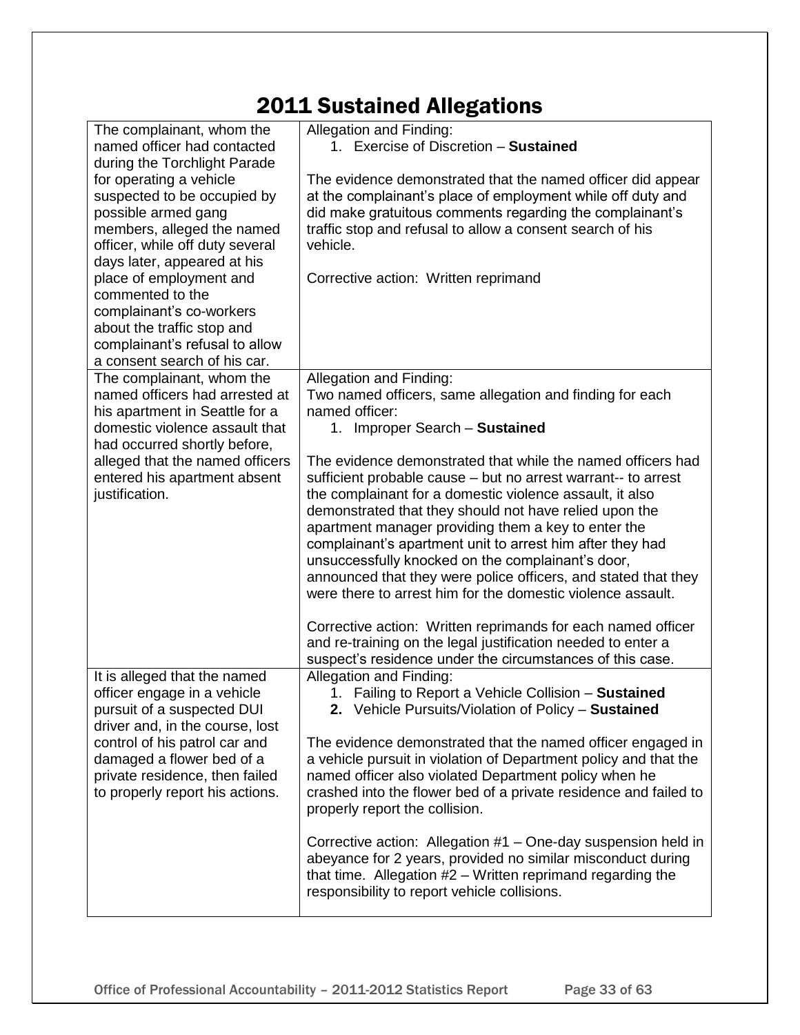# 2011 Sustained Allegations

| | |
|---|---|
| The complainant, whom the named officer had contacted during the Torchlight Parade for operating a vehicle suspected to be occupied by possible armed gang members, alleged the named officer, while off duty several days later, appeared at his place of employment and commented to the complainant's co-workers about the traffic stop and complainant's refusal to allow a consent search of his car. | Allegation and Finding:<br>1. Exercise of Discretion – **Sustained**<br><br>The evidence demonstrated that the named officer did appear at the complainant's place of employment while off duty and did make gratuitous comments regarding the complainant's traffic stop and refusal to allow a consent search of his vehicle.<br><br>Corrective action: Written reprimand |
| The complainant, whom the named officers had arrested at his apartment in Seattle for a domestic violence assault that had occurred shortly before, alleged that the named officers entered his apartment absent justification. | Allegation and Finding:<br>Two named officers, same allegation and finding for each named officer:<br>1. Improper Search – **Sustained**<br><br>The evidence demonstrated that while the named officers had sufficient probable cause – but no arrest warrant-- to arrest the complainant for a domestic violence assault, it also demonstrated that they should not have relied upon the apartment manager providing them a key to enter the complainant's apartment unit to arrest him after they had unsuccessfully knocked on the complainant's door, announced that they were police officers, and stated that they were there to arrest him for the domestic violence assault.<br><br>Corrective action: Written reprimands for each named officer and re-training on the legal justification needed to enter a suspect's residence under the circumstances of this case. |
| It is alleged that the named officer engage in a vehicle pursuit of a suspected DUI driver and, in the course, lost control of his patrol car and damaged a flower bed of a private residence, then failed to properly report his actions. | Allegation and Finding:<br>1. Failing to Report a Vehicle Collision – **Sustained**<br>**2.** Vehicle Pursuits/Violation of Policy – **Sustained**<br><br>The evidence demonstrated that the named officer engaged in a vehicle pursuit in violation of Department policy and that the named officer also violated Department policy when he crashed into the flower bed of a private residence and failed to properly report the collision.<br><br>Corrective action: Allegation #1 – One-day suspension held in abeyance for 2 years, provided no similar misconduct during that time. Allegation #2 – Written reprimand regarding the responsibility to report vehicle collisions. |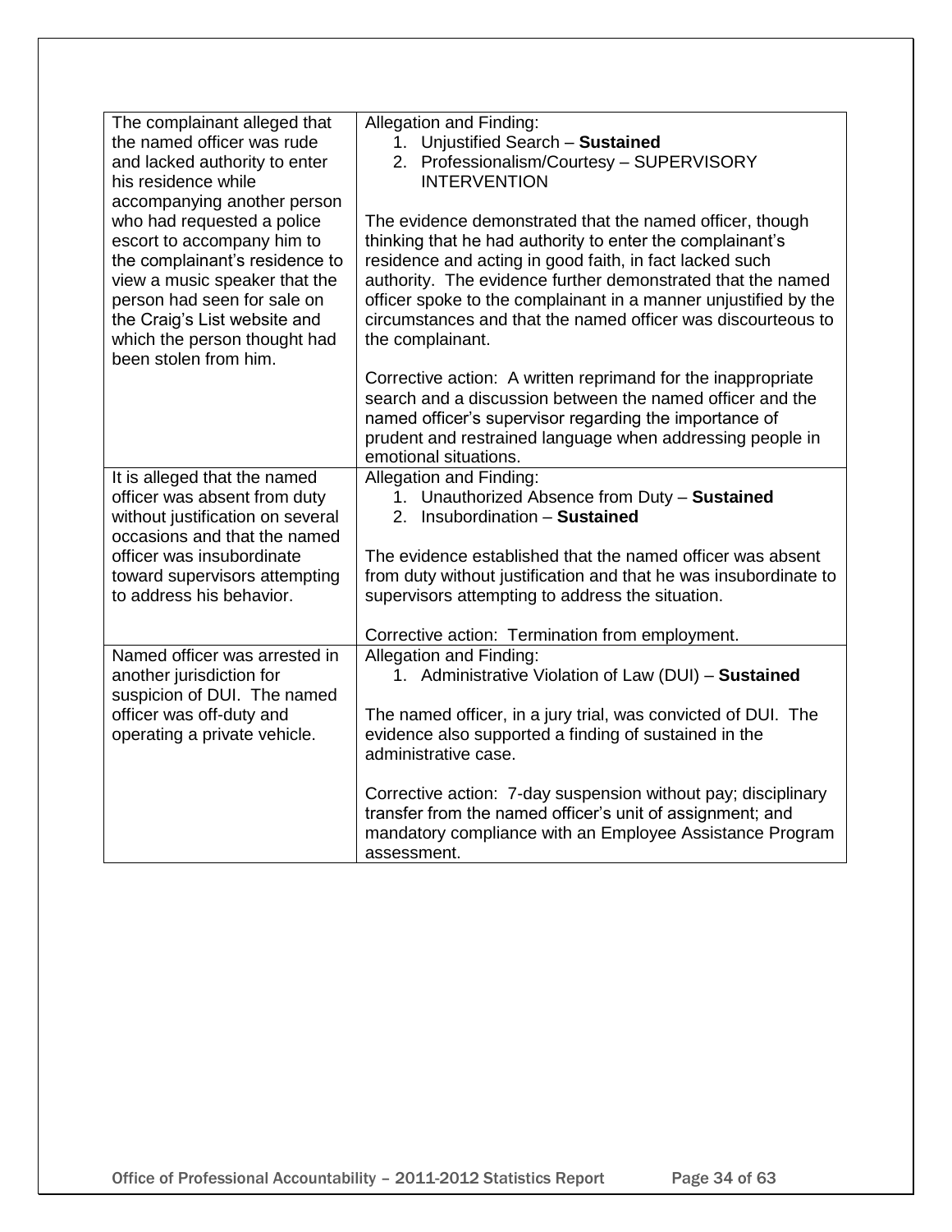| | |
|---|---|
| The complainant alleged that the named officer was rude and lacked authority to enter his residence while accompanying another person who had requested a police escort to accompany him to the complainant's residence to view a music speaker that the person had seen for sale on the Craig's List website and which the person thought had been stolen from him. | Allegation and Finding:<br>1. Unjustified Search – **Sustained**<br>2. Professionalism/Courtesy – SUPERVISORY INTERVENTION<br><br>The evidence demonstrated that the named officer, though thinking that he had authority to enter the complainant's residence and acting in good faith, in fact lacked such authority. The evidence further demonstrated that the named officer spoke to the complainant in a manner unjustified by the circumstances and that the named officer was discourteous to the complainant.<br><br>Corrective action: A written reprimand for the inappropriate search and a discussion between the named officer and the named officer's supervisor regarding the importance of prudent and restrained language when addressing people in emotional situations. |
| It is alleged that the named officer was absent from duty without justification on several occasions and that the named officer was insubordinate toward supervisors attempting to address his behavior. | Allegation and Finding:<br>1. Unauthorized Absence from Duty – **Sustained**<br>2. Insubordination – **Sustained**<br><br>The evidence established that the named officer was absent from duty without justification and that he was insubordinate to supervisors attempting to address the situation.<br><br>Corrective action: Termination from employment. |
| Named officer was arrested in another jurisdiction for suspicion of DUI. The named officer was off-duty and operating a private vehicle. | Allegation and Finding:<br>1. Administrative Violation of Law (DUI) – **Sustained**<br><br>The named officer, in a jury trial, was convicted of DUI. The evidence also supported a finding of sustained in the administrative case.<br><br>Corrective action: 7-day suspension without pay; disciplinary transfer from the named officer's unit of assignment; and mandatory compliance with an Employee Assistance Program assessment. |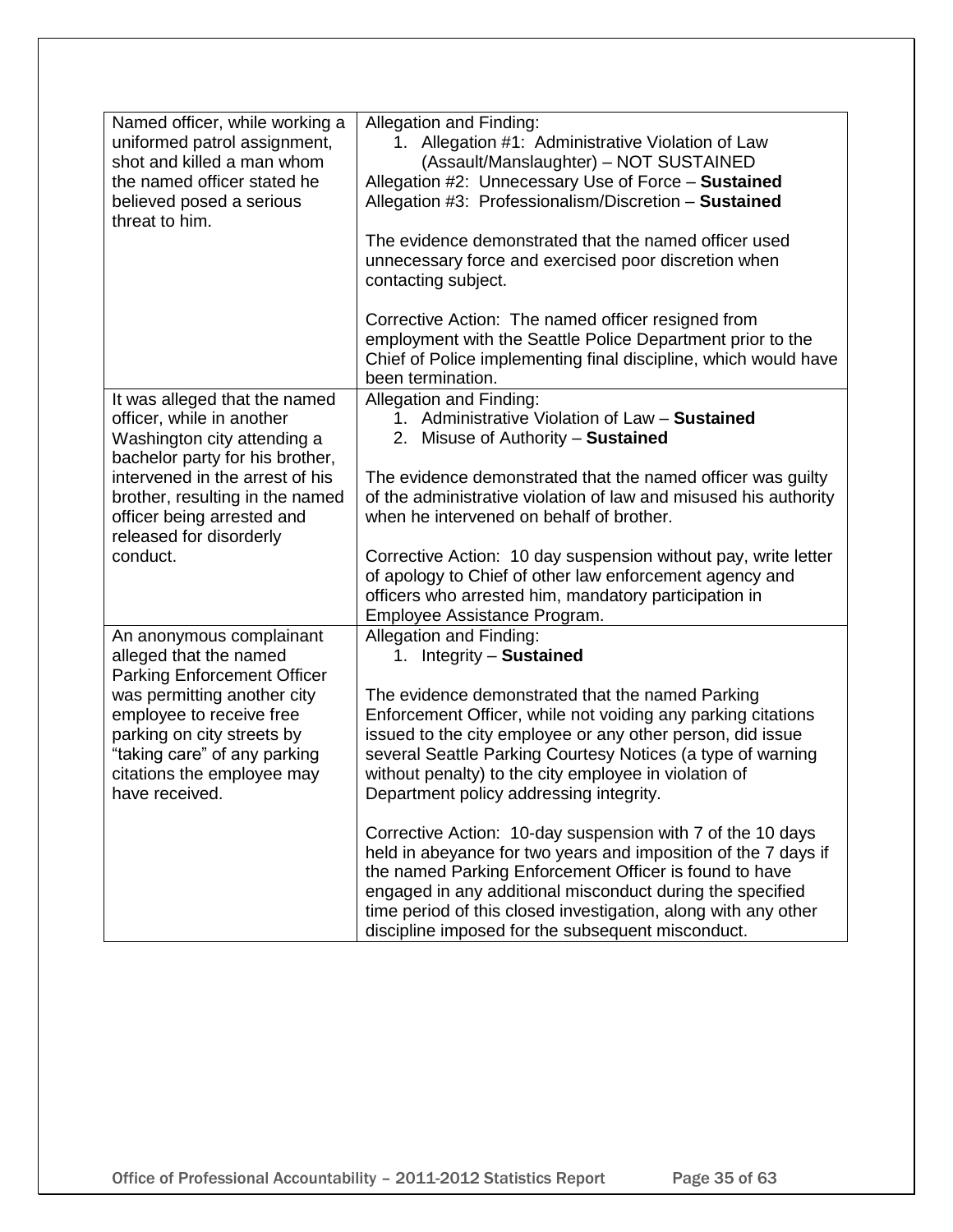| | |
|---|---|
| Named officer, while working a uniformed patrol assignment, shot and killed a man whom the named officer stated he believed posed a serious threat to him. | Allegation and Finding:<br>1. Allegation #1: Administrative Violation of Law (Assault/Manslaughter) – NOT SUSTAINED<br>Allegation #2: Unnecessary Use of Force – **Sustained**<br>Allegation #3: Professionalism/Discretion – **Sustained**<br><br>The evidence demonstrated that the named officer used unnecessary force and exercised poor discretion when contacting subject.<br><br>Corrective Action: The named officer resigned from employment with the Seattle Police Department prior to the Chief of Police implementing final discipline, which would have been termination. |
| It was alleged that the named officer, while in another Washington city attending a bachelor party for his brother, intervened in the arrest of his brother, resulting in the named officer being arrested and released for disorderly conduct. | Allegation and Finding:<br>1. Administrative Violation of Law – **Sustained**<br>2. Misuse of Authority – **Sustained**<br><br>The evidence demonstrated that the named officer was guilty of the administrative violation of law and misused his authority when he intervened on behalf of brother.<br><br>Corrective Action: 10 day suspension without pay, write letter of apology to Chief of other law enforcement agency and officers who arrested him, mandatory participation in Employee Assistance Program. |
| An anonymous complainant alleged that the named Parking Enforcement Officer was permitting another city employee to receive free parking on city streets by "taking care" of any parking citations the employee may have received. | Allegation and Finding:<br>1. Integrity – **Sustained**<br><br>The evidence demonstrated that the named Parking Enforcement Officer, while not voiding any parking citations issued to the city employee or any other person, did issue several Seattle Parking Courtesy Notices (a type of warning without penalty) to the city employee in violation of Department policy addressing integrity.<br><br>Corrective Action: 10-day suspension with 7 of the 10 days held in abeyance for two years and imposition of the 7 days if the named Parking Enforcement Officer is found to have engaged in any additional misconduct during the specified time period of this closed investigation, along with any other discipline imposed for the subsequent misconduct. |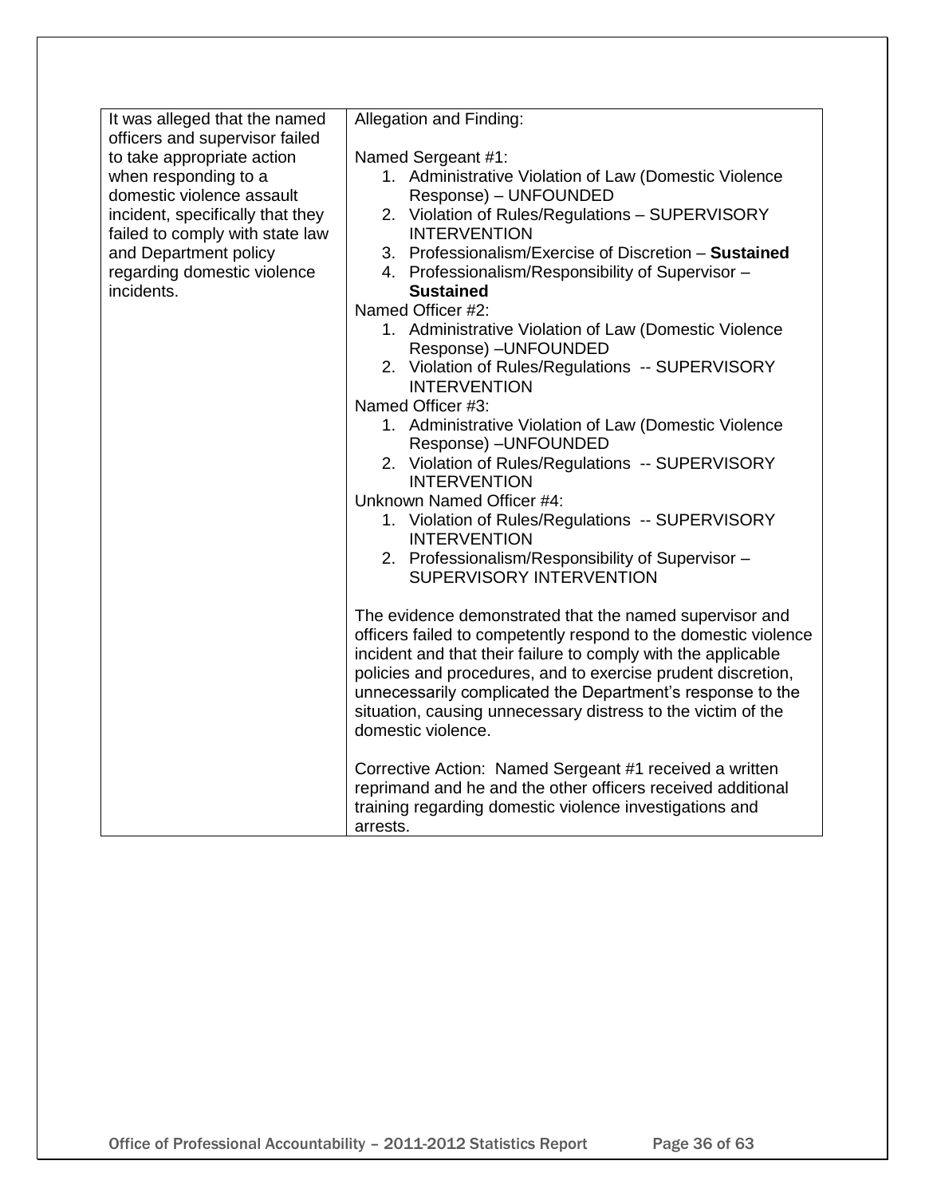| | |
|---|---|
| It was alleged that the named officers and supervisor failed to take appropriate action when responding to a domestic violence assault incident, specifically that they failed to comply with state law and Department policy regarding domestic violence incidents. | Allegation and Finding:<br><br>Named Sergeant #1:<br>1. Administrative Violation of Law (Domestic Violence Response) – UNFOUNDED<br>2. Violation of Rules/Regulations – SUPERVISORY INTERVENTION<br>3. Professionalism/Exercise of Discretion – **Sustained**<br>4. Professionalism/Responsibility of Supervisor – **Sustained**<br>Named Officer #2:<br>1. Administrative Violation of Law (Domestic Violence Response) –UNFOUNDED<br>2. Violation of Rules/Regulations -- SUPERVISORY INTERVENTION<br>Named Officer #3:<br>1. Administrative Violation of Law (Domestic Violence Response) –UNFOUNDED<br>2. Violation of Rules/Regulations -- SUPERVISORY INTERVENTION<br>Unknown Named Officer #4:<br>1. Violation of Rules/Regulations -- SUPERVISORY INTERVENTION<br>2. Professionalism/Responsibility of Supervisor – SUPERVISORY INTERVENTION<br><br>The evidence demonstrated that the named supervisor and officers failed to competently respond to the domestic violence incident and that their failure to comply with the applicable policies and procedures, and to exercise prudent discretion, unnecessarily complicated the Department's response to the situation, causing unnecessary distress to the victim of the domestic violence.<br><br>Corrective Action: Named Sergeant #1 received a written reprimand and he and the other officers received additional training regarding domestic violence investigations and arrests. |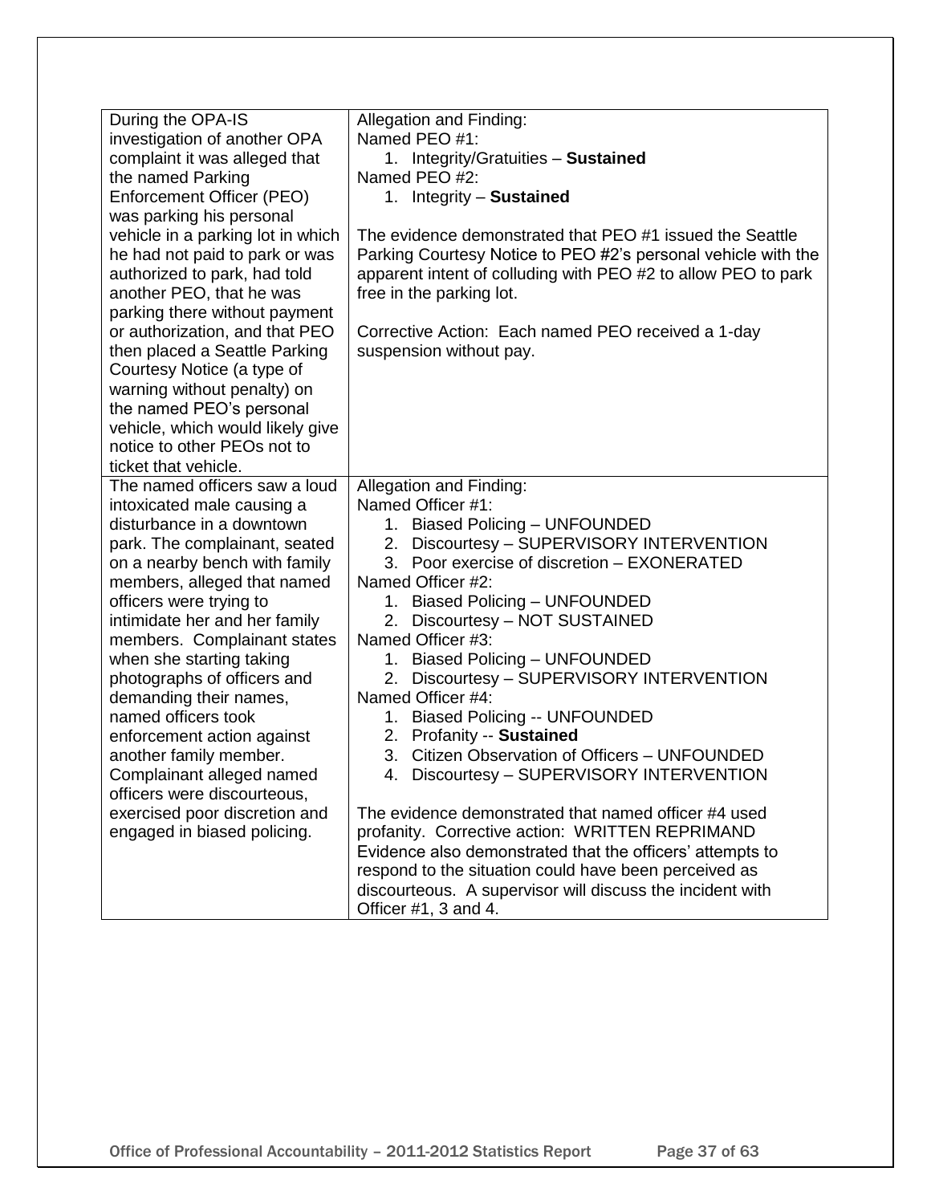| | |
|---|---|
| During the OPA-IS investigation of another OPA complaint it was alleged that the named Parking Enforcement Officer (PEO) was parking his personal vehicle in a parking lot in which he had not paid to park or was authorized to park, had told another PEO, that he was parking there without payment or authorization, and that PEO then placed a Seattle Parking Courtesy Notice (a type of warning without penalty) on the named PEO's personal vehicle, which would likely give notice to other PEOs not to ticket that vehicle. | Allegation and Finding:<br>Named PEO #1:<br>1. Integrity/Gratuities – **Sustained**<br>Named PEO #2:<br>1. Integrity – **Sustained**<br><br>The evidence demonstrated that PEO #1 issued the Seattle Parking Courtesy Notice to PEO #2's personal vehicle with the apparent intent of colluding with PEO #2 to allow PEO to park free in the parking lot.<br><br>Corrective Action: Each named PEO received a 1-day suspension without pay. |
| The named officers saw a loud intoxicated male causing a disturbance in a downtown park. The complainant, seated on a nearby bench with family members, alleged that named officers were trying to intimidate her and her family members. Complainant states when she starting taking photographs of officers and demanding their names, named officers took enforcement action against another family member. Complainant alleged named officers were discourteous, exercised poor discretion and engaged in biased policing. | Allegation and Finding:<br>Named Officer #1:<br>1. Biased Policing – UNFOUNDED<br>2. Discourtesy – SUPERVISORY INTERVENTION<br>3. Poor exercise of discretion – EXONERATED<br>Named Officer #2:<br>1. Biased Policing – UNFOUNDED<br>2. Discourtesy – NOT SUSTAINED<br>Named Officer #3:<br>1. Biased Policing – UNFOUNDED<br>2. Discourtesy – SUPERVISORY INTERVENTION<br>Named Officer #4:<br>1. Biased Policing -- UNFOUNDED<br>2. Profanity -- **Sustained**<br>3. Citizen Observation of Officers – UNFOUNDED<br>4. Discourtesy – SUPERVISORY INTERVENTION<br><br>The evidence demonstrated that named officer #4 used profanity. Corrective action: WRITTEN REPRIMAND Evidence also demonstrated that the officers' attempts to respond to the situation could have been perceived as discourteous. A supervisor will discuss the incident with Officer #1, 3 and 4. |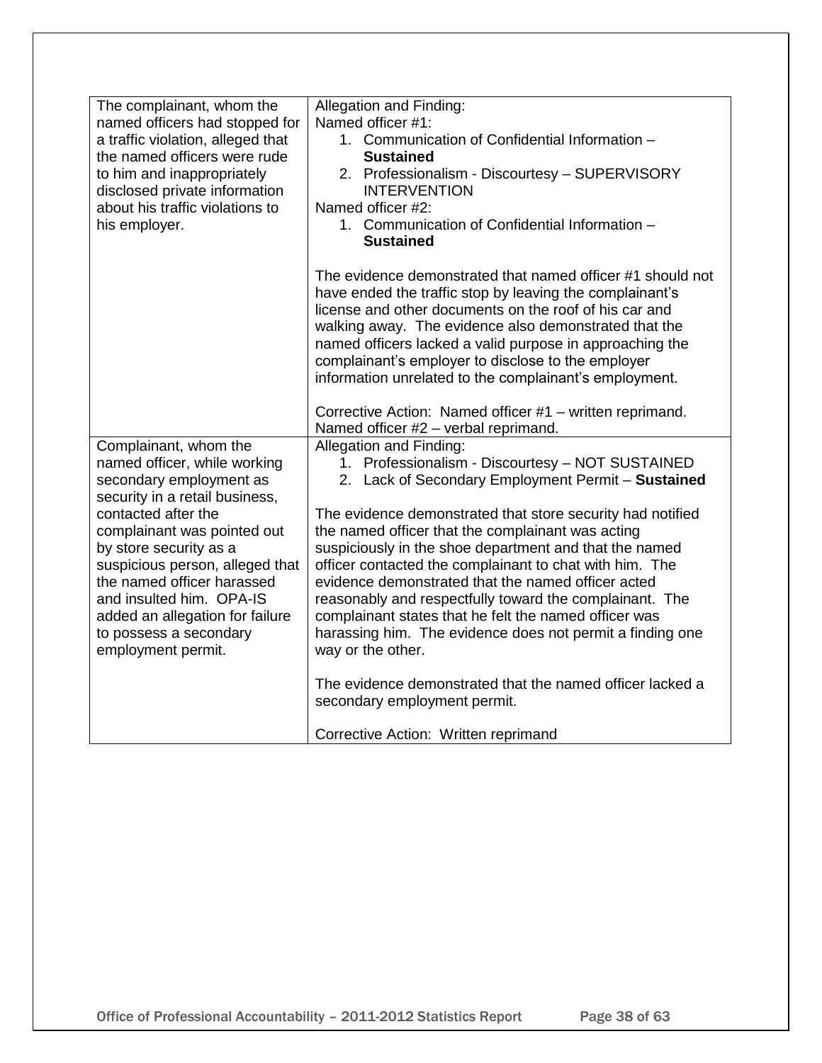| | |
|---|---|
| The complainant, whom the named officers had stopped for a traffic violation, alleged that the named officers were rude to him and inappropriately disclosed private information about his traffic violations to his employer. | Allegation and Finding:<br>Named officer #1:<br>1. Communication of Confidential Information – **Sustained**<br>2. Professionalism - Discourtesy – SUPERVISORY INTERVENTION<br>Named officer #2:<br>1. Communication of Confidential Information – **Sustained**<br><br>The evidence demonstrated that named officer #1 should not have ended the traffic stop by leaving the complainant's license and other documents on the roof of his car and walking away. The evidence also demonstrated that the named officers lacked a valid purpose in approaching the complainant's employer to disclose to the employer information unrelated to the complainant's employment.<br><br>Corrective Action: Named officer #1 – written reprimand. Named officer #2 – verbal reprimand. |
| Complainant, whom the named officer, while working secondary employment as security in a retail business, contacted after the complainant was pointed out by store security as a suspicious person, alleged that the named officer harassed and insulted him. OPA-IS added an allegation for failure to possess a secondary employment permit. | Allegation and Finding:<br>1. Professionalism - Discourtesy – NOT SUSTAINED<br>2. Lack of Secondary Employment Permit – **Sustained**<br><br>The evidence demonstrated that store security had notified the named officer that the complainant was acting suspiciously in the shoe department and that the named officer contacted the complainant to chat with him. The evidence demonstrated that the named officer acted reasonably and respectfully toward the complainant. The complainant states that he felt the named officer was harassing him. The evidence does not permit a finding one way or the other.<br><br>The evidence demonstrated that the named officer lacked a secondary employment permit.<br><br>Corrective Action: Written reprimand |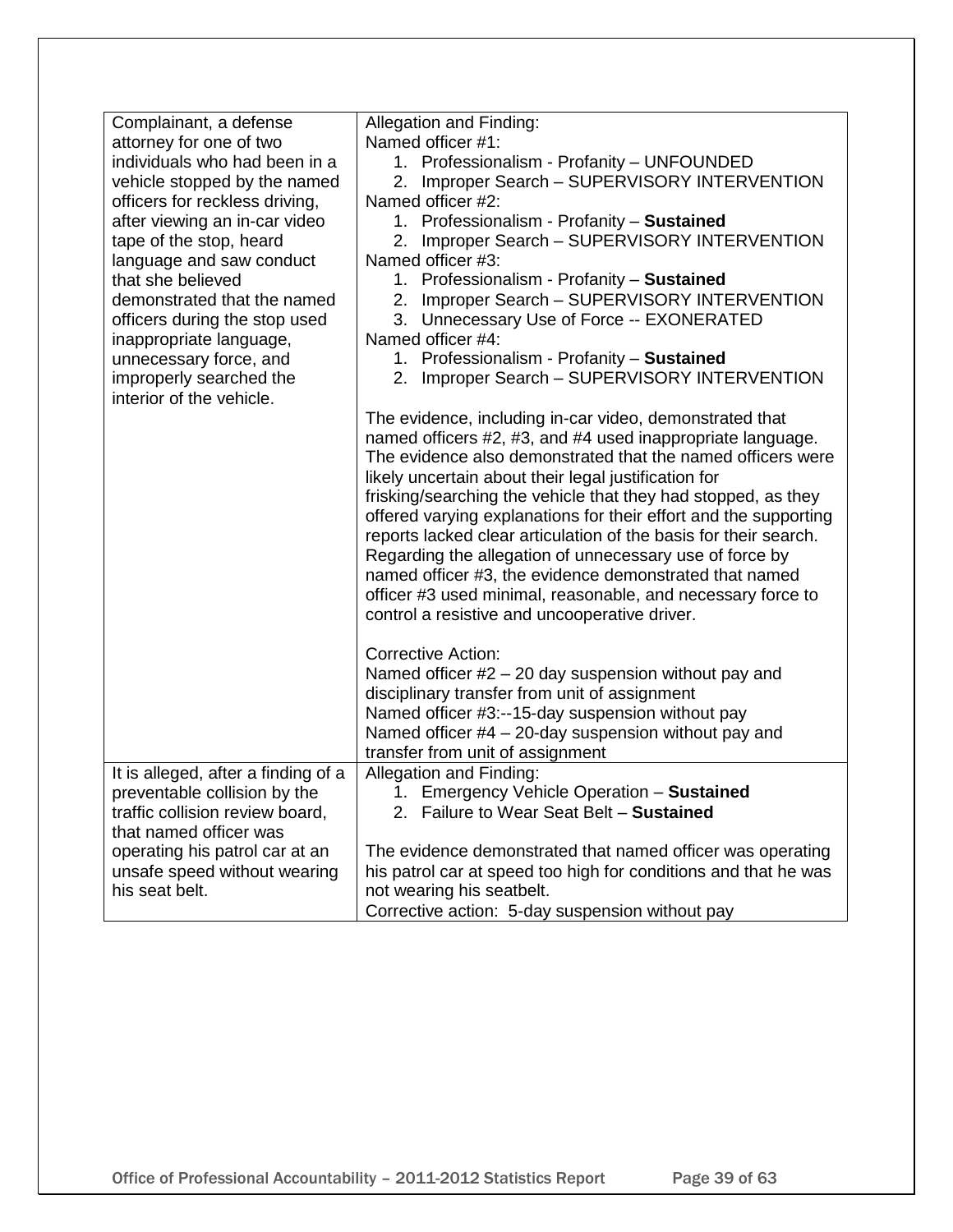| | |
|---|---|
| Complainant, a defense attorney for one of two individuals who had been in a vehicle stopped by the named officers for reckless driving, after viewing an in-car video tape of the stop, heard language and saw conduct that she believed demonstrated that the named officers during the stop used inappropriate language, unnecessary force, and improperly searched the interior of the vehicle. | Allegation and Finding:<br>Named officer #1:<br>1. Professionalism - Profanity – UNFOUNDED<br>2. Improper Search – SUPERVISORY INTERVENTION<br>Named officer #2:<br>1. Professionalism - Profanity – **Sustained**<br>2. Improper Search – SUPERVISORY INTERVENTION<br>Named officer #3:<br>1. Professionalism - Profanity – **Sustained**<br>2. Improper Search – SUPERVISORY INTERVENTION<br>3. Unnecessary Use of Force -- EXONERATED<br>Named officer #4:<br>1. Professionalism - Profanity – **Sustained**<br>2. Improper Search – SUPERVISORY INTERVENTION<br><br>The evidence, including in-car video, demonstrated that named officers #2, #3, and #4 used inappropriate language. The evidence also demonstrated that the named officers were likely uncertain about their legal justification for frisking/searching the vehicle that they had stopped, as they offered varying explanations for their effort and the supporting reports lacked clear articulation of the basis for their search. Regarding the allegation of unnecessary use of force by named officer #3, the evidence demonstrated that named officer #3 used minimal, reasonable, and necessary force to control a resistive and uncooperative driver.<br><br>Corrective Action:<br>Named officer #2 – 20 day suspension without pay and disciplinary transfer from unit of assignment<br>Named officer #3:--15-day suspension without pay<br>Named officer #4 – 20-day suspension without pay and transfer from unit of assignment |
| It is alleged, after a finding of a preventable collision by the traffic collision review board, that named officer was operating his patrol car at an unsafe speed without wearing his seat belt. | Allegation and Finding:<br>1. Emergency Vehicle Operation – **Sustained**<br>2. Failure to Wear Seat Belt – **Sustained**<br><br>The evidence demonstrated that named officer was operating his patrol car at speed too high for conditions and that he was not wearing his seatbelt.<br>Corrective action: 5-day suspension without pay |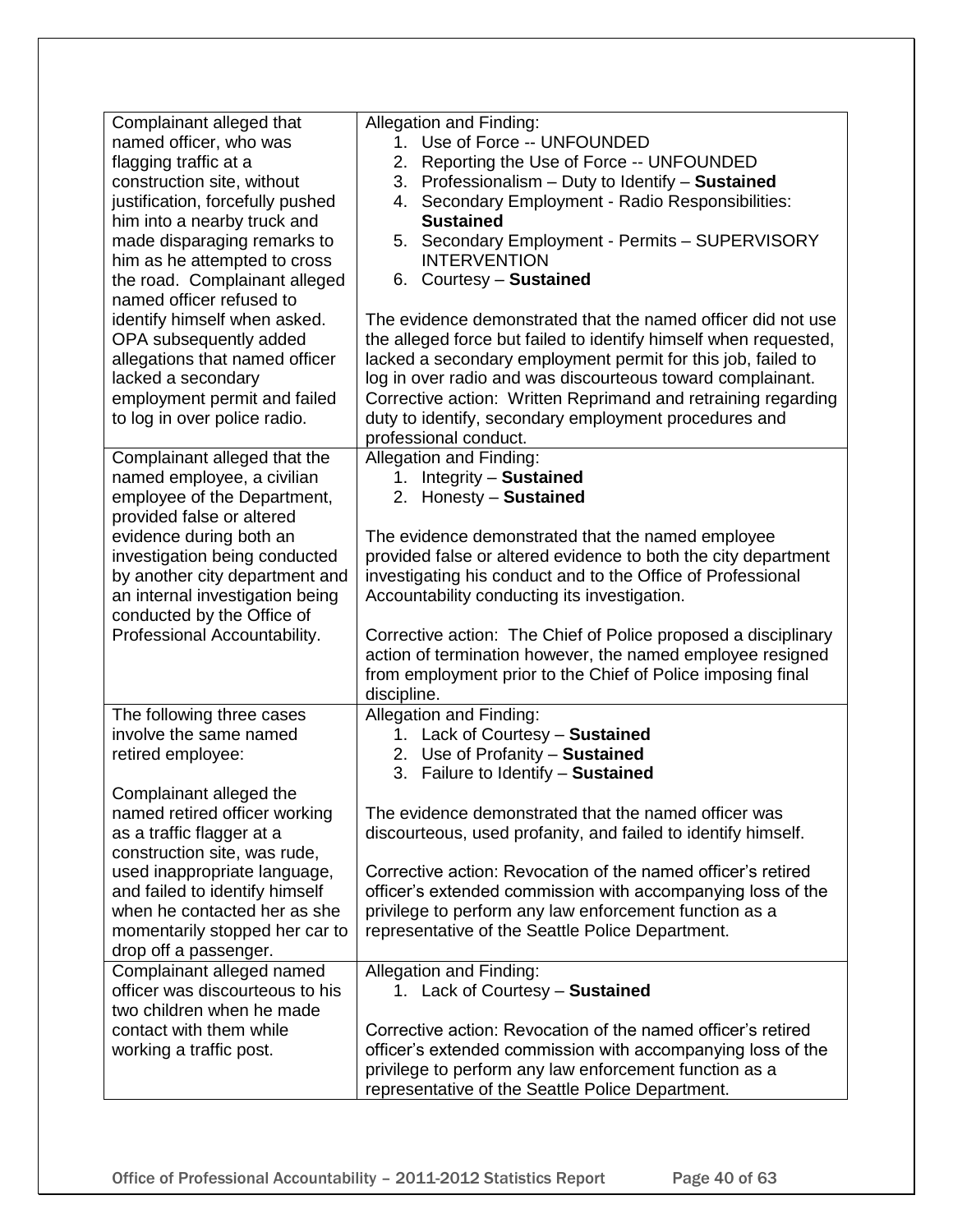| | |
|---|---|
| Complainant alleged that named officer, who was flagging traffic at a construction site, without justification, forcefully pushed him into a nearby truck and made disparaging remarks to him as he attempted to cross the road. Complainant alleged named officer refused to identify himself when asked. OPA subsequently added allegations that named officer lacked a secondary employment permit and failed to log in over police radio. | Allegation and Finding:<br>1. Use of Force -- UNFOUNDED<br>2. Reporting the Use of Force -- UNFOUNDED<br>3. Professionalism – Duty to Identify – **Sustained**<br>4. Secondary Employment - Radio Responsibilities: **Sustained**<br>5. Secondary Employment - Permits – SUPERVISORY INTERVENTION<br>6. Courtesy – **Sustained**<br><br>The evidence demonstrated that the named officer did not use the alleged force but failed to identify himself when requested, lacked a secondary employment permit for this job, failed to log in over radio and was discourteous toward complainant. Corrective action: Written Reprimand and retraining regarding duty to identify, secondary employment procedures and professional conduct. |
| Complainant alleged that the named employee, a civilian employee of the Department, provided false or altered evidence during both an investigation being conducted by another city department and an internal investigation being conducted by the Office of Professional Accountability. | Allegation and Finding:<br>1. Integrity – **Sustained**<br>2. Honesty – **Sustained**<br><br>The evidence demonstrated that the named employee provided false or altered evidence to both the city department investigating his conduct and to the Office of Professional Accountability conducting its investigation.<br><br>Corrective action: The Chief of Police proposed a disciplinary action of termination however, the named employee resigned from employment prior to the Chief of Police imposing final discipline. |
| The following three cases involve the same named retired employee:<br><br>Complainant alleged the named retired officer working as a traffic flagger at a construction site, was rude, used inappropriate language, and failed to identify himself when he contacted her as she momentarily stopped her car to drop off a passenger. | Allegation and Finding:<br>1. Lack of Courtesy – **Sustained**<br>2. Use of Profanity – **Sustained**<br>3. Failure to Identify – **Sustained**<br><br>The evidence demonstrated that the named officer was discourteous, used profanity, and failed to identify himself.<br><br>Corrective action: Revocation of the named officer's retired officer's extended commission with accompanying loss of the privilege to perform any law enforcement function as a representative of the Seattle Police Department. |
| Complainant alleged named officer was discourteous to his two children when he made contact with them while working a traffic post. | Allegation and Finding:<br>1. Lack of Courtesy – **Sustained**<br><br>Corrective action: Revocation of the named officer's retired officer's extended commission with accompanying loss of the privilege to perform any law enforcement function as a representative of the Seattle Police Department. |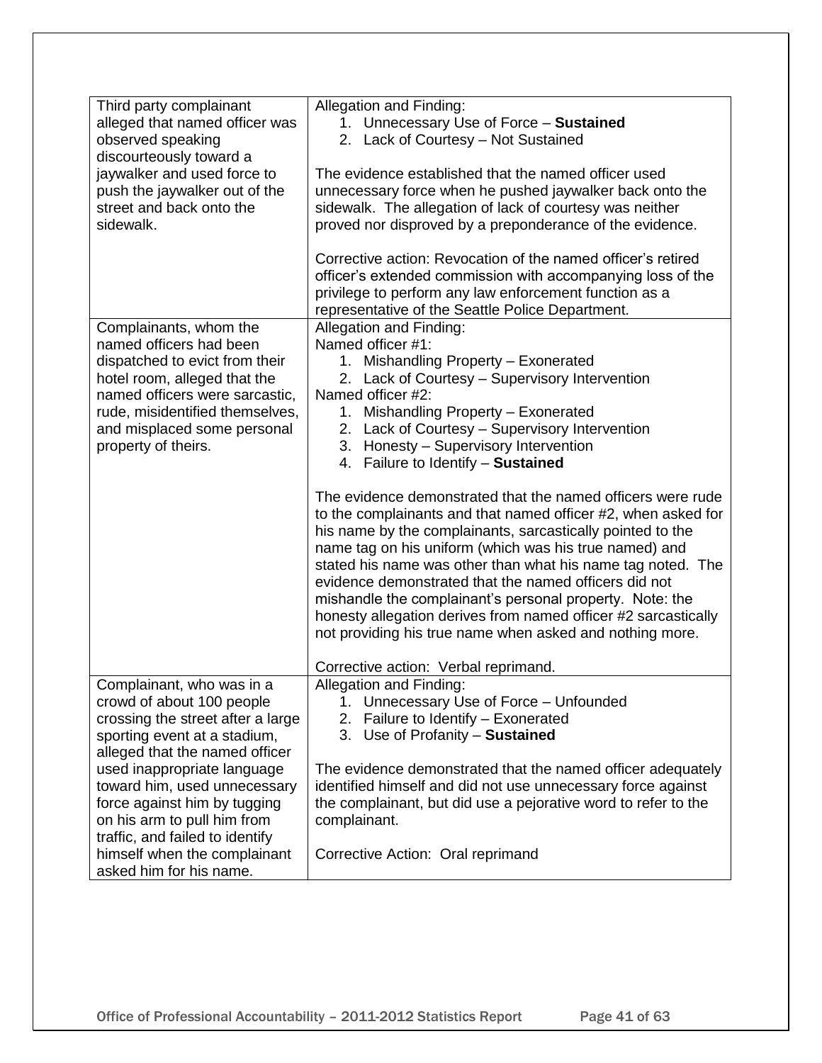| | |
|---|---|
| Third party complainant alleged that named officer was observed speaking discourteously toward a jaywalker and used force to push the jaywalker out of the street and back onto the sidewalk. | Allegation and Finding:<br>1. Unnecessary Use of Force – **Sustained**<br>2. Lack of Courtesy – Not Sustained<br><br>The evidence established that the named officer used unnecessary force when he pushed jaywalker back onto the sidewalk. The allegation of lack of courtesy was neither proved nor disproved by a preponderance of the evidence.<br><br>Corrective action: Revocation of the named officer's retired officer's extended commission with accompanying loss of the privilege to perform any law enforcement function as a representative of the Seattle Police Department. |
| Complainants, whom the named officers had been dispatched to evict from their hotel room, alleged that the named officers were sarcastic, rude, misidentified themselves, and misplaced some personal property of theirs. | Allegation and Finding:<br>Named officer #1:<br>1. Mishandling Property – Exonerated<br>2. Lack of Courtesy – Supervisory Intervention<br>Named officer #2:<br>1. Mishandling Property – Exonerated<br>2. Lack of Courtesy – Supervisory Intervention<br>3. Honesty – Supervisory Intervention<br>4. Failure to Identify – **Sustained**<br><br>The evidence demonstrated that the named officers were rude to the complainants and that named officer #2, when asked for his name by the complainants, sarcastically pointed to the name tag on his uniform (which was his true named) and stated his name was other than what his name tag noted. The evidence demonstrated that the named officers did not mishandle the complainant's personal property. Note: the honesty allegation derives from named officer #2 sarcastically not providing his true name when asked and nothing more.<br><br>Corrective action: Verbal reprimand. |
| Complainant, who was in a crowd of about 100 people crossing the street after a large sporting event at a stadium, alleged that the named officer used inappropriate language toward him, used unnecessary force against him by tugging on his arm to pull him from traffic, and failed to identify himself when the complainant asked him for his name. | Allegation and Finding:<br>1. Unnecessary Use of Force – Unfounded<br>2. Failure to Identify – Exonerated<br>3. Use of Profanity – **Sustained**<br><br>The evidence demonstrated that the named officer adequately identified himself and did not use unnecessary force against the complainant, but did use a pejorative word to refer to the complainant.<br><br>Corrective Action: Oral reprimand |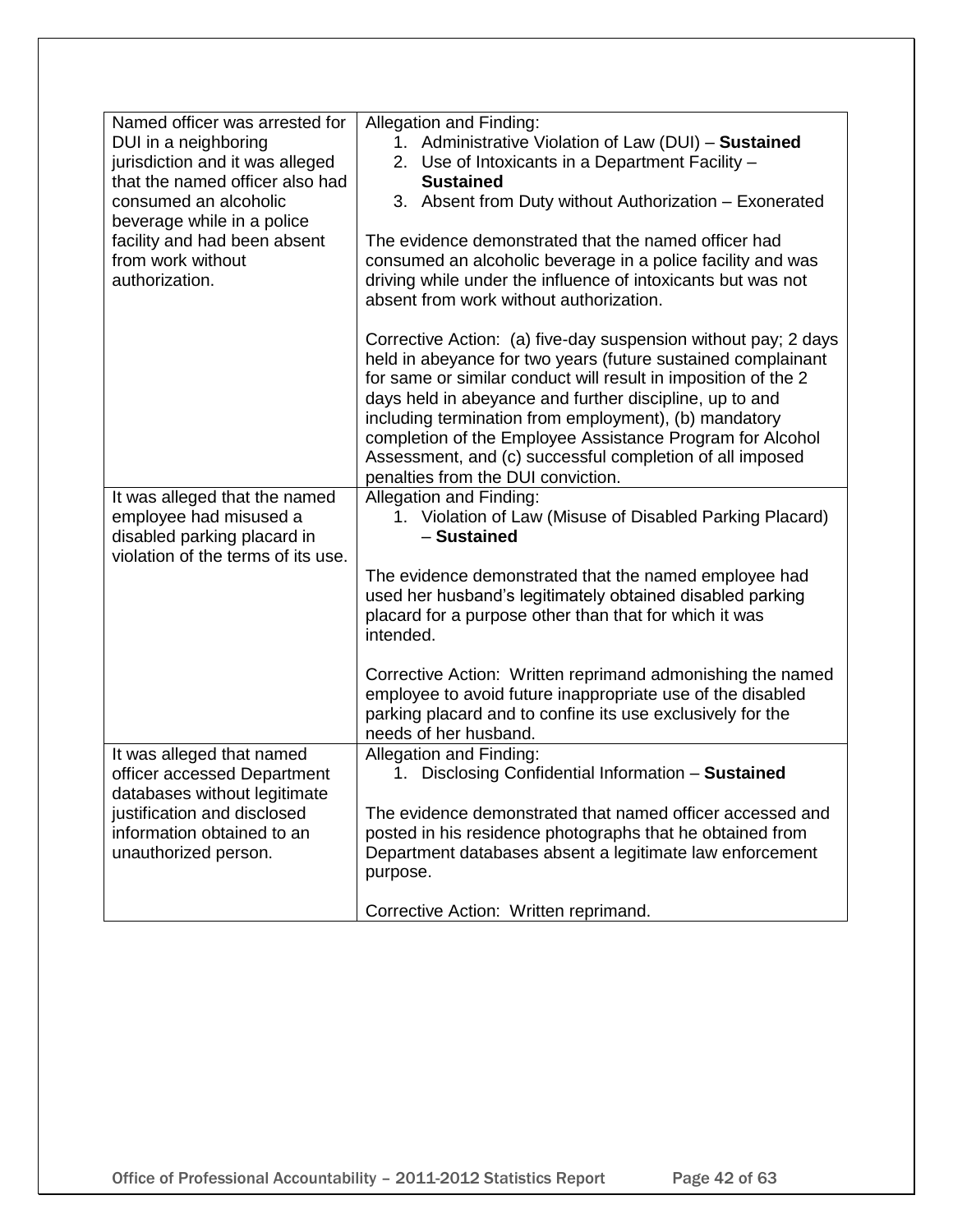| | |
|---|---|
| Named officer was arrested for DUI in a neighboring jurisdiction and it was alleged that the named officer also had consumed an alcoholic beverage while in a police facility and had been absent from work without authorization. | Allegation and Finding:<br>1. Administrative Violation of Law (DUI) – **Sustained**<br>2. Use of Intoxicants in a Department Facility – **Sustained**<br>3. Absent from Duty without Authorization – Exonerated<br><br>The evidence demonstrated that the named officer had consumed an alcoholic beverage in a police facility and was driving while under the influence of intoxicants but was not absent from work without authorization.<br><br>Corrective Action: (a) five-day suspension without pay; 2 days held in abeyance for two years (future sustained complainant for same or similar conduct will result in imposition of the 2 days held in abeyance and further discipline, up to and including termination from employment), (b) mandatory completion of the Employee Assistance Program for Alcohol Assessment, and (c) successful completion of all imposed penalties from the DUI conviction. |
| It was alleged that the named employee had misused a disabled parking placard in violation of the terms of its use. | Allegation and Finding:<br>1. Violation of Law (Misuse of Disabled Parking Placard) – **Sustained**<br><br>The evidence demonstrated that the named employee had used her husband's legitimately obtained disabled parking placard for a purpose other than that for which it was intended.<br><br>Corrective Action: Written reprimand admonishing the named employee to avoid future inappropriate use of the disabled parking placard and to confine its use exclusively for the needs of her husband. |
| It was alleged that named officer accessed Department databases without legitimate justification and disclosed information obtained to an unauthorized person. | Allegation and Finding:<br>1. Disclosing Confidential Information – **Sustained**<br><br>The evidence demonstrated that named officer accessed and posted in his residence photographs that he obtained from Department databases absent a legitimate law enforcement purpose.<br><br>Corrective Action: Written reprimand. |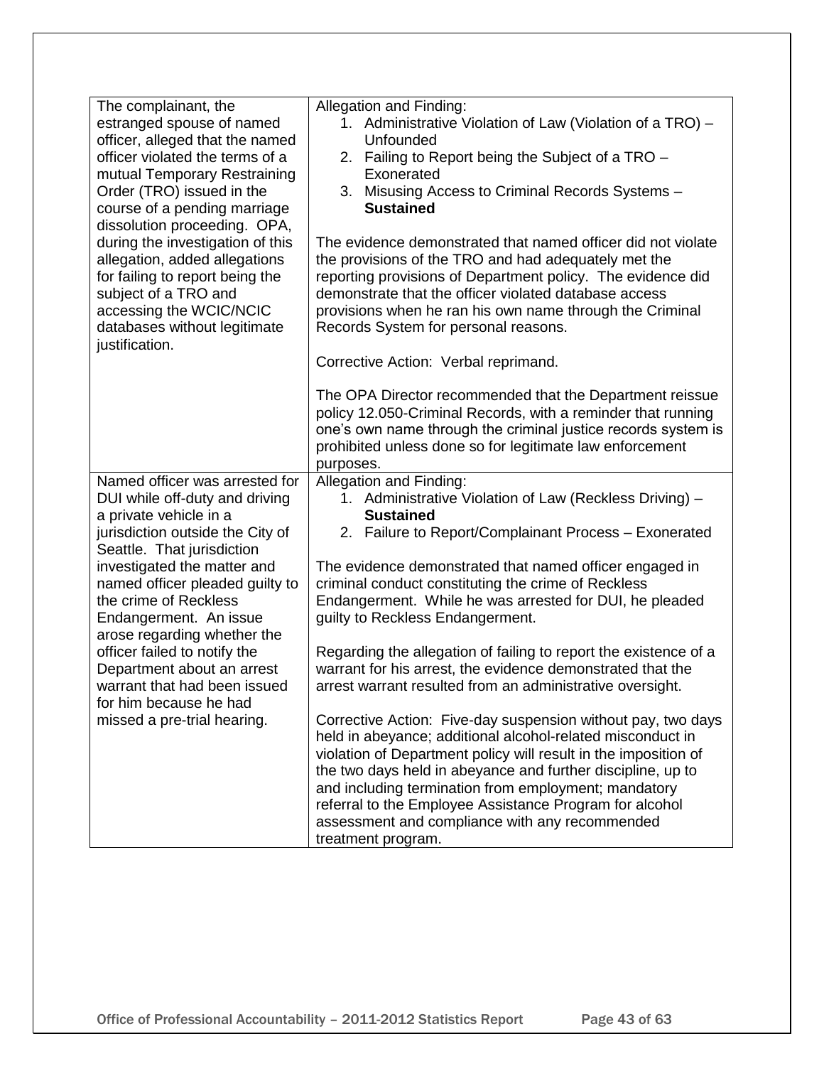| | |
|---|---|
| The complainant, the estranged spouse of named officer, alleged that the named officer violated the terms of a mutual Temporary Restraining Order (TRO) issued in the course of a pending marriage dissolution proceeding. OPA, during the investigation of this allegation, added allegations for failing to report being the subject of a TRO and accessing the WCIC/NCIC databases without legitimate justification. | Allegation and Finding:<br>1. Administrative Violation of Law (Violation of a TRO) – Unfounded<br>2. Failing to Report being the Subject of a TRO – Exonerated<br>3. Misusing Access to Criminal Records Systems – **Sustained**<br><br>The evidence demonstrated that named officer did not violate the provisions of the TRO and had adequately met the reporting provisions of Department policy. The evidence did demonstrate that the officer violated database access provisions when he ran his own name through the Criminal Records System for personal reasons.<br><br>Corrective Action: Verbal reprimand.<br><br>The OPA Director recommended that the Department reissue policy 12.050-Criminal Records, with a reminder that running one's own name through the criminal justice records system is prohibited unless done so for legitimate law enforcement purposes. |
| Named officer was arrested for DUI while off-duty and driving a private vehicle in a jurisdiction outside the City of Seattle. That jurisdiction investigated the matter and named officer pleaded guilty to the crime of Reckless Endangerment. An issue arose regarding whether the officer failed to notify the Department about an arrest warrant that had been issued for him because he had missed a pre-trial hearing. | Allegation and Finding:<br>1. Administrative Violation of Law (Reckless Driving) – **Sustained**<br>2. Failure to Report/Complainant Process – Exonerated<br><br>The evidence demonstrated that named officer engaged in criminal conduct constituting the crime of Reckless Endangerment. While he was arrested for DUI, he pleaded guilty to Reckless Endangerment.<br><br>Regarding the allegation of failing to report the existence of a warrant for his arrest, the evidence demonstrated that the arrest warrant resulted from an administrative oversight.<br><br>Corrective Action: Five-day suspension without pay, two days held in abeyance; additional alcohol-related misconduct in violation of Department policy will result in the imposition of the two days held in abeyance and further discipline, up to and including termination from employment; mandatory referral to the Employee Assistance Program for alcohol assessment and compliance with any recommended treatment program. |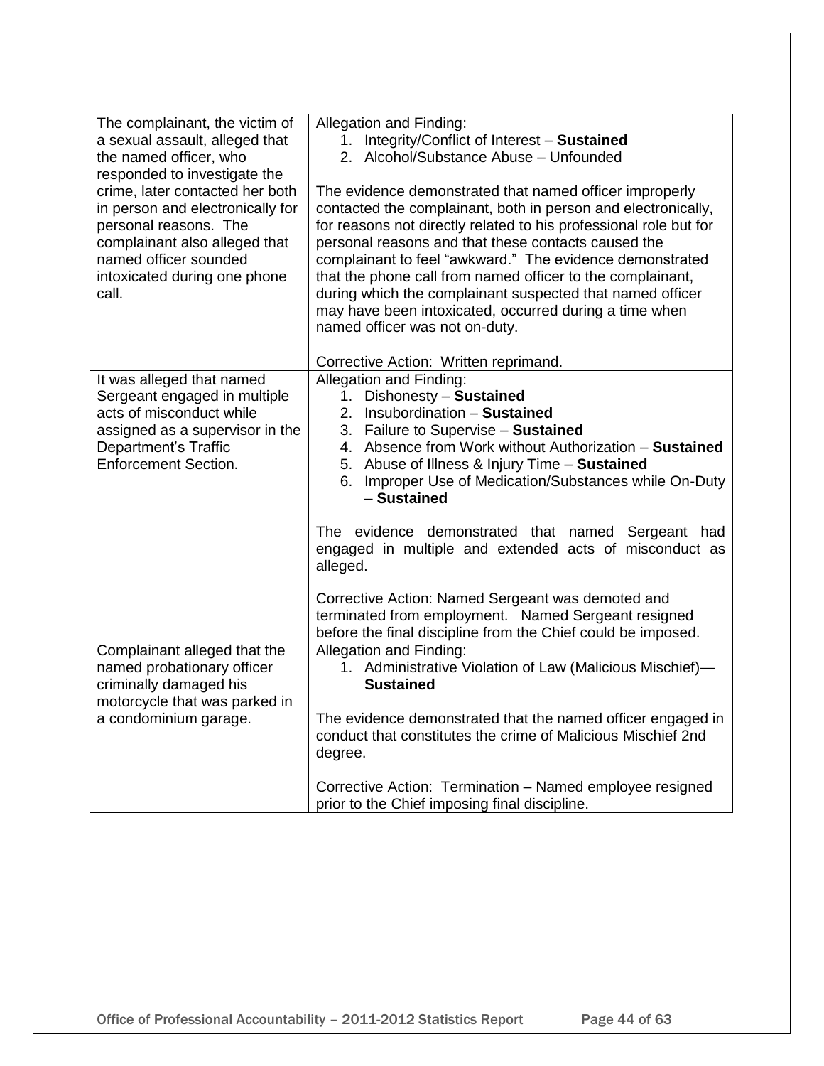| | |
|---|---|
| The complainant, the victim of a sexual assault, alleged that the named officer, who responded to investigate the crime, later contacted her both in person and electronically for personal reasons. The complainant also alleged that named officer sounded intoxicated during one phone call. | Allegation and Finding:<br>1. Integrity/Conflict of Interest – **Sustained**<br>2. Alcohol/Substance Abuse – Unfounded<br><br>The evidence demonstrated that named officer improperly contacted the complainant, both in person and electronically, for reasons not directly related to his professional role but for personal reasons and that these contacts caused the complainant to feel "awkward." The evidence demonstrated that the phone call from named officer to the complainant, during which the complainant suspected that named officer may have been intoxicated, occurred during a time when named officer was not on-duty.<br><br>Corrective Action: Written reprimand. |
| It was alleged that named Sergeant engaged in multiple acts of misconduct while assigned as a supervisor in the Department's Traffic Enforcement Section. | Allegation and Finding:<br>1. Dishonesty – **Sustained**<br>2. Insubordination – **Sustained**<br>3. Failure to Supervise – **Sustained**<br>4. Absence from Work without Authorization – **Sustained**<br>5. Abuse of Illness & Injury Time – **Sustained**<br>6. Improper Use of Medication/Substances while On-Duty – **Sustained**<br><br>The evidence demonstrated that named Sergeant had engaged in multiple and extended acts of misconduct as alleged.<br><br>Corrective Action: Named Sergeant was demoted and terminated from employment. Named Sergeant resigned before the final discipline from the Chief could be imposed. |
| Complainant alleged that the named probationary officer criminally damaged his motorcycle that was parked in a condominium garage. | Allegation and Finding:<br>1. Administrative Violation of Law (Malicious Mischief)— **Sustained**<br><br>The evidence demonstrated that the named officer engaged in conduct that constitutes the crime of Malicious Mischief 2nd degree.<br><br>Corrective Action: Termination – Named employee resigned prior to the Chief imposing final discipline. |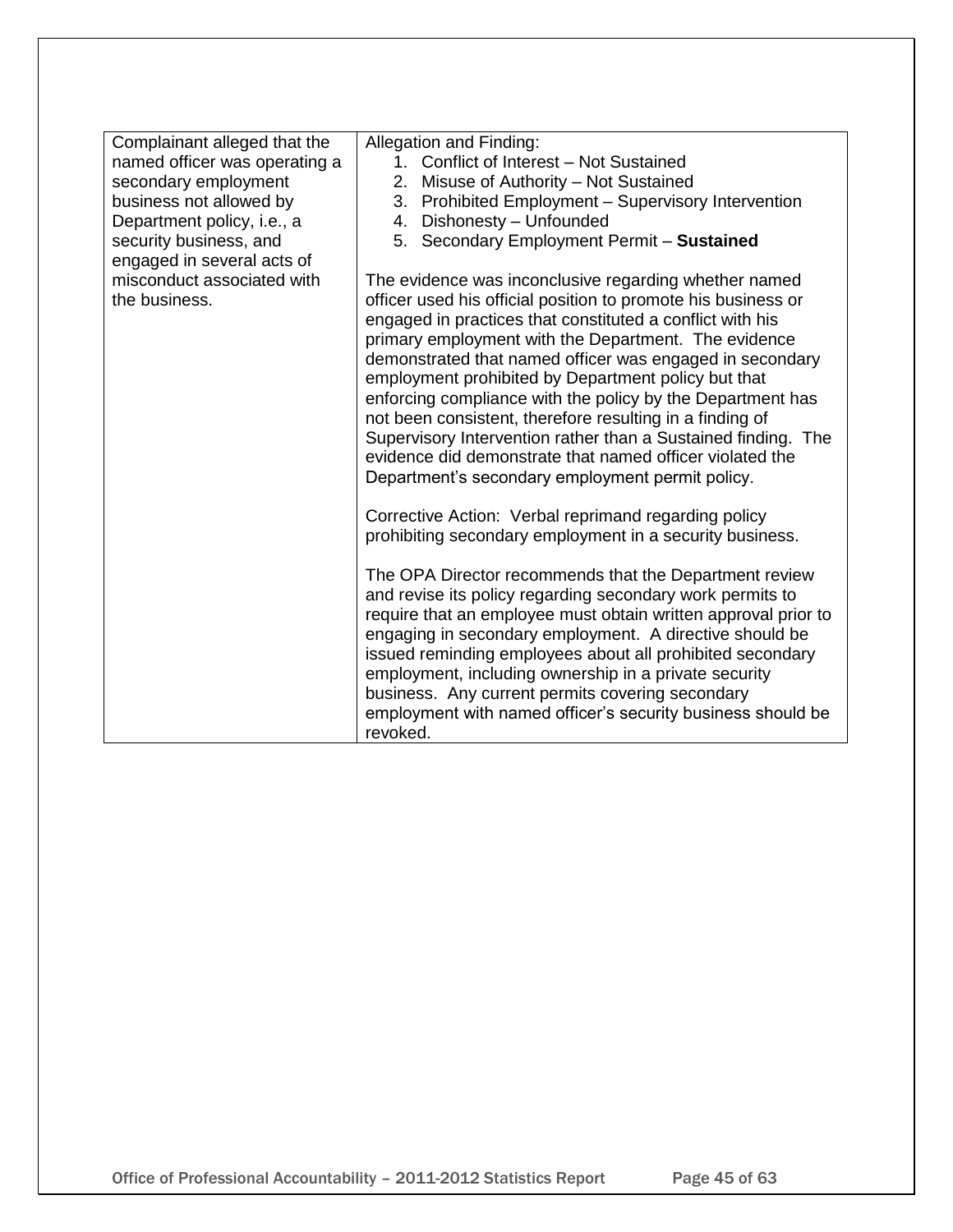| | |
|---|---|
| Complainant alleged that the named officer was operating a secondary employment business not allowed by Department policy, i.e., a security business, and engaged in several acts of misconduct associated with the business. | Allegation and Finding:<br>1. Conflict of Interest – Not Sustained<br>2. Misuse of Authority – Not Sustained<br>3. Prohibited Employment – Supervisory Intervention<br>4. Dishonesty – Unfounded<br>5. Secondary Employment Permit – **Sustained**<br><br>The evidence was inconclusive regarding whether named officer used his official position to promote his business or engaged in practices that constituted a conflict with his primary employment with the Department. The evidence demonstrated that named officer was engaged in secondary employment prohibited by Department policy but that enforcing compliance with the policy by the Department has not been consistent, therefore resulting in a finding of Supervisory Intervention rather than a Sustained finding. The evidence did demonstrate that named officer violated the Department's secondary employment permit policy.<br><br>Corrective Action: Verbal reprimand regarding policy prohibiting secondary employment in a security business.<br><br>The OPA Director recommends that the Department review and revise its policy regarding secondary work permits to require that an employee must obtain written approval prior to engaging in secondary employment. A directive should be issued reminding employees about all prohibited secondary employment, including ownership in a private security business. Any current permits covering secondary employment with named officer's security business should be revoked. |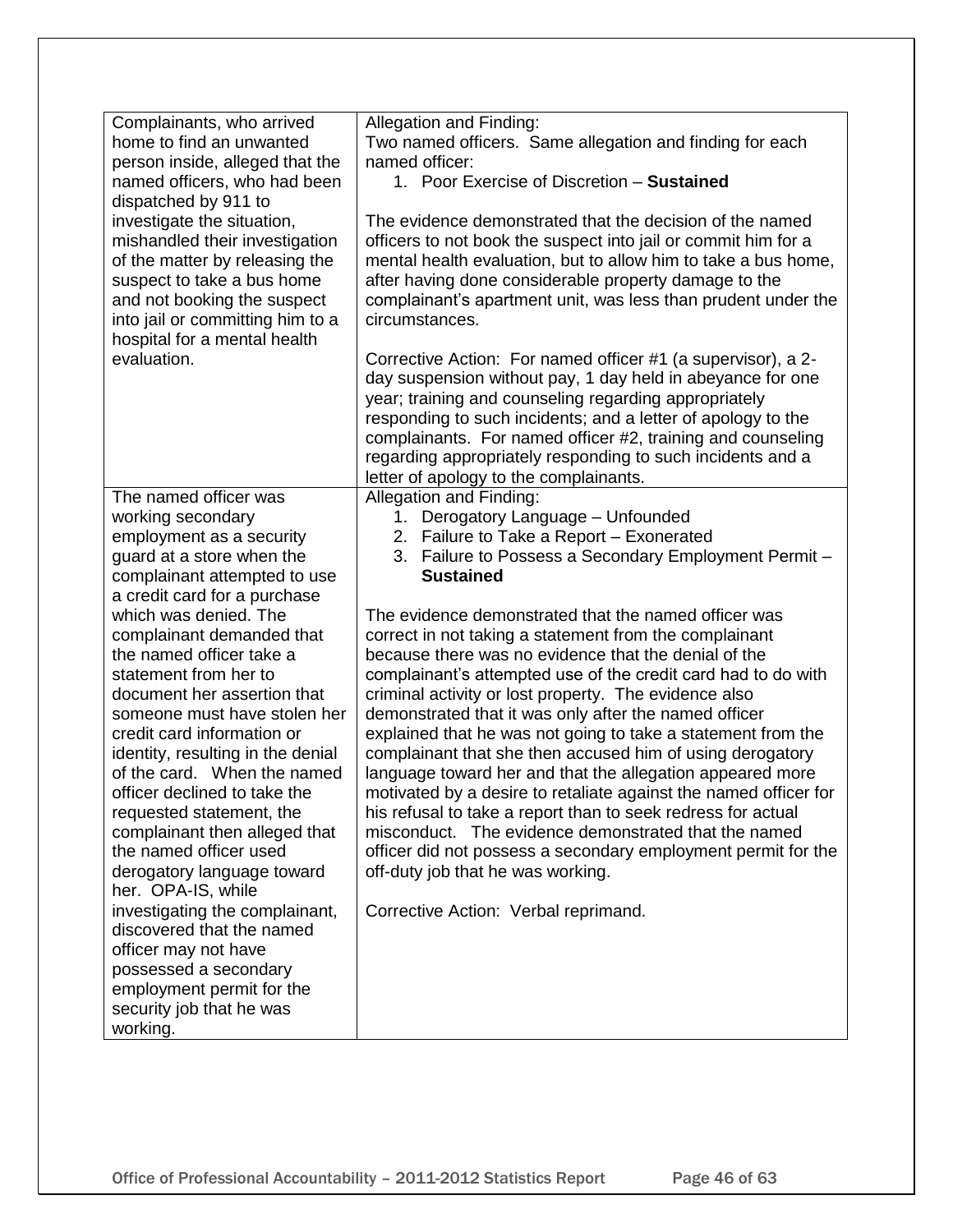| | |
|---|---|
| Complainants, who arrived home to find an unwanted person inside, alleged that the named officers, who had been dispatched by 911 to investigate the situation, mishandled their investigation of the matter by releasing the suspect to take a bus home and not booking the suspect into jail or committing him to a hospital for a mental health evaluation. | Allegation and Finding:<br>Two named officers. Same allegation and finding for each named officer:<br>1. Poor Exercise of Discretion – **Sustained**<br><br>The evidence demonstrated that the decision of the named officers to not book the suspect into jail or commit him for a mental health evaluation, but to allow him to take a bus home, after having done considerable property damage to the complainant's apartment unit, was less than prudent under the circumstances.<br><br>Corrective Action: For named officer #1 (a supervisor), a 2-day suspension without pay, 1 day held in abeyance for one year; training and counseling regarding appropriately responding to such incidents; and a letter of apology to the complainants. For named officer #2, training and counseling regarding appropriately responding to such incidents and a letter of apology to the complainants. |
| The named officer was working secondary employment as a security guard at a store when the complainant attempted to use a credit card for a purchase which was denied. The complainant demanded that the named officer take a statement from her to document her assertion that someone must have stolen her credit card information or identity, resulting in the denial of the card. When the named officer declined to take the requested statement, the complainant then alleged that the named officer used derogatory language toward her. OPA-IS, while investigating the complainant, discovered that the named officer may not have possessed a secondary employment permit for the security job that he was working. | Allegation and Finding:<br>1. Derogatory Language – Unfounded<br>2. Failure to Take a Report – Exonerated<br>3. Failure to Possess a Secondary Employment Permit – **Sustained**<br><br>The evidence demonstrated that the named officer was correct in not taking a statement from the complainant because there was no evidence that the denial of the complainant's attempted use of the credit card had to do with criminal activity or lost property. The evidence also demonstrated that it was only after the named officer explained that he was not going to take a statement from the complainant that she then accused him of using derogatory language toward her and that the allegation appeared more motivated by a desire to retaliate against the named officer for his refusal to take a report than to seek redress for actual misconduct. The evidence demonstrated that the named officer did not possess a secondary employment permit for the off-duty job that he was working.<br><br>Corrective Action: Verbal reprimand. |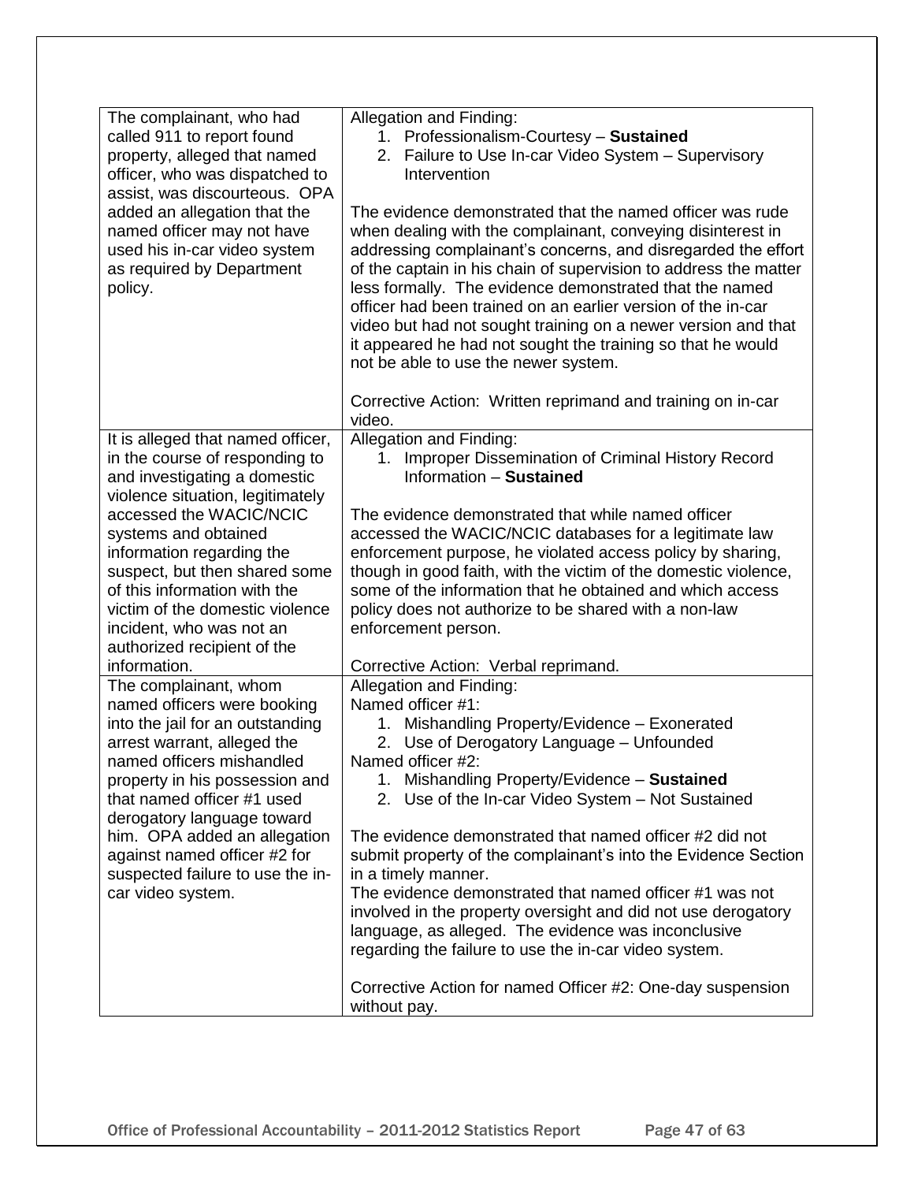| | |
|---|---|
| The complainant, who had called 911 to report found property, alleged that named officer, who was dispatched to assist, was discourteous. OPA added an allegation that the named officer may not have used his in-car video system as required by Department policy. | Allegation and Finding:<br>1. Professionalism-Courtesy – **Sustained**<br>2. Failure to Use In-car Video System – Supervisory Intervention<br><br>The evidence demonstrated that the named officer was rude when dealing with the complainant, conveying disinterest in addressing complainant's concerns, and disregarded the effort of the captain in his chain of supervision to address the matter less formally. The evidence demonstrated that the named officer had been trained on an earlier version of the in-car video but had not sought training on a newer version and that it appeared he had not sought the training so that he would not be able to use the newer system.<br><br>Corrective Action: Written reprimand and training on in-car video. |
| It is alleged that named officer, in the course of responding to and investigating a domestic violence situation, legitimately accessed the WACIC/NCIC systems and obtained information regarding the suspect, but then shared some of this information with the victim of the domestic violence incident, who was not an authorized recipient of the information. | Allegation and Finding:<br>1. Improper Dissemination of Criminal History Record Information – **Sustained**<br><br>The evidence demonstrated that while named officer accessed the WACIC/NCIC databases for a legitimate law enforcement purpose, he violated access policy by sharing, though in good faith, with the victim of the domestic violence, some of the information that he obtained and which access policy does not authorize to be shared with a non-law enforcement person.<br><br>Corrective Action: Verbal reprimand. |
| The complainant, whom named officers were booking into the jail for an outstanding arrest warrant, alleged the named officers mishandled property in his possession and that named officer #1 used derogatory language toward him. OPA added an allegation against named officer #2 for suspected failure to use the in-car video system. | Allegation and Finding:<br>Named officer #1:<br>1. Mishandling Property/Evidence – Exonerated<br>2. Use of Derogatory Language – Unfounded<br>Named officer #2:<br>1. Mishandling Property/Evidence – **Sustained**<br>2. Use of the In-car Video System – Not Sustained<br><br>The evidence demonstrated that named officer #2 did not submit property of the complainant's into the Evidence Section in a timely manner.<br>The evidence demonstrated that named officer #1 was not involved in the property oversight and did not use derogatory language, as alleged. The evidence was inconclusive regarding the failure to use the in-car video system.<br><br>Corrective Action for named Officer #2: One-day suspension without pay. |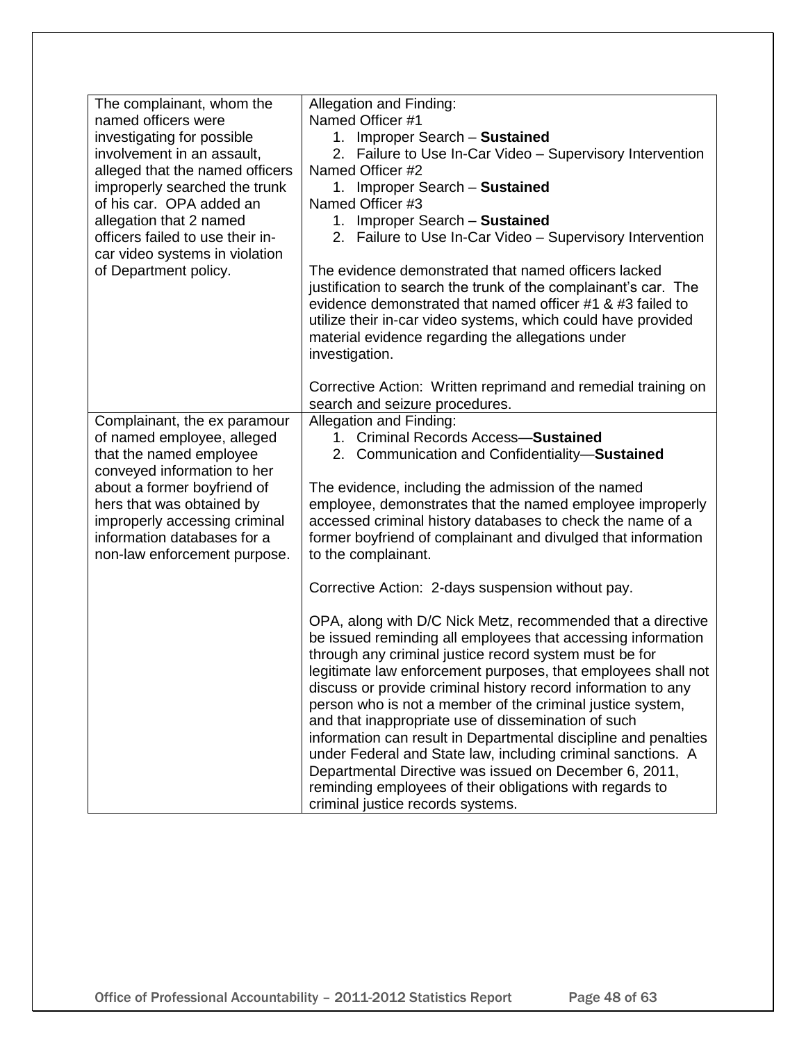| | |
|---|---|
| The complainant, whom the named officers were investigating for possible involvement in an assault, alleged that the named officers improperly searched the trunk of his car. OPA added an allegation that 2 named officers failed to use their in-car video systems in violation of Department policy. | Allegation and Finding:<br>Named Officer #1<br>1. Improper Search – **Sustained**<br>2. Failure to Use In-Car Video – Supervisory Intervention<br>Named Officer #2<br>1. Improper Search – **Sustained**<br>Named Officer #3<br>1. Improper Search – **Sustained**<br>2. Failure to Use In-Car Video – Supervisory Intervention<br><br>The evidence demonstrated that named officers lacked justification to search the trunk of the complainant's car. The evidence demonstrated that named officer #1 & #3 failed to utilize their in-car video systems, which could have provided material evidence regarding the allegations under investigation.<br><br>Corrective Action: Written reprimand and remedial training on search and seizure procedures. |
| Complainant, the ex paramour of named employee, alleged that the named employee conveyed information to her about a former boyfriend of hers that was obtained by improperly accessing criminal information databases for a non-law enforcement purpose. | Allegation and Finding:<br>1. Criminal Records Access—**Sustained**<br>2. Communication and Confidentiality—**Sustained**<br><br>The evidence, including the admission of the named employee, demonstrates that the named employee improperly accessed criminal history databases to check the name of a former boyfriend of complainant and divulged that information to the complainant.<br><br>Corrective Action: 2-days suspension without pay.<br><br>OPA, along with D/C Nick Metz, recommended that a directive be issued reminding all employees that accessing information through any criminal justice record system must be for legitimate law enforcement purposes, that employees shall not discuss or provide criminal history record information to any person who is not a member of the criminal justice system, and that inappropriate use of dissemination of such information can result in Departmental discipline and penalties under Federal and State law, including criminal sanctions. A Departmental Directive was issued on December 6, 2011, reminding employees of their obligations with regards to criminal justice records systems. |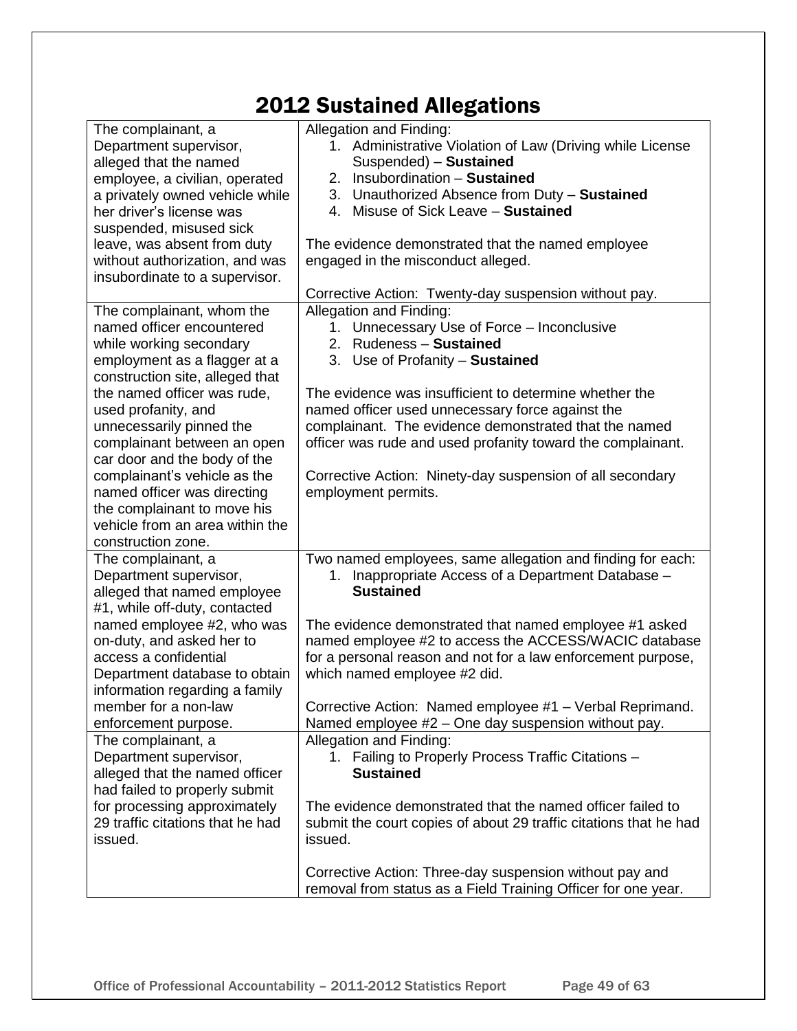# 2012 Sustained Allegations

| Complaint | Allegation, Finding, and Corrective Action |
|---|---|
| The complainant, a Department supervisor, alleged that the named employee, a civilian, operated a privately owned vehicle while her driver's license was suspended, misused sick leave, was absent from duty without authorization, and was insubordinate to a supervisor. | Allegation and Finding:<br>1. Administrative Violation of Law (Driving while License Suspended) – **Sustained**<br>2. Insubordination – **Sustained**<br>3. Unauthorized Absence from Duty – **Sustained**<br>4. Misuse of Sick Leave – **Sustained**<br><br>The evidence demonstrated that the named employee engaged in the misconduct alleged.<br><br>Corrective Action: Twenty-day suspension without pay. |
| The complainant, whom the named officer encountered while working secondary employment as a flagger at a construction site, alleged that the named officer was rude, used profanity, and unnecessarily pinned the complainant between an open car door and the body of the complainant's vehicle as the named officer was directing the complainant to move his vehicle from an area within the construction zone. | Allegation and Finding:<br>1. Unnecessary Use of Force – Inconclusive<br>2. Rudeness – **Sustained**<br>3. Use of Profanity – **Sustained**<br><br>The evidence was insufficient to determine whether the named officer used unnecessary force against the complainant. The evidence demonstrated that the named officer was rude and used profanity toward the complainant.<br><br>Corrective Action: Ninety-day suspension of all secondary employment permits. |
| The complainant, a Department supervisor, alleged that named employee #1, while off-duty, contacted named employee #2, who was on-duty, and asked her to access a confidential Department database to obtain information regarding a family member for a non-law enforcement purpose. | Two named employees, same allegation and finding for each:<br>1. Inappropriate Access of a Department Database – **Sustained**<br><br>The evidence demonstrated that named employee #1 asked named employee #2 to access the ACCESS/WACIC database for a personal reason and not for a law enforcement purpose, which named employee #2 did.<br><br>Corrective Action: Named employee #1 – Verbal Reprimand. Named employee #2 – One day suspension without pay. |
| The complainant, a Department supervisor, alleged that the named officer had failed to properly submit for processing approximately 29 traffic citations that he had issued. | Allegation and Finding:<br>1. Failing to Properly Process Traffic Citations – **Sustained**<br><br>The evidence demonstrated that the named officer failed to submit the court copies of about 29 traffic citations that he had issued.<br><br>Corrective Action: Three-day suspension without pay and removal from status as a Field Training Officer for one year. |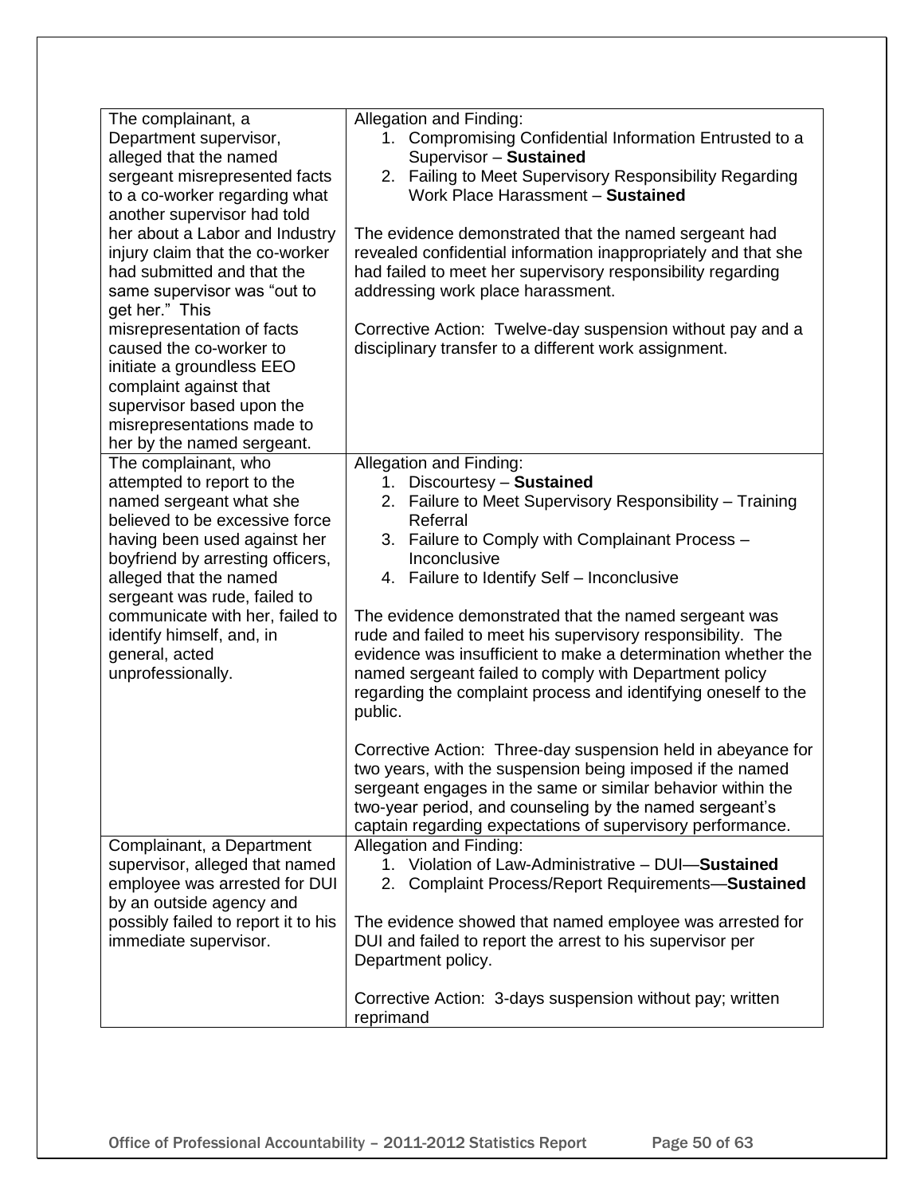| | |
|---|---|
| The complainant, a Department supervisor, alleged that the named sergeant misrepresented facts to a co-worker regarding what another supervisor had told her about a Labor and Industry injury claim that the co-worker had submitted and that the same supervisor was "out to get her." This misrepresentation of facts caused the co-worker to initiate a groundless EEO complaint against that supervisor based upon the misrepresentations made to her by the named sergeant. | Allegation and Finding:<br>1. Compromising Confidential Information Entrusted to a Supervisor – **Sustained**<br>2. Failing to Meet Supervisory Responsibility Regarding Work Place Harassment – **Sustained**<br><br>The evidence demonstrated that the named sergeant had revealed confidential information inappropriately and that she had failed to meet her supervisory responsibility regarding addressing work place harassment.<br><br>Corrective Action: Twelve-day suspension without pay and a disciplinary transfer to a different work assignment. |
| The complainant, who attempted to report to the named sergeant what she believed to be excessive force having been used against her boyfriend by arresting officers, alleged that the named sergeant was rude, failed to communicate with her, failed to identify himself, and, in general, acted unprofessionally. | Allegation and Finding:<br>1. Discourtesy – **Sustained**<br>2. Failure to Meet Supervisory Responsibility – Training Referral<br>3. Failure to Comply with Complainant Process – Inconclusive<br>4. Failure to Identify Self – Inconclusive<br><br>The evidence demonstrated that the named sergeant was rude and failed to meet his supervisory responsibility. The evidence was insufficient to make a determination whether the named sergeant failed to comply with Department policy regarding the complaint process and identifying oneself to the public.<br><br>Corrective Action: Three-day suspension held in abeyance for two years, with the suspension being imposed if the named sergeant engages in the same or similar behavior within the two-year period, and counseling by the named sergeant's captain regarding expectations of supervisory performance. |
| Complainant, a Department supervisor, alleged that named employee was arrested for DUI by an outside agency and possibly failed to report it to his immediate supervisor. | Allegation and Finding:<br>1. Violation of Law-Administrative – DUI—**Sustained**<br>2. Complaint Process/Report Requirements—**Sustained**<br><br>The evidence showed that named employee was arrested for DUI and failed to report the arrest to his supervisor per Department policy.<br><br>Corrective Action: 3-days suspension without pay; written reprimand |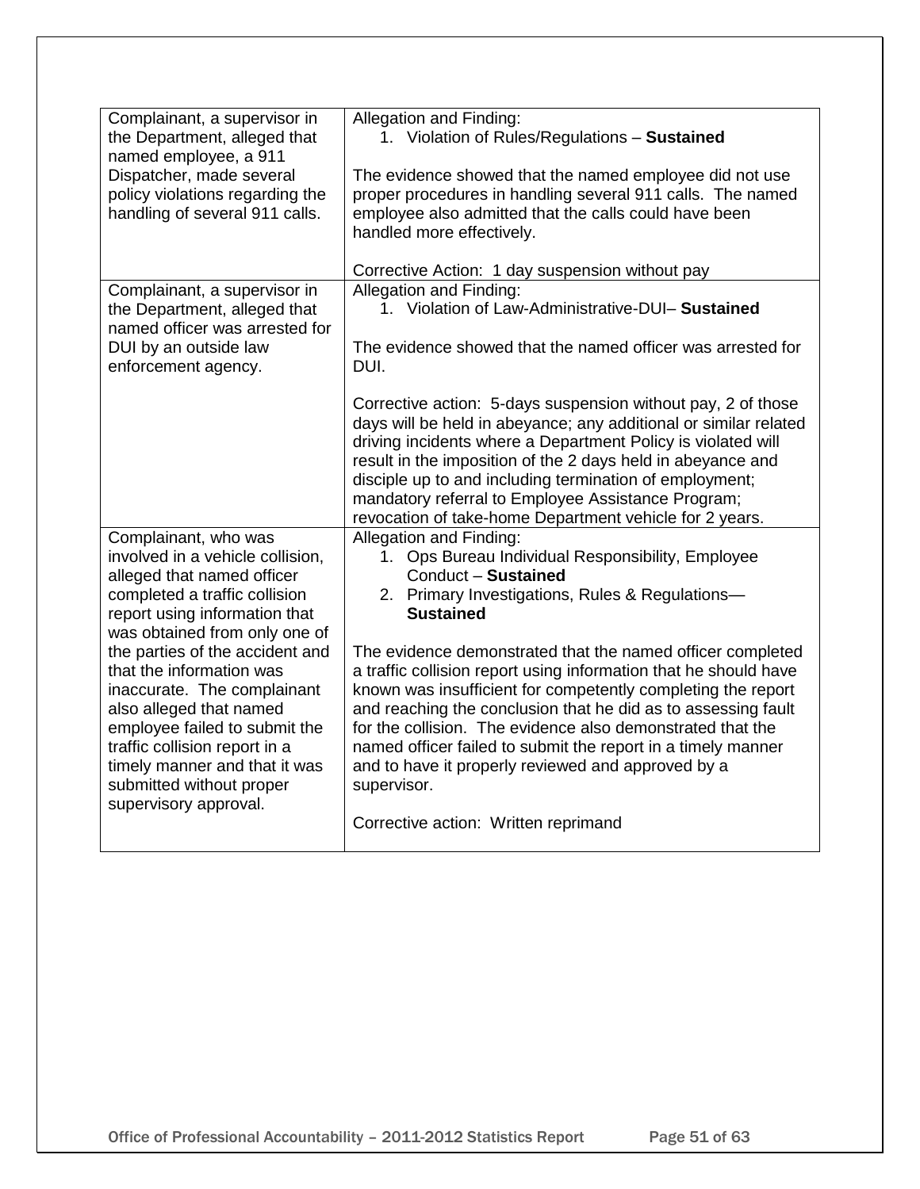| | |
|---|---|
| Complainant, a supervisor in the Department, alleged that named employee, a 911 Dispatcher, made several policy violations regarding the handling of several 911 calls. | Allegation and Finding:<br>1. Violation of Rules/Regulations – **Sustained**<br><br>The evidence showed that the named employee did not use proper procedures in handling several 911 calls. The named employee also admitted that the calls could have been handled more effectively.<br><br>Corrective Action: 1 day suspension without pay |
| Complainant, a supervisor in the Department, alleged that named officer was arrested for DUI by an outside law enforcement agency. | Allegation and Finding:<br>1. Violation of Law-Administrative-DUI– **Sustained**<br><br>The evidence showed that the named officer was arrested for DUI.<br><br>Corrective action: 5-days suspension without pay, 2 of those days will be held in abeyance; any additional or similar related driving incidents where a Department Policy is violated will result in the imposition of the 2 days held in abeyance and disciple up to and including termination of employment; mandatory referral to Employee Assistance Program; revocation of take-home Department vehicle for 2 years. |
| Complainant, who was involved in a vehicle collision, alleged that named officer completed a traffic collision report using information that was obtained from only one of the parties of the accident and that the information was inaccurate. The complainant also alleged that named employee failed to submit the traffic collision report in a timely manner and that it was submitted without proper supervisory approval. | Allegation and Finding:<br>1. Ops Bureau Individual Responsibility, Employee Conduct – **Sustained**<br>2. Primary Investigations, Rules & Regulations— **Sustained**<br><br>The evidence demonstrated that the named officer completed a traffic collision report using information that he should have known was insufficient for competently completing the report and reaching the conclusion that he did as to assessing fault for the collision. The evidence also demonstrated that the named officer failed to submit the report in a timely manner and to have it properly reviewed and approved by a supervisor.<br><br>Corrective action: Written reprimand |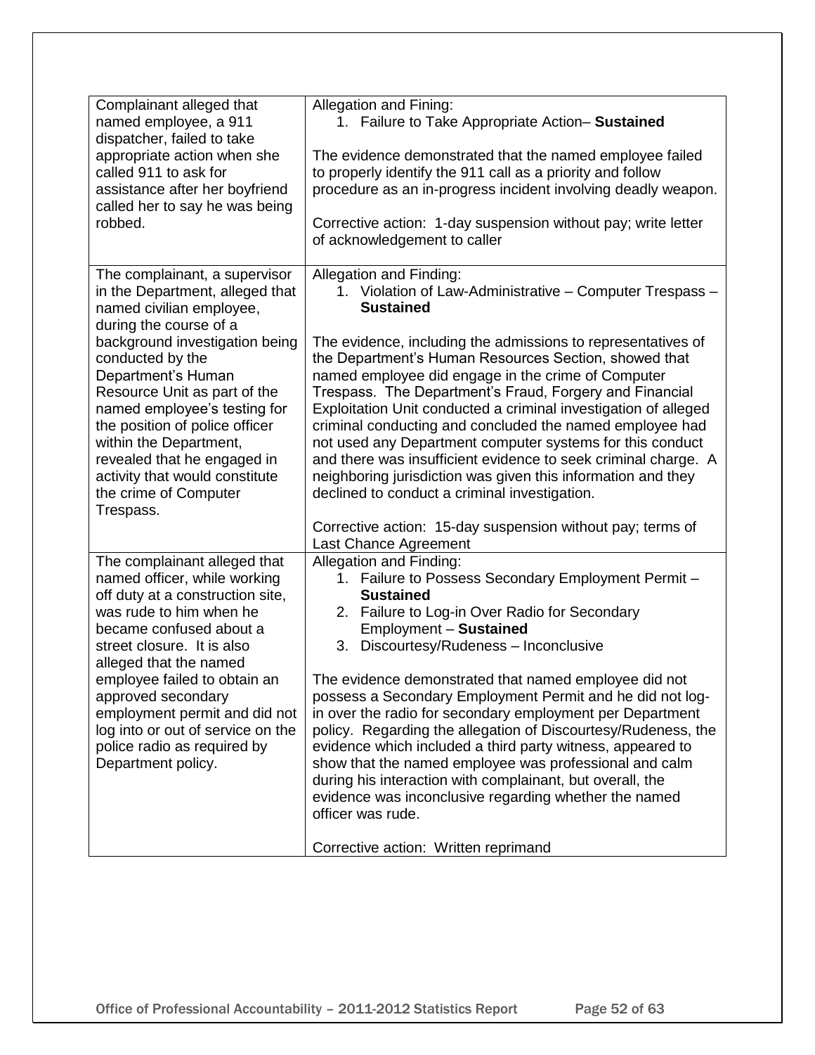| Complainant alleged that named employee, a 911 dispatcher, failed to take appropriate action when she called 911 to ask for assistance after her boyfriend called her to say he was being robbed. | Allegation and Fining:<br>1. Failure to Take Appropriate Action– **Sustained**<br><br>The evidence demonstrated that the named employee failed to properly identify the 911 call as a priority and follow procedure as an in-progress incident involving deadly weapon.<br><br>Corrective action: 1-day suspension without pay; write letter of acknowledgement to caller |
|---|---|
| The complainant, a supervisor in the Department, alleged that named civilian employee, during the course of a background investigation being conducted by the Department's Human Resource Unit as part of the named employee's testing for the position of police officer within the Department, revealed that he engaged in activity that would constitute the crime of Computer Trespass. | Allegation and Finding:<br>1. Violation of Law-Administrative – Computer Trespass – **Sustained**<br><br>The evidence, including the admissions to representatives of the Department's Human Resources Section, showed that named employee did engage in the crime of Computer Trespass. The Department's Fraud, Forgery and Financial Exploitation Unit conducted a criminal investigation of alleged criminal conducting and concluded the named employee had not used any Department computer systems for this conduct and there was insufficient evidence to seek criminal charge. A neighboring jurisdiction was given this information and they declined to conduct a criminal investigation.<br><br>Corrective action: 15-day suspension without pay; terms of Last Chance Agreement |
| The complainant alleged that named officer, while working off duty at a construction site, was rude to him when he became confused about a street closure. It is also alleged that the named employee failed to obtain an approved secondary employment permit and did not log into or out of service on the police radio as required by Department policy. | Allegation and Finding:<br>1. Failure to Possess Secondary Employment Permit – **Sustained**<br>2. Failure to Log-in Over Radio for Secondary Employment – **Sustained**<br>3. Discourtesy/Rudeness – Inconclusive<br><br>The evidence demonstrated that named employee did not possess a Secondary Employment Permit and he did not log-in over the radio for secondary employment per Department policy. Regarding the allegation of Discourtesy/Rudeness, the evidence which included a third party witness, appeared to show that the named employee was professional and calm during his interaction with complainant, but overall, the evidence was inconclusive regarding whether the named officer was rude.<br><br>Corrective action: Written reprimand |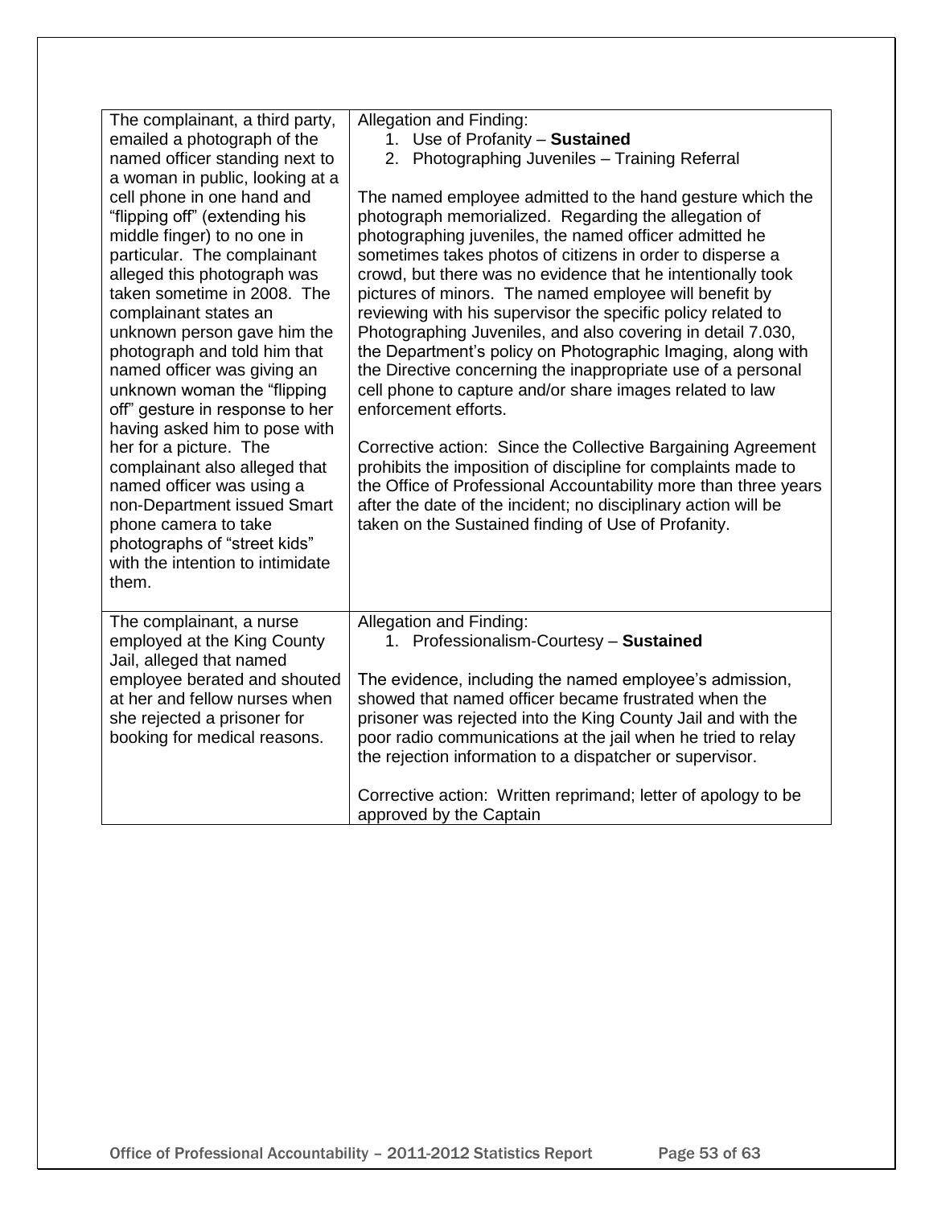| | |
|---|---|
| The complainant, a third party, emailed a photograph of the named officer standing next to a woman in public, looking at a cell phone in one hand and "flipping off" (extending his middle finger) to no one in particular. The complainant alleged this photograph was taken sometime in 2008. The complainant states an unknown person gave him the photograph and told him that named officer was giving an unknown woman the "flipping off" gesture in response to her having asked him to pose with her for a picture. The complainant also alleged that named officer was using a non-Department issued Smart phone camera to take photographs of "street kids" with the intention to intimidate them. | Allegation and Finding:<br>1. Use of Profanity – **Sustained**<br>2. Photographing Juveniles – Training Referral<br><br>The named employee admitted to the hand gesture which the photograph memorialized. Regarding the allegation of photographing juveniles, the named officer admitted he sometimes takes photos of citizens in order to disperse a crowd, but there was no evidence that he intentionally took pictures of minors. The named employee will benefit by reviewing with his supervisor the specific policy related to Photographing Juveniles, and also covering in detail 7.030, the Department's policy on Photographic Imaging, along with the Directive concerning the inappropriate use of a personal cell phone to capture and/or share images related to law enforcement efforts.<br><br>Corrective action: Since the Collective Bargaining Agreement prohibits the imposition of discipline for complaints made to the Office of Professional Accountability more than three years after the date of the incident; no disciplinary action will be taken on the Sustained finding of Use of Profanity. |
| The complainant, a nurse employed at the King County Jail, alleged that named employee berated and shouted at her and fellow nurses when she rejected a prisoner for booking for medical reasons. | Allegation and Finding:<br>1. Professionalism-Courtesy – **Sustained**<br><br>The evidence, including the named employee's admission, showed that named officer became frustrated when the prisoner was rejected into the King County Jail and with the poor radio communications at the jail when he tried to relay the rejection information to a dispatcher or supervisor.<br><br>Corrective action: Written reprimand; letter of apology to be approved by the Captain |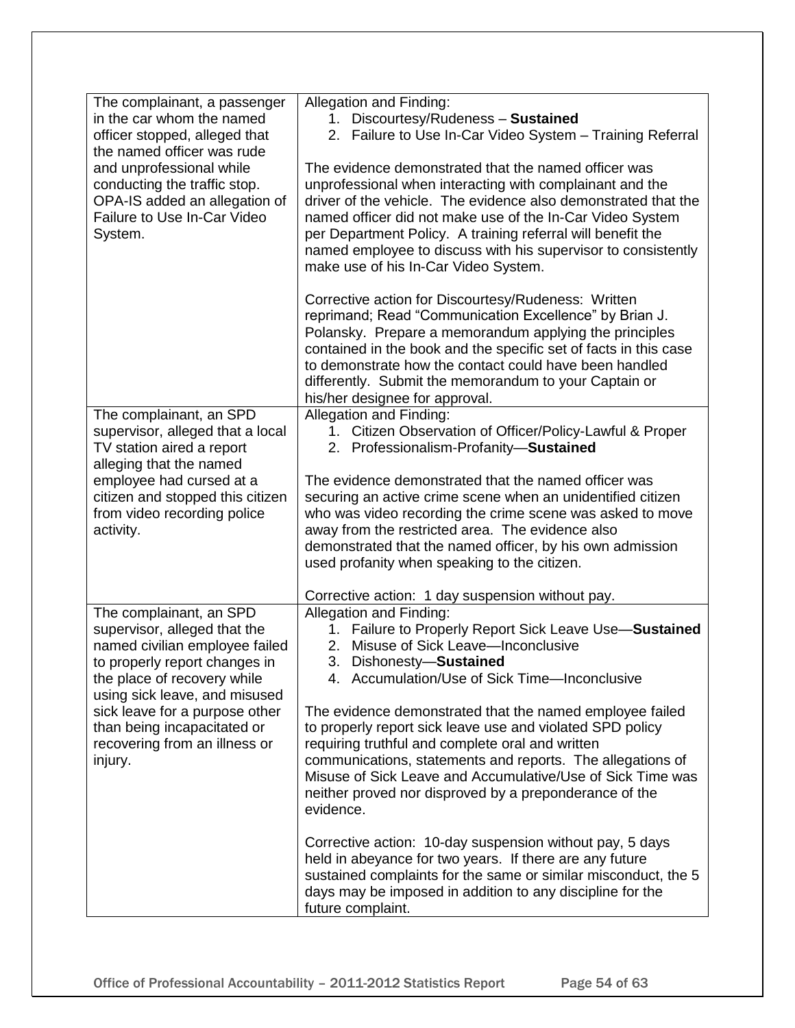| | |
|---|---|
| The complainant, a passenger in the car whom the named officer stopped, alleged that the named officer was rude and unprofessional while conducting the traffic stop. OPA-IS added an allegation of Failure to Use In-Car Video System. | Allegation and Finding:<br>1. Discourtesy/Rudeness – **Sustained**<br>2. Failure to Use In-Car Video System – Training Referral<br><br>The evidence demonstrated that the named officer was unprofessional when interacting with complainant and the driver of the vehicle. The evidence also demonstrated that the named officer did not make use of the In-Car Video System per Department Policy. A training referral will benefit the named employee to discuss with his supervisor to consistently make use of his In-Car Video System.<br><br>Corrective action for Discourtesy/Rudeness: Written reprimand; Read "Communication Excellence" by Brian J. Polansky. Prepare a memorandum applying the principles contained in the book and the specific set of facts in this case to demonstrate how the contact could have been handled differently. Submit the memorandum to your Captain or his/her designee for approval. |
| The complainant, an SPD supervisor, alleged that a local TV station aired a report alleging that the named employee had cursed at a citizen and stopped this citizen from video recording police activity. | Allegation and Finding:<br>1. Citizen Observation of Officer/Policy-Lawful & Proper<br>2. Professionalism-Profanity—**Sustained**<br><br>The evidence demonstrated that the named officer was securing an active crime scene when an unidentified citizen who was video recording the crime scene was asked to move away from the restricted area. The evidence also demonstrated that the named officer, by his own admission used profanity when speaking to the citizen.<br><br>Corrective action: 1 day suspension without pay. |
| The complainant, an SPD supervisor, alleged that the named civilian employee failed to properly report changes in the place of recovery while using sick leave, and misused sick leave for a purpose other than being incapacitated or recovering from an illness or injury. | Allegation and Finding:<br>1. Failure to Properly Report Sick Leave Use—**Sustained**<br>2. Misuse of Sick Leave—Inconclusive<br>3. Dishonesty—**Sustained**<br>4. Accumulation/Use of Sick Time—Inconclusive<br><br>The evidence demonstrated that the named employee failed to properly report sick leave use and violated SPD policy requiring truthful and complete oral and written communications, statements and reports. The allegations of Misuse of Sick Leave and Accumulative/Use of Sick Time was neither proved nor disproved by a preponderance of the evidence.<br><br>Corrective action: 10-day suspension without pay, 5 days held in abeyance for two years. If there are any future sustained complaints for the same or similar misconduct, the 5 days may be imposed in addition to any discipline for the future complaint. |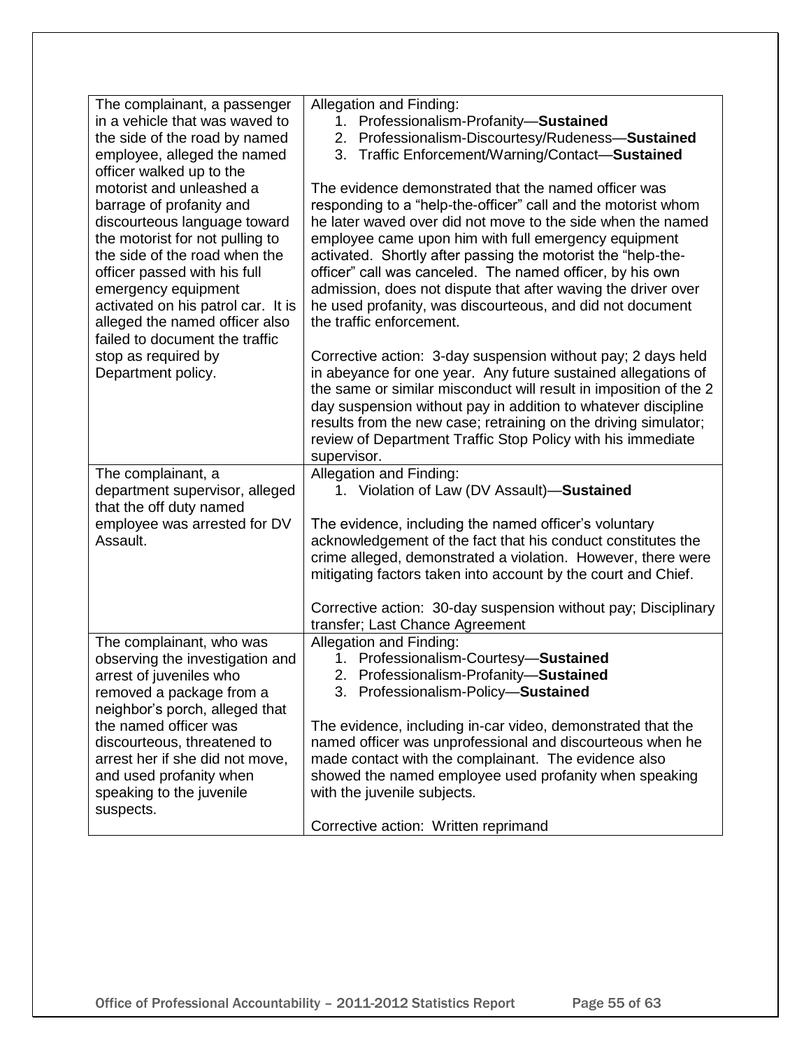| | |
|---|---|
| The complainant, a passenger in a vehicle that was waved to the side of the road by named employee, alleged the named officer walked up to the motorist and unleashed a barrage of profanity and discourteous language toward the motorist for not pulling to the side of the road when the officer passed with his full emergency equipment activated on his patrol car. It is alleged the named officer also failed to document the traffic stop as required by Department policy. | Allegation and Finding:<br>1. Professionalism-Profanity—**Sustained**<br>2. Professionalism-Discourtesy/Rudeness—**Sustained**<br>3. Traffic Enforcement/Warning/Contact—**Sustained**<br><br>The evidence demonstrated that the named officer was responding to a "help-the-officer" call and the motorist whom he later waved over did not move to the side when the named employee came upon him with full emergency equipment activated. Shortly after passing the motorist the "help-the-officer" call was canceled. The named officer, by his own admission, does not dispute that after waving the driver over he used profanity, was discourteous, and did not document the traffic enforcement.<br><br>Corrective action: 3-day suspension without pay; 2 days held in abeyance for one year. Any future sustained allegations of the same or similar misconduct will result in imposition of the 2 day suspension without pay in addition to whatever discipline results from the new case; retraining on the driving simulator; review of Department Traffic Stop Policy with his immediate supervisor. |
| The complainant, a department supervisor, alleged that the off duty named employee was arrested for DV Assault. | Allegation and Finding:<br>1. Violation of Law (DV Assault)—**Sustained**<br><br>The evidence, including the named officer's voluntary acknowledgement of the fact that his conduct constitutes the crime alleged, demonstrated a violation. However, there were mitigating factors taken into account by the court and Chief.<br><br>Corrective action: 30-day suspension without pay; Disciplinary transfer; Last Chance Agreement |
| The complainant, who was observing the investigation and arrest of juveniles who removed a package from a neighbor's porch, alleged that the named officer was discourteous, threatened to arrest her if she did not move, and used profanity when speaking to the juvenile suspects. | Allegation and Finding:<br>1. Professionalism-Courtesy—**Sustained**<br>2. Professionalism-Profanity—**Sustained**<br>3. Professionalism-Policy—**Sustained**<br><br>The evidence, including in-car video, demonstrated that the named officer was unprofessional and discourteous when he made contact with the complainant. The evidence also showed the named employee used profanity when speaking with the juvenile subjects.<br><br>Corrective action: Written reprimand |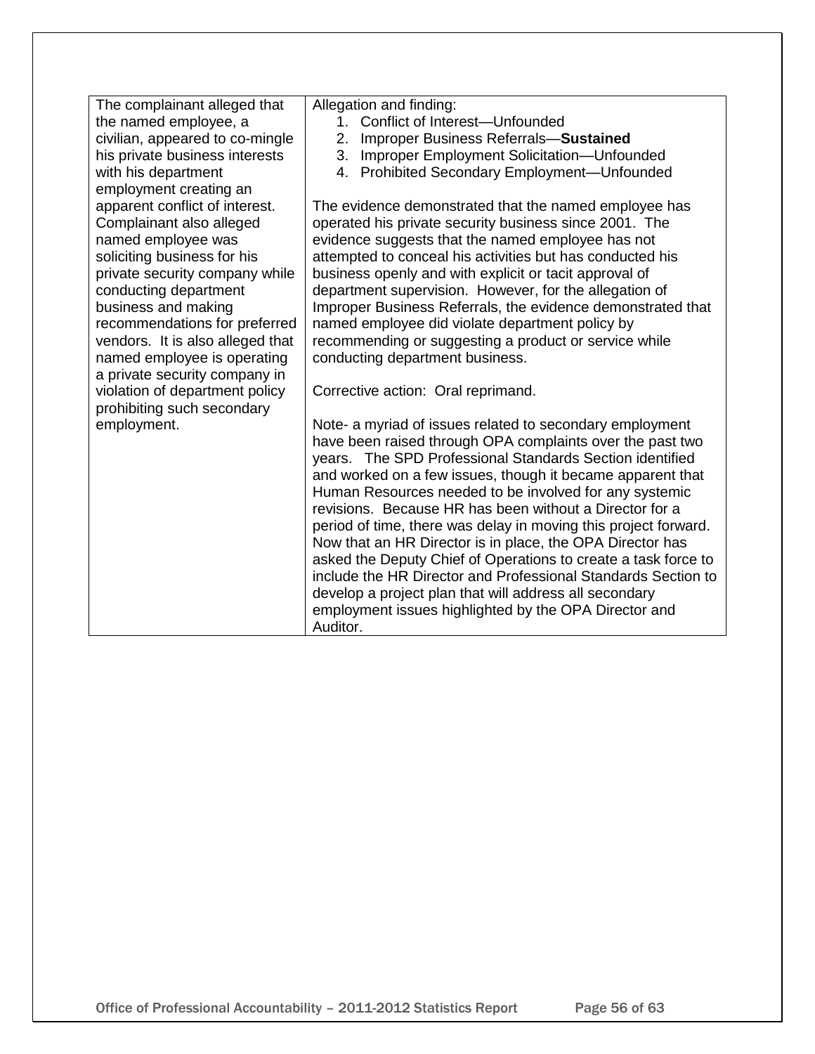| | |
|---|---|
| The complainant alleged that the named employee, a civilian, appeared to co-mingle his private business interests with his department employment creating an apparent conflict of interest. Complainant also alleged named employee was soliciting business for his private security company while conducting department business and making recommendations for preferred vendors. It is also alleged that named employee is operating a private security company in violation of department policy prohibiting such secondary employment. | Allegation and finding:<br>1. Conflict of Interest—Unfounded<br>2. Improper Business Referrals—**Sustained**<br>3. Improper Employment Solicitation—Unfounded<br>4. Prohibited Secondary Employment—Unfounded<br><br>The evidence demonstrated that the named employee has operated his private security business since 2001. The evidence suggests that the named employee has not attempted to conceal his activities but has conducted his business openly and with explicit or tacit approval of department supervision. However, for the allegation of Improper Business Referrals, the evidence demonstrated that named employee did violate department policy by recommending or suggesting a product or service while conducting department business.<br><br>Corrective action: Oral reprimand.<br><br>Note- a myriad of issues related to secondary employment have been raised through OPA complaints over the past two years. The SPD Professional Standards Section identified and worked on a few issues, though it became apparent that Human Resources needed to be involved for any systemic revisions. Because HR has been without a Director for a period of time, there was delay in moving this project forward. Now that an HR Director is in place, the OPA Director has asked the Deputy Chief of Operations to create a task force to include the HR Director and Professional Standards Section to develop a project plan that will address all secondary employment issues highlighted by the OPA Director and Auditor. |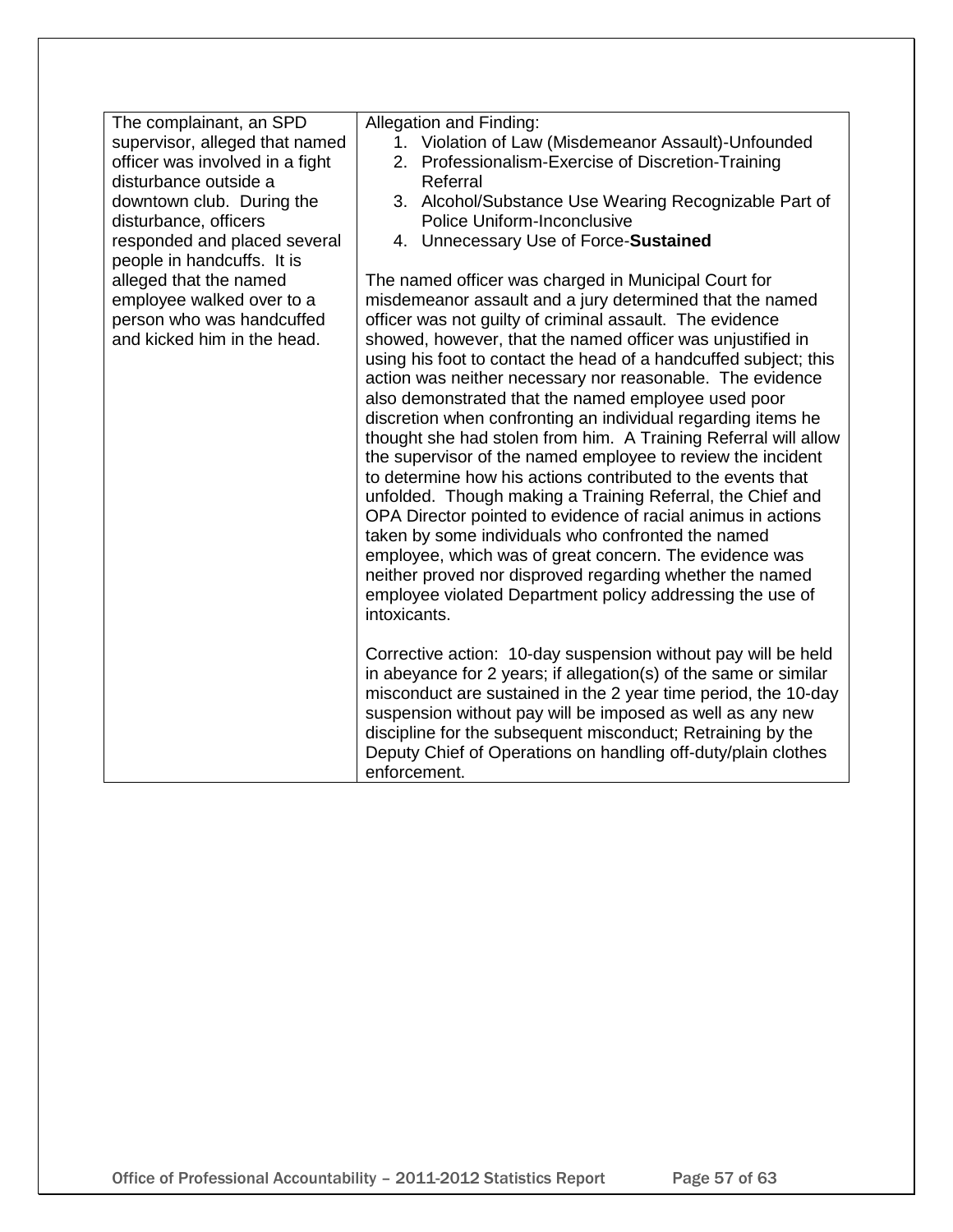| | |
|---|---|
| The complainant, an SPD supervisor, alleged that named officer was involved in a fight disturbance outside a downtown club. During the disturbance, officers responded and placed several people in handcuffs. It is alleged that the named employee walked over to a person who was handcuffed and kicked him in the head. | Allegation and Finding:<br>1. Violation of Law (Misdemeanor Assault)-Unfounded<br>2. Professionalism-Exercise of Discretion-Training Referral<br>3. Alcohol/Substance Use Wearing Recognizable Part of Police Uniform-Inconclusive<br>4. Unnecessary Use of Force-**Sustained**<br><br>The named officer was charged in Municipal Court for misdemeanor assault and a jury determined that the named officer was not guilty of criminal assault. The evidence showed, however, that the named officer was unjustified in using his foot to contact the head of a handcuffed subject; this action was neither necessary nor reasonable. The evidence also demonstrated that the named employee used poor discretion when confronting an individual regarding items he thought she had stolen from him. A Training Referral will allow the supervisor of the named employee to review the incident to determine how his actions contributed to the events that unfolded. Though making a Training Referral, the Chief and OPA Director pointed to evidence of racial animus in actions taken by some individuals who confronted the named employee, which was of great concern. The evidence was neither proved nor disproved regarding whether the named employee violated Department policy addressing the use of intoxicants.<br><br>Corrective action: 10-day suspension without pay will be held in abeyance for 2 years; if allegation(s) of the same or similar misconduct are sustained in the 2 year time period, the 10-day suspension without pay will be imposed as well as any new discipline for the subsequent misconduct; Retraining by the Deputy Chief of Operations on handling off-duty/plain clothes enforcement. |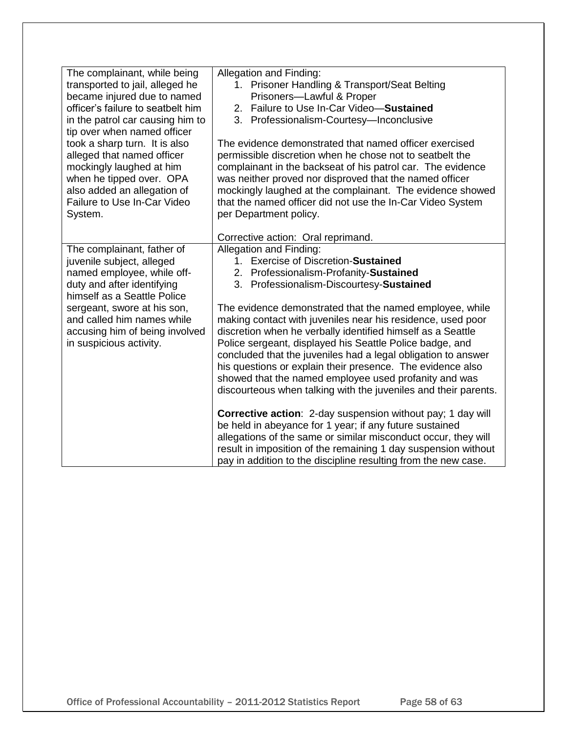| | |
|---|---|
| The complainant, while being transported to jail, alleged he became injured due to named officer's failure to seatbelt him in the patrol car causing him to tip over when named officer took a sharp turn. It is also alleged that named officer mockingly laughed at him when he tipped over. OPA also added an allegation of Failure to Use In-Car Video System. | Allegation and Finding:<br>1. Prisoner Handling & Transport/Seat Belting Prisoners—Lawful & Proper<br>2. Failure to Use In-Car Video—**Sustained**<br>3. Professionalism-Courtesy—Inconclusive<br><br>The evidence demonstrated that named officer exercised permissible discretion when he chose not to seatbelt the complainant in the backseat of his patrol car. The evidence was neither proved nor disproved that the named officer mockingly laughed at the complainant. The evidence showed that the named officer did not use the In-Car Video System per Department policy.<br><br>Corrective action: Oral reprimand. |
| The complainant, father of juvenile subject, alleged named employee, while off-duty and after identifying himself as a Seattle Police sergeant, swore at his son, and called him names while accusing him of being involved in suspicious activity. | Allegation and Finding:<br>1. Exercise of Discretion-**Sustained**<br>2. Professionalism-Profanity-**Sustained**<br>3. Professionalism-Discourtesy-**Sustained**<br><br>The evidence demonstrated that the named employee, while making contact with juveniles near his residence, used poor discretion when he verbally identified himself as a Seattle Police sergeant, displayed his Seattle Police badge, and concluded that the juveniles had a legal obligation to answer his questions or explain their presence. The evidence also showed that the named employee used profanity and was discourteous when talking with the juveniles and their parents.<br><br>**Corrective action**: 2-day suspension without pay; 1 day will be held in abeyance for 1 year; if any future sustained allegations of the same or similar misconduct occur, they will result in imposition of the remaining 1 day suspension without pay in addition to the discipline resulting from the new case. |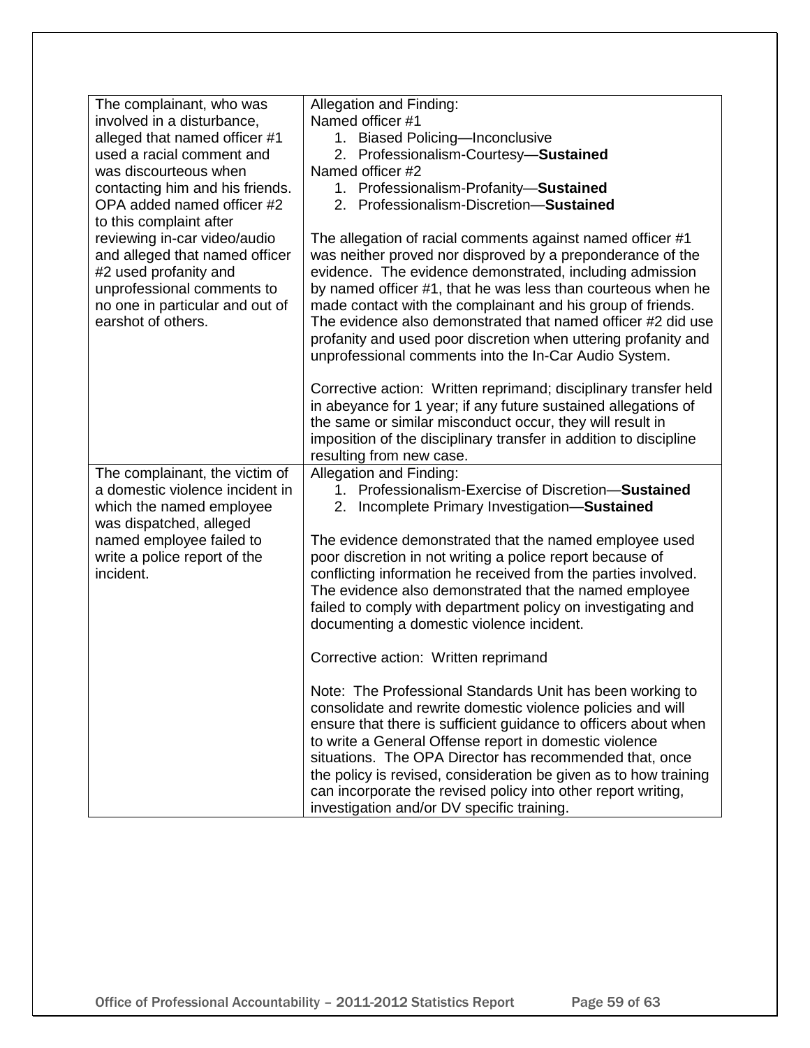| | |
|---|---|
| The complainant, who was involved in a disturbance, alleged that named officer #1 used a racial comment and was discourteous when contacting him and his friends. OPA added named officer #2 to this complaint after reviewing in-car video/audio and alleged that named officer #2 used profanity and unprofessional comments to no one in particular and out of earshot of others. | Allegation and Finding:<br>Named officer #1<br>1. Biased Policing—Inconclusive<br>2. Professionalism-Courtesy—**Sustained**<br>Named officer #2<br>1. Professionalism-Profanity—**Sustained**<br>2. Professionalism-Discretion—**Sustained**<br><br>The allegation of racial comments against named officer #1 was neither proved nor disproved by a preponderance of the evidence. The evidence demonstrated, including admission by named officer #1, that he was less than courteous when he made contact with the complainant and his group of friends. The evidence also demonstrated that named officer #2 did use profanity and used poor discretion when uttering profanity and unprofessional comments into the In-Car Audio System.<br><br>Corrective action: Written reprimand; disciplinary transfer held in abeyance for 1 year; if any future sustained allegations of the same or similar misconduct occur, they will result in imposition of the disciplinary transfer in addition to discipline resulting from new case. |
| The complainant, the victim of a domestic violence incident in which the named employee was dispatched, alleged named employee failed to write a police report of the incident. | Allegation and Finding:<br>1. Professionalism-Exercise of Discretion—**Sustained**<br>2. Incomplete Primary Investigation—**Sustained**<br><br>The evidence demonstrated that the named employee used poor discretion in not writing a police report because of conflicting information he received from the parties involved. The evidence also demonstrated that the named employee failed to comply with department policy on investigating and documenting a domestic violence incident.<br><br>Corrective action: Written reprimand<br><br>Note: The Professional Standards Unit has been working to consolidate and rewrite domestic violence policies and will ensure that there is sufficient guidance to officers about when to write a General Offense report in domestic violence situations. The OPA Director has recommended that, once the policy is revised, consideration be given as to how training can incorporate the revised policy into other report writing, investigation and/or DV specific training. |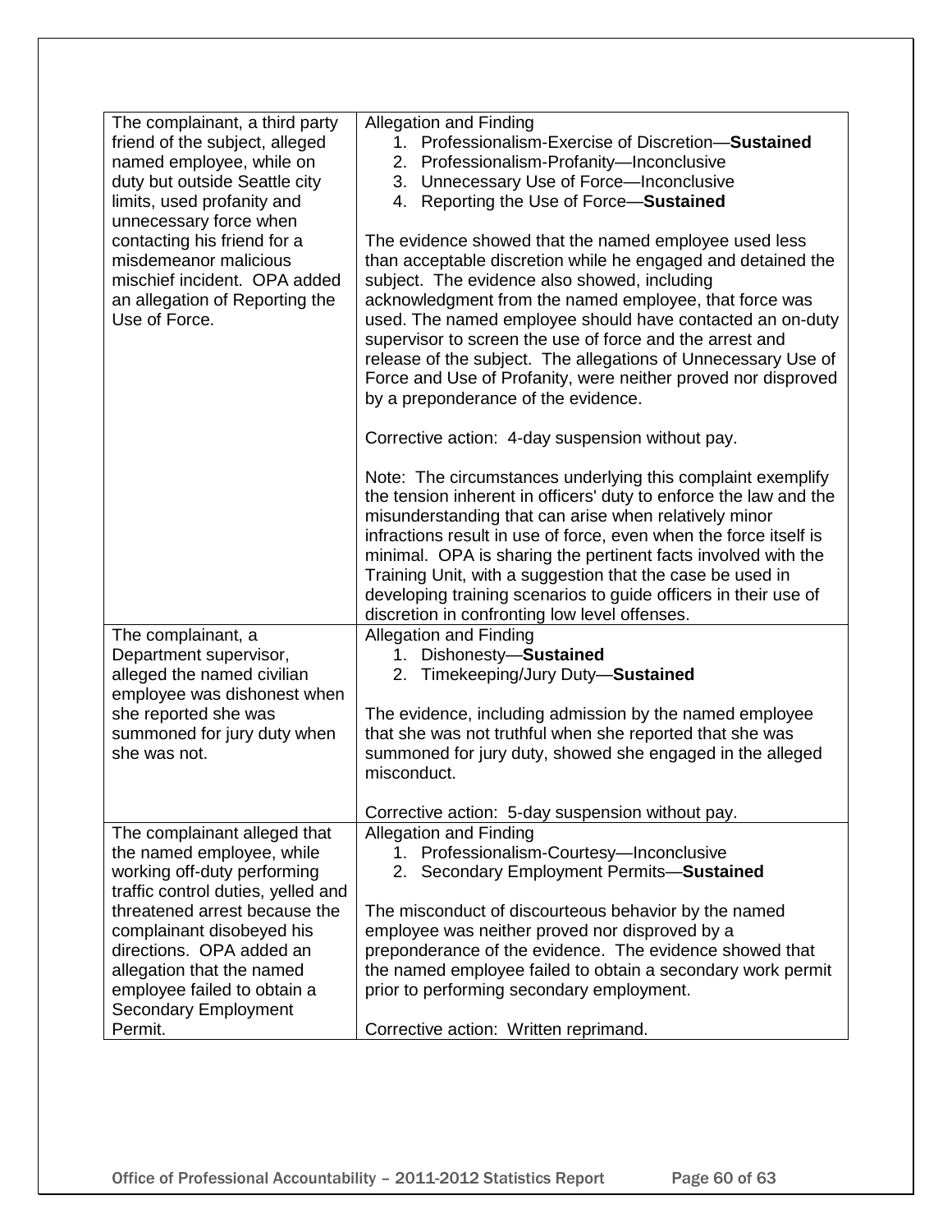| | |
|---|---|
| The complainant, a third party friend of the subject, alleged named employee, while on duty but outside Seattle city limits, used profanity and unnecessary force when contacting his friend for a misdemeanor malicious mischief incident. OPA added an allegation of Reporting the Use of Force. | Allegation and Finding<br>1. Professionalism-Exercise of Discretion—**Sustained**<br>2. Professionalism-Profanity—Inconclusive<br>3. Unnecessary Use of Force—Inconclusive<br>4. Reporting the Use of Force—**Sustained**<br><br>The evidence showed that the named employee used less than acceptable discretion while he engaged and detained the subject. The evidence also showed, including acknowledgment from the named employee, that force was used. The named employee should have contacted an on-duty supervisor to screen the use of force and the arrest and release of the subject. The allegations of Unnecessary Use of Force and Use of Profanity, were neither proved nor disproved by a preponderance of the evidence.<br><br>Corrective action: 4-day suspension without pay.<br><br>Note: The circumstances underlying this complaint exemplify the tension inherent in officers' duty to enforce the law and the misunderstanding that can arise when relatively minor infractions result in use of force, even when the force itself is minimal. OPA is sharing the pertinent facts involved with the Training Unit, with a suggestion that the case be used in developing training scenarios to guide officers in their use of discretion in confronting low level offenses. |
| The complainant, a Department supervisor, alleged the named civilian employee was dishonest when she reported she was summoned for jury duty when she was not. | Allegation and Finding<br>1. Dishonesty—**Sustained**<br>2. Timekeeping/Jury Duty—**Sustained**<br><br>The evidence, including admission by the named employee that she was not truthful when she reported that she was summoned for jury duty, showed she engaged in the alleged misconduct.<br><br>Corrective action: 5-day suspension without pay. |
| The complainant alleged that the named employee, while working off-duty performing traffic control duties, yelled and threatened arrest because the complainant disobeyed his directions. OPA added an allegation that the named employee failed to obtain a Secondary Employment Permit. | Allegation and Finding<br>1. Professionalism-Courtesy—Inconclusive<br>2. Secondary Employment Permits—**Sustained**<br><br>The misconduct of discourteous behavior by the named employee was neither proved nor disproved by a preponderance of the evidence. The evidence showed that the named employee failed to obtain a secondary work permit prior to performing secondary employment.<br><br>Corrective action: Written reprimand. |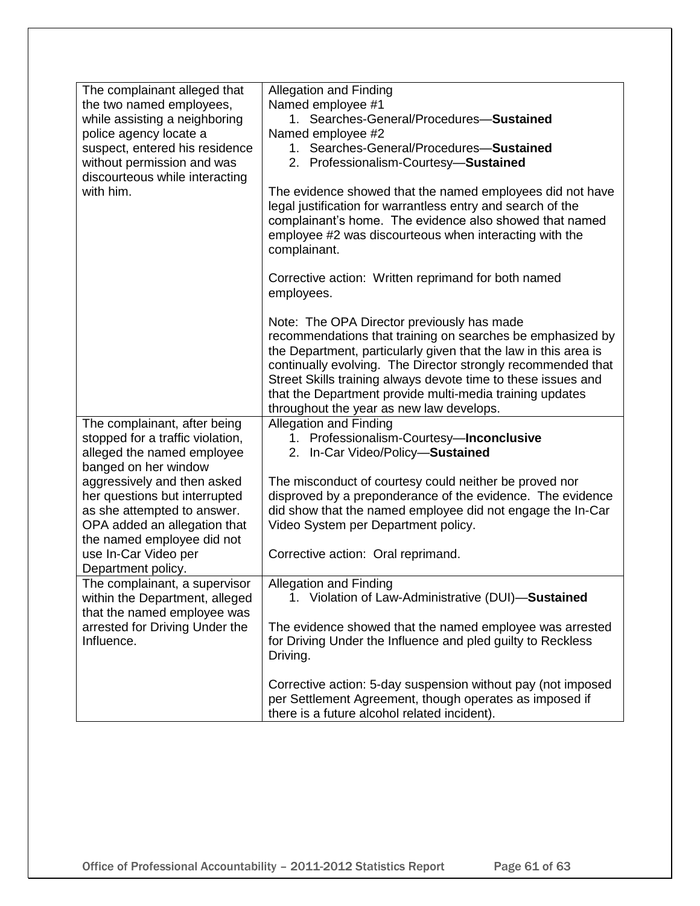| | |
|---|---|
| The complainant alleged that the two named employees, while assisting a neighboring police agency locate a suspect, entered his residence without permission and was discourteous while interacting with him. | Allegation and Finding<br>Named employee #1<br>1. Searches-General/Procedures—**Sustained**<br>Named employee #2<br>1. Searches-General/Procedures—**Sustained**<br>2. Professionalism-Courtesy—**Sustained**<br><br>The evidence showed that the named employees did not have legal justification for warrantless entry and search of the complainant's home. The evidence also showed that named employee #2 was discourteous when interacting with the complainant.<br><br>Corrective action: Written reprimand for both named employees.<br><br>Note: The OPA Director previously has made recommendations that training on searches be emphasized by the Department, particularly given that the law in this area is continually evolving. The Director strongly recommended that Street Skills training always devote time to these issues and that the Department provide multi-media training updates throughout the year as new law develops. |
| The complainant, after being stopped for a traffic violation, alleged the named employee banged on her window aggressively and then asked her questions but interrupted as she attempted to answer. OPA added an allegation that the named employee did not use In-Car Video per Department policy. | Allegation and Finding<br>1. Professionalism-Courtesy—**Inconclusive**<br>2. In-Car Video/Policy—**Sustained**<br><br>The misconduct of courtesy could neither be proved nor disproved by a preponderance of the evidence. The evidence did show that the named employee did not engage the In-Car Video System per Department policy.<br><br>Corrective action: Oral reprimand. |
| The complainant, a supervisor within the Department, alleged that the named employee was arrested for Driving Under the Influence. | Allegation and Finding<br>1. Violation of Law-Administrative (DUI)—**Sustained**<br><br>The evidence showed that the named employee was arrested for Driving Under the Influence and pled guilty to Reckless Driving.<br><br>Corrective action: 5-day suspension without pay (not imposed per Settlement Agreement, though operates as imposed if there is a future alcohol related incident). |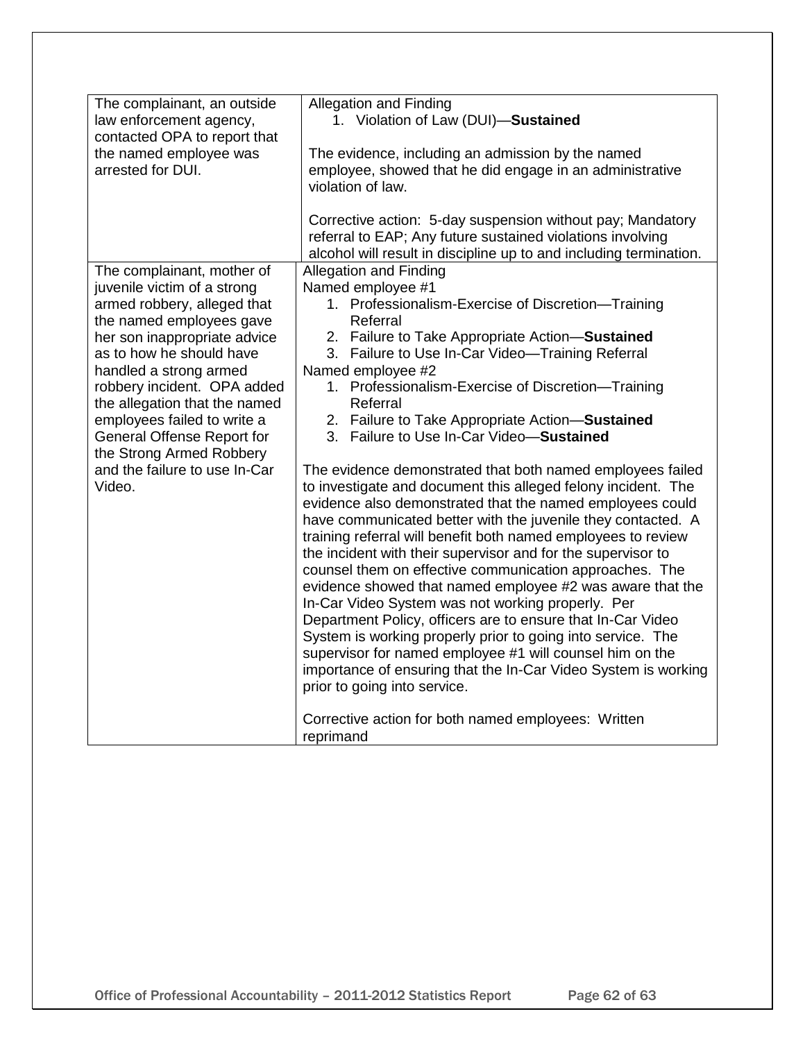| | |
|---|---|
| The complainant, an outside law enforcement agency, contacted OPA to report that the named employee was arrested for DUI. | Allegation and Finding<br>1. Violation of Law (DUI)—**Sustained**<br><br>The evidence, including an admission by the named employee, showed that he did engage in an administrative violation of law.<br><br>Corrective action: 5-day suspension without pay; Mandatory referral to EAP; Any future sustained violations involving alcohol will result in discipline up to and including termination. |
| The complainant, mother of juvenile victim of a strong armed robbery, alleged that the named employees gave her son inappropriate advice as to how he should have handled a strong armed robbery incident. OPA added the allegation that the named employees failed to write a General Offense Report for the Strong Armed Robbery and the failure to use In-Car Video. | Allegation and Finding<br>Named employee #1<br>1. Professionalism-Exercise of Discretion—Training Referral<br>2. Failure to Take Appropriate Action—**Sustained**<br>3. Failure to Use In-Car Video—Training Referral<br>Named employee #2<br>1. Professionalism-Exercise of Discretion—Training Referral<br>2. Failure to Take Appropriate Action—**Sustained**<br>3. Failure to Use In-Car Video—**Sustained**<br><br>The evidence demonstrated that both named employees failed to investigate and document this alleged felony incident. The evidence also demonstrated that the named employees could have communicated better with the juvenile they contacted. A training referral will benefit both named employees to review the incident with their supervisor and for the supervisor to counsel them on effective communication approaches. The evidence showed that named employee #2 was aware that the In-Car Video System was not working properly. Per Department Policy, officers are to ensure that In-Car Video System is working properly prior to going into service. The supervisor for named employee #1 will counsel him on the importance of ensuring that the In-Car Video System is working prior to going into service.<br><br>Corrective action for both named employees: Written reprimand |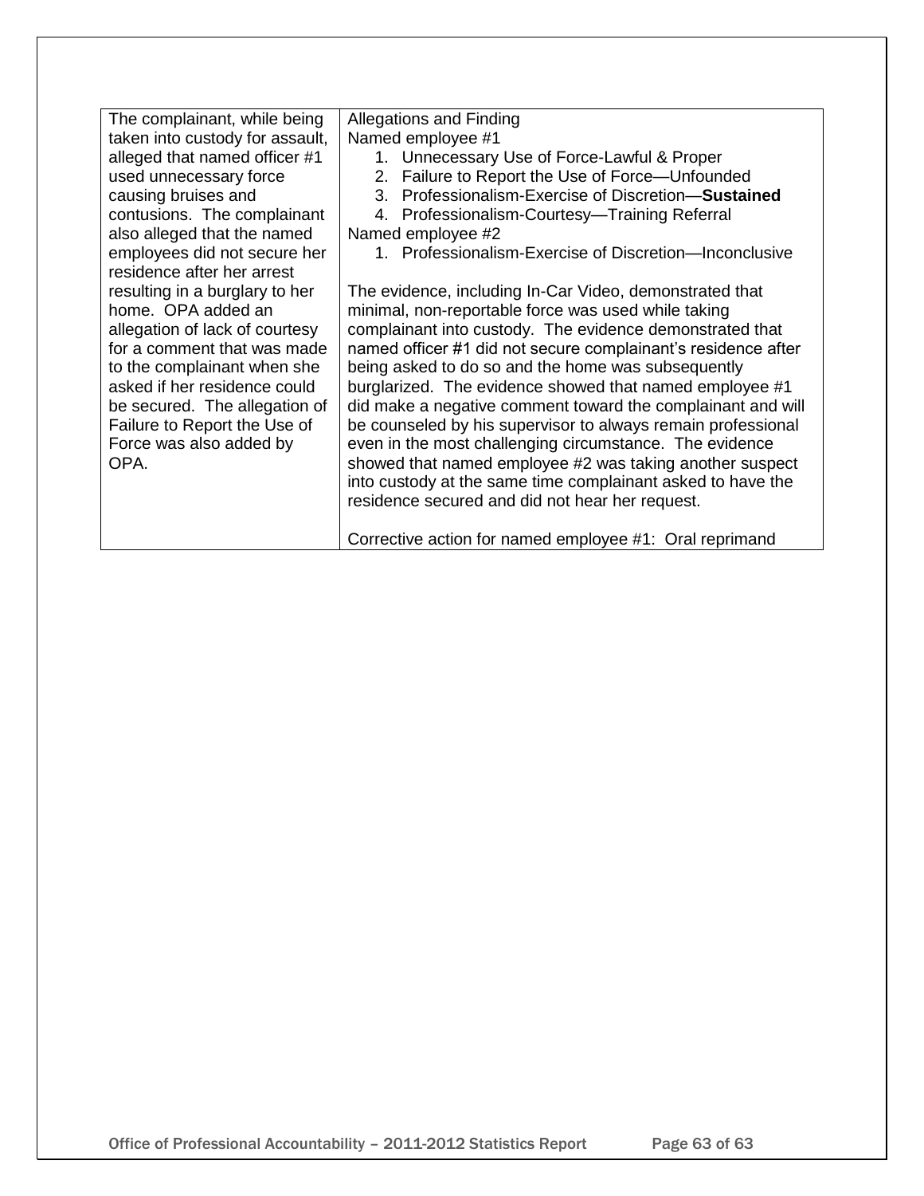| | |
|---|---|
| The complainant, while being taken into custody for assault, alleged that named officer #1 used unnecessary force causing bruises and contusions. The complainant also alleged that the named employees did not secure her residence after her arrest resulting in a burglary to her home. OPA added an allegation of lack of courtesy for a comment that was made to the complainant when she asked if her residence could be secured. The allegation of Failure to Report the Use of Force was also added by OPA. | Allegations and Finding<br>Named employee #1<br>1. Unnecessary Use of Force-Lawful & Proper<br>2. Failure to Report the Use of Force—Unfounded<br>3. Professionalism-Exercise of Discretion—**Sustained**<br>4. Professionalism-Courtesy—Training Referral<br>Named employee #2<br>1. Professionalism-Exercise of Discretion—Inconclusive<br><br>The evidence, including In-Car Video, demonstrated that minimal, non-reportable force was used while taking complainant into custody. The evidence demonstrated that named officer #1 did not secure complainant's residence after being asked to do so and the home was subsequently burglarized. The evidence showed that named employee #1 did make a negative comment toward the complainant and will be counseled by his supervisor to always remain professional even in the most challenging circumstance. The evidence showed that named employee #2 was taking another suspect into custody at the same time complainant asked to have the residence secured and did not hear her request.<br><br>Corrective action for named employee #1: Oral reprimand |